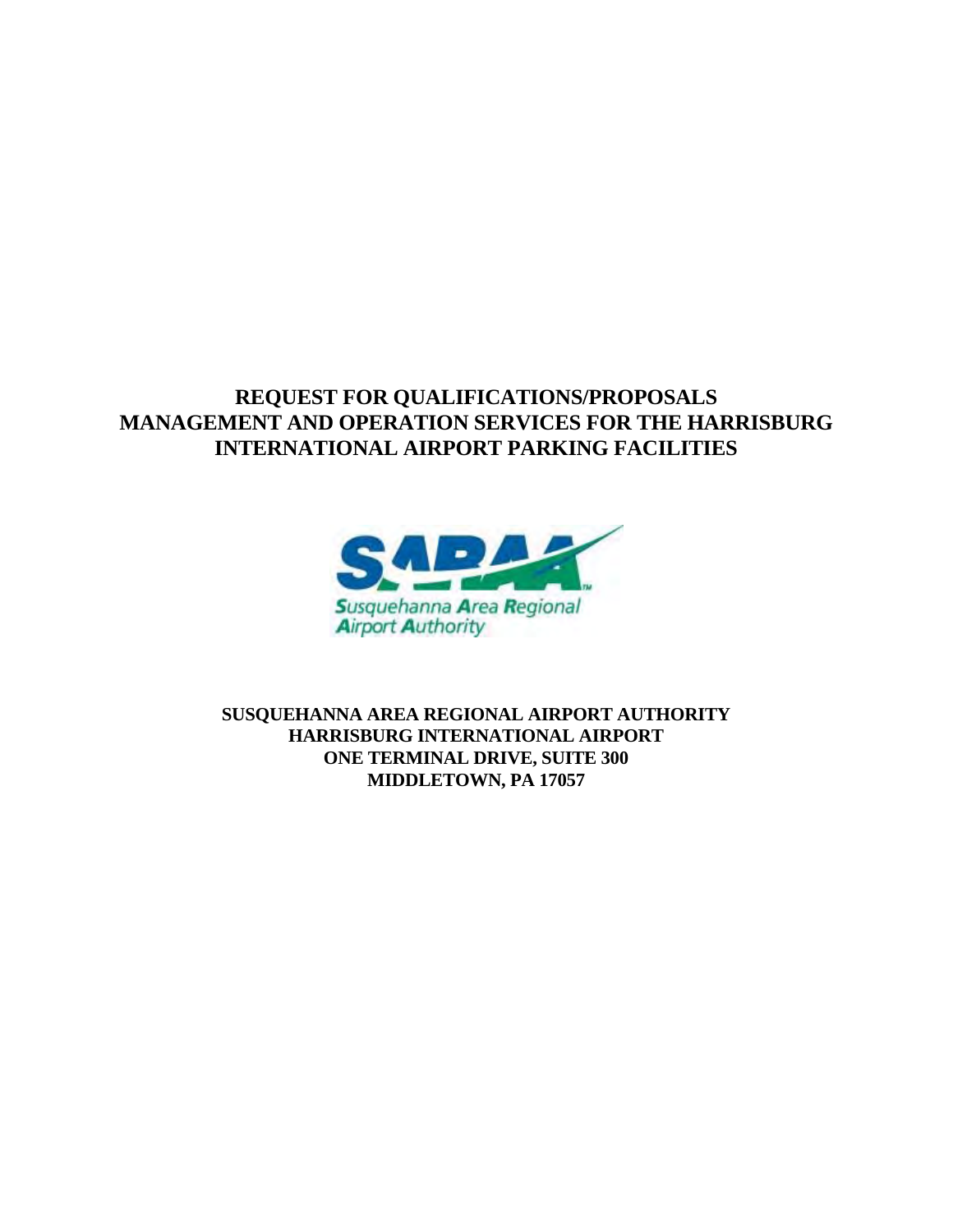# REQUEST FOR QUALIFICATIONS/PROPOSALS
# MANAGEMENT AND OPERATION SERVICES FOR THE HARRISBURG INTERNATIONAL AIRPORT PARKING FACILITIES

SARAA
Susquehanna Area Regional Airport Authority

**SUSQUEHANNA AREA REGIONAL AIRPORT AUTHORITY**
**HARRISBURG INTERNATIONAL AIRPORT**
**ONE TERMINAL DRIVE, SUITE 300**
**MIDDLETOWN, PA 17057**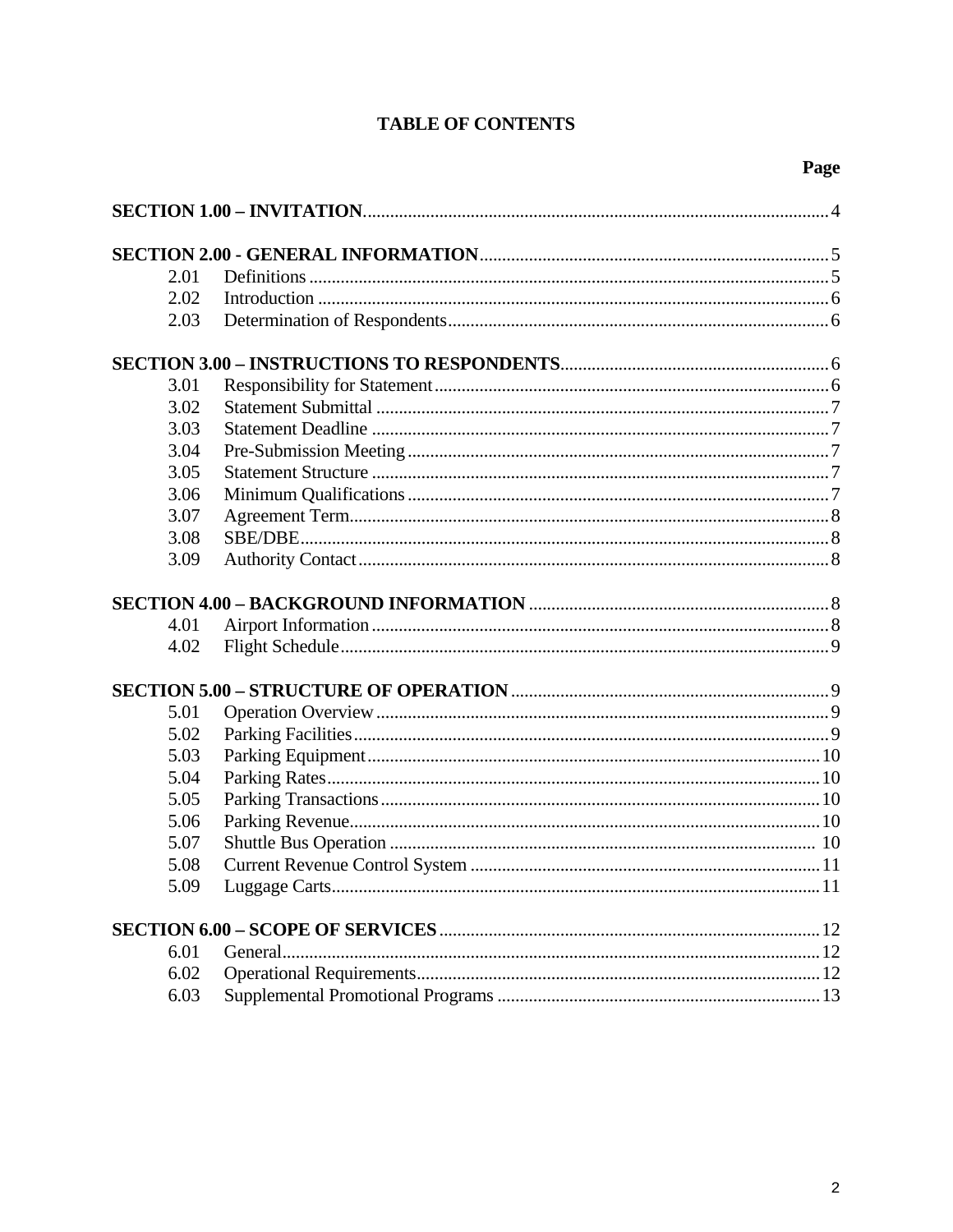# TABLE OF CONTENTS

| | | Page |
|---|---|---|
| **SECTION 1.00 – INVITATION** | | 4 |
| **SECTION 2.00 - GENERAL INFORMATION** | | 5 |
| 2.01 | Definitions | 5 |
| 2.02 | Introduction | 6 |
| 2.03 | Determination of Respondents | 6 |
| **SECTION 3.00 – INSTRUCTIONS TO RESPONDENTS** | | 6 |
| 3.01 | Responsibility for Statement | 6 |
| 3.02 | Statement Submittal | 7 |
| 3.03 | Statement Deadline | 7 |
| 3.04 | Pre-Submission Meeting | 7 |
| 3.05 | Statement Structure | 7 |
| 3.06 | Minimum Qualifications | 7 |
| 3.07 | Agreement Term | 8 |
| 3.08 | SBE/DBE | 8 |
| 3.09 | Authority Contact | 8 |
| **SECTION 4.00 – BACKGROUND INFORMATION** | | 8 |
| 4.01 | Airport Information | 8 |
| 4.02 | Flight Schedule | 9 |
| **SECTION 5.00 – STRUCTURE OF OPERATION** | | 9 |
| 5.01 | Operation Overview | 9 |
| 5.02 | Parking Facilities | 9 |
| 5.03 | Parking Equipment | 10 |
| 5.04 | Parking Rates | 10 |
| 5.05 | Parking Transactions | 10 |
| 5.06 | Parking Revenue | 10 |
| 5.07 | Shuttle Bus Operation | 10 |
| 5.08 | Current Revenue Control System | 11 |
| 5.09 | Luggage Carts | 11 |
| **SECTION 6.00 – SCOPE OF SERVICES** | | 12 |
| 6.01 | General | 12 |
| 6.02 | Operational Requirements | 12 |
| 6.03 | Supplemental Promotional Programs | 13 |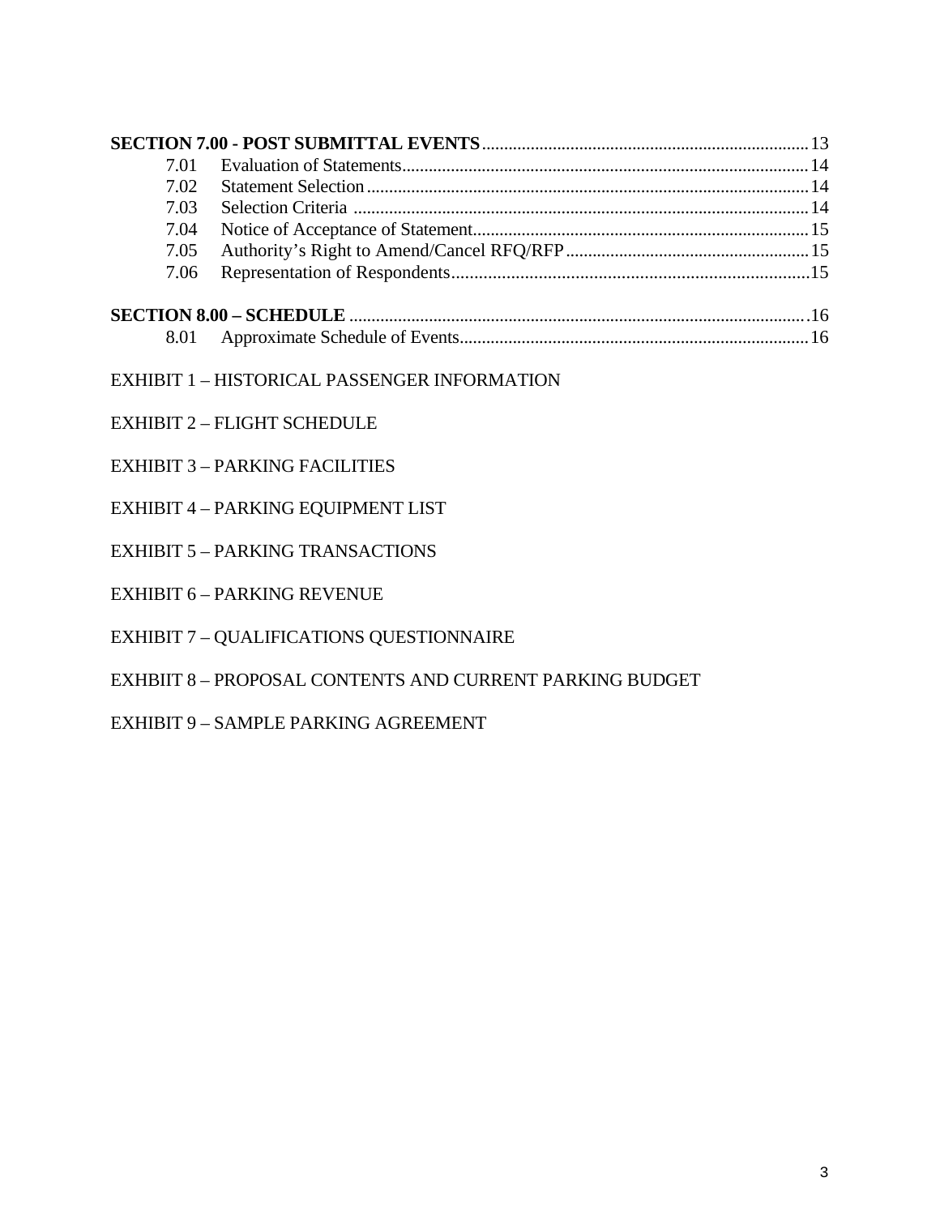**SECTION 7.00 - POST SUBMITTAL EVENTS** ........................................ 13

7.01 Evaluation of Statements ........................................ 14
7.02 Statement Selection ........................................ 14
7.03 Selection Criteria ........................................ 14
7.04 Notice of Acceptance of Statement ........................................ 15
7.05 Authority's Right to Amend/Cancel RFQ/RFP ........................................ 15
7.06 Representation of Respondents ........................................ 15

**SECTION 8.00 – SCHEDULE** ........................................ 16

8.01 Approximate Schedule of Events ........................................ 16

EXHIBIT 1 – HISTORICAL PASSENGER INFORMATION

EXHIBIT 2 – FLIGHT SCHEDULE

EXHIBIT 3 – PARKING FACILITIES

EXHIBIT 4 – PARKING EQUIPMENT LIST

EXHIBIT 5 – PARKING TRANSACTIONS

EXHIBIT 6 – PARKING REVENUE

EXHIBIT 7 – QUALIFICATIONS QUESTIONNAIRE

EXHBIIT 8 – PROPOSAL CONTENTS AND CURRENT PARKING BUDGET

EXHIBIT 9 – SAMPLE PARKING AGREEMENT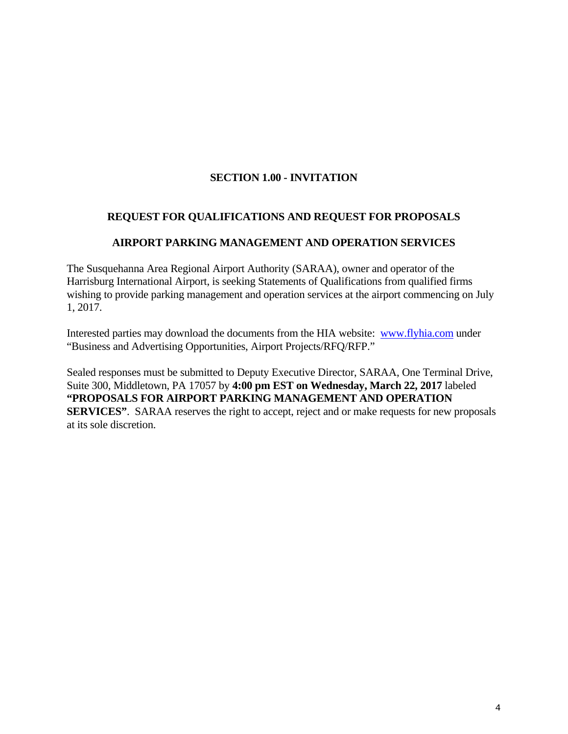## SECTION 1.00 - INVITATION

### REQUEST FOR QUALIFICATIONS AND REQUEST FOR PROPOSALS

### AIRPORT PARKING MANAGEMENT AND OPERATION SERVICES

The Susquehanna Area Regional Airport Authority (SARAA), owner and operator of the Harrisburg International Airport, is seeking Statements of Qualifications from qualified firms wishing to provide parking management and operation services at the airport commencing on July 1, 2017.

Interested parties may download the documents from the HIA website: www.flyhia.com under "Business and Advertising Opportunities, Airport Projects/RFQ/RFP."

Sealed responses must be submitted to Deputy Executive Director, SARAA, One Terminal Drive, Suite 300, Middletown, PA 17057 by **4:00 pm EST on Wednesday, March 22, 2017** labeled **"PROPOSALS FOR AIRPORT PARKING MANAGEMENT AND OPERATION SERVICES"**. SARAA reserves the right to accept, reject and or make requests for new proposals at its sole discretion.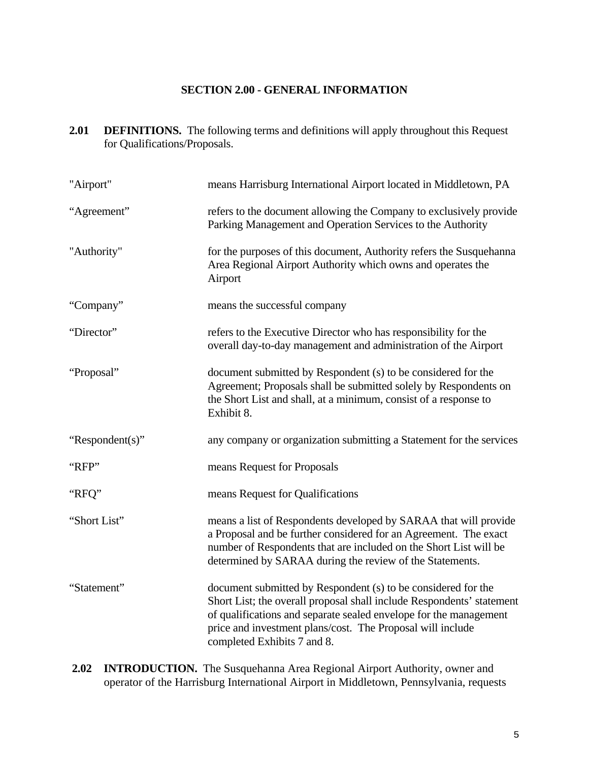## SECTION 2.00 - GENERAL INFORMATION

**2.01 DEFINITIONS.** The following terms and definitions will apply throughout this Request for Qualifications/Proposals.

| | |
|---|---|
| "Airport" | means Harrisburg International Airport located in Middletown, PA |
| "Agreement" | refers to the document allowing the Company to exclusively provide Parking Management and Operation Services to the Authority |
| "Authority" | for the purposes of this document, Authority refers the Susquehanna Area Regional Airport Authority which owns and operates the Airport |
| "Company" | means the successful company |
| "Director" | refers to the Executive Director who has responsibility for the overall day-to-day management and administration of the Airport |
| "Proposal" | document submitted by Respondent (s) to be considered for the Agreement; Proposals shall be submitted solely by Respondents on the Short List and shall, at a minimum, consist of a response to Exhibit 8. |
| "Respondent(s)" | any company or organization submitting a Statement for the services |
| "RFP" | means Request for Proposals |
| "RFQ" | means Request for Qualifications |
| "Short List" | means a list of Respondents developed by SARAA that will provide a Proposal and be further considered for an Agreement. The exact number of Respondents that are included on the Short List will be determined by SARAA during the review of the Statements. |
| "Statement" | document submitted by Respondent (s) to be considered for the Short List; the overall proposal shall include Respondents' statement of qualifications and separate sealed envelope for the management price and investment plans/cost. The Proposal will include completed Exhibits 7 and 8. |

**2.02 INTRODUCTION.** The Susquehanna Area Regional Airport Authority, owner and operator of the Harrisburg International Airport in Middletown, Pennsylvania, requests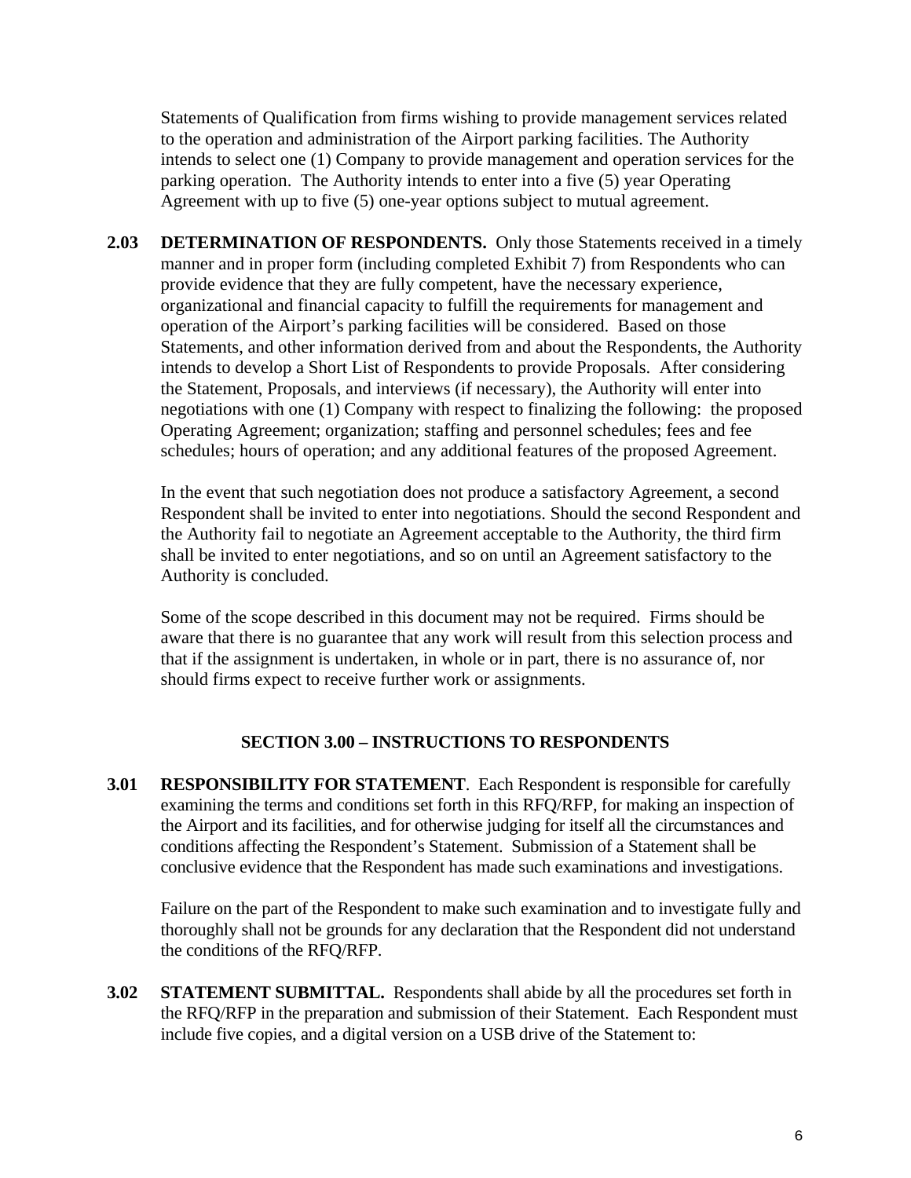Statements of Qualification from firms wishing to provide management services related to the operation and administration of the Airport parking facilities. The Authority intends to select one (1) Company to provide management and operation services for the parking operation. The Authority intends to enter into a five (5) year Operating Agreement with up to five (5) one-year options subject to mutual agreement.

**2.03 DETERMINATION OF RESPONDENTS.** Only those Statements received in a timely manner and in proper form (including completed Exhibit 7) from Respondents who can provide evidence that they are fully competent, have the necessary experience, organizational and financial capacity to fulfill the requirements for management and operation of the Airport's parking facilities will be considered. Based on those Statements, and other information derived from and about the Respondents, the Authority intends to develop a Short List of Respondents to provide Proposals. After considering the Statement, Proposals, and interviews (if necessary), the Authority will enter into negotiations with one (1) Company with respect to finalizing the following: the proposed Operating Agreement; organization; staffing and personnel schedules; fees and fee schedules; hours of operation; and any additional features of the proposed Agreement.

In the event that such negotiation does not produce a satisfactory Agreement, a second Respondent shall be invited to enter into negotiations. Should the second Respondent and the Authority fail to negotiate an Agreement acceptable to the Authority, the third firm shall be invited to enter negotiations, and so on until an Agreement satisfactory to the Authority is concluded.

Some of the scope described in this document may not be required. Firms should be aware that there is no guarantee that any work will result from this selection process and that if the assignment is undertaken, in whole or in part, there is no assurance of, nor should firms expect to receive further work or assignments.

## SECTION 3.00 – INSTRUCTIONS TO RESPONDENTS

**3.01 RESPONSIBILITY FOR STATEMENT**. Each Respondent is responsible for carefully examining the terms and conditions set forth in this RFQ/RFP, for making an inspection of the Airport and its facilities, and for otherwise judging for itself all the circumstances and conditions affecting the Respondent's Statement. Submission of a Statement shall be conclusive evidence that the Respondent has made such examinations and investigations.

Failure on the part of the Respondent to make such examination and to investigate fully and thoroughly shall not be grounds for any declaration that the Respondent did not understand the conditions of the RFQ/RFP.

**3.02 STATEMENT SUBMITTAL.** Respondents shall abide by all the procedures set forth in the RFQ/RFP in the preparation and submission of their Statement. Each Respondent must include five copies, and a digital version on a USB drive of the Statement to: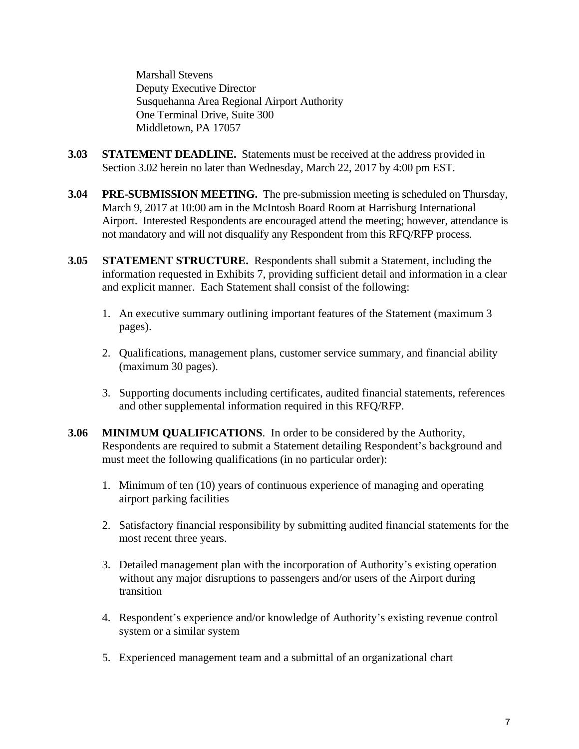Marshall Stevens
Deputy Executive Director
Susquehanna Area Regional Airport Authority
One Terminal Drive, Suite 300
Middletown, PA 17057

**3.03 STATEMENT DEADLINE.** Statements must be received at the address provided in Section 3.02 herein no later than Wednesday, March 22, 2017 by 4:00 pm EST.

**3.04 PRE-SUBMISSION MEETING.** The pre-submission meeting is scheduled on Thursday, March 9, 2017 at 10:00 am in the McIntosh Board Room at Harrisburg International Airport. Interested Respondents are encouraged attend the meeting; however, attendance is not mandatory and will not disqualify any Respondent from this RFQ/RFP process.

**3.05 STATEMENT STRUCTURE.** Respondents shall submit a Statement, including the information requested in Exhibits 7, providing sufficient detail and information in a clear and explicit manner. Each Statement shall consist of the following:

1. An executive summary outlining important features of the Statement (maximum 3 pages).
2. Qualifications, management plans, customer service summary, and financial ability (maximum 30 pages).
3. Supporting documents including certificates, audited financial statements, references and other supplemental information required in this RFQ/RFP.

**3.06 MINIMUM QUALIFICATIONS**. In order to be considered by the Authority, Respondents are required to submit a Statement detailing Respondent's background and must meet the following qualifications (in no particular order):

1. Minimum of ten (10) years of continuous experience of managing and operating airport parking facilities
2. Satisfactory financial responsibility by submitting audited financial statements for the most recent three years.
3. Detailed management plan with the incorporation of Authority's existing operation without any major disruptions to passengers and/or users of the Airport during transition
4. Respondent's experience and/or knowledge of Authority's existing revenue control system or a similar system
5. Experienced management team and a submittal of an organizational chart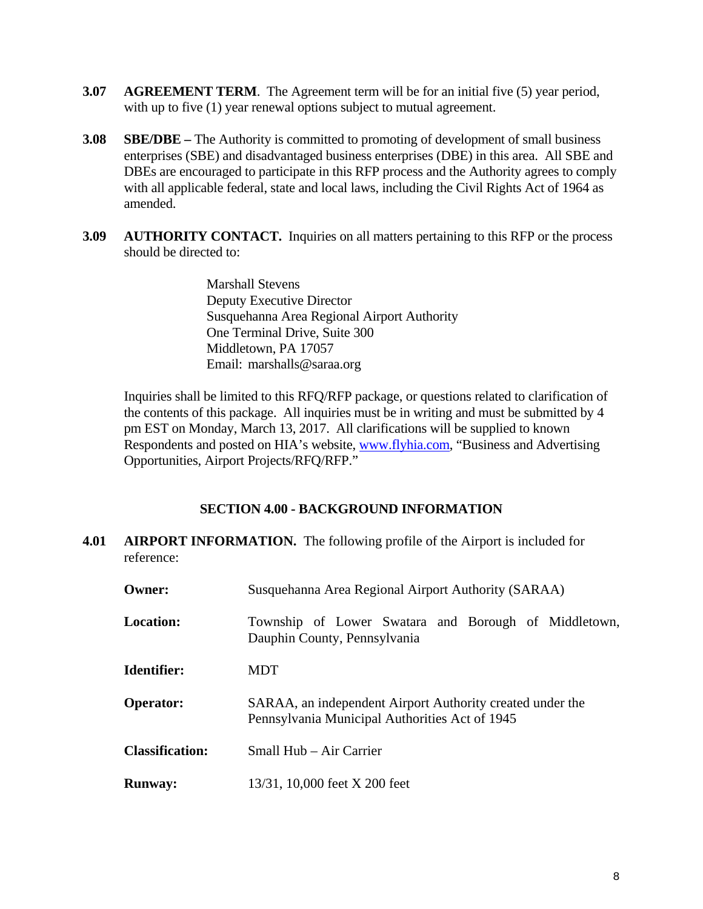**3.07 AGREEMENT TERM**. The Agreement term will be for an initial five (5) year period, with up to five (1) year renewal options subject to mutual agreement.

**3.08 SBE/DBE –** The Authority is committed to promoting of development of small business enterprises (SBE) and disadvantaged business enterprises (DBE) in this area. All SBE and DBEs are encouraged to participate in this RFP process and the Authority agrees to comply with all applicable federal, state and local laws, including the Civil Rights Act of 1964 as amended.

**3.09 AUTHORITY CONTACT.** Inquiries on all matters pertaining to this RFP or the process should be directed to:

Marshall Stevens
Deputy Executive Director
Susquehanna Area Regional Airport Authority
One Terminal Drive, Suite 300
Middletown, PA 17057
Email: marshalls@saraa.org

Inquiries shall be limited to this RFQ/RFP package, or questions related to clarification of the contents of this package. All inquiries must be in writing and must be submitted by 4 pm EST on Monday, March 13, 2017. All clarifications will be supplied to known Respondents and posted on HIA's website, www.flyhia.com, "Business and Advertising Opportunities, Airport Projects/RFQ/RFP."

## SECTION 4.00 - BACKGROUND INFORMATION

**4.01 AIRPORT INFORMATION.** The following profile of the Airport is included for reference:

| | |
|---|---|
| **Owner:** | Susquehanna Area Regional Airport Authority (SARAA) |
| **Location:** | Township of Lower Swatara and Borough of Middletown, Dauphin County, Pennsylvania |
| **Identifier:** | MDT |
| **Operator:** | SARAA, an independent Airport Authority created under the Pennsylvania Municipal Authorities Act of 1945 |
| **Classification:** | Small Hub – Air Carrier |
| **Runway:** | 13/31, 10,000 feet X 200 feet |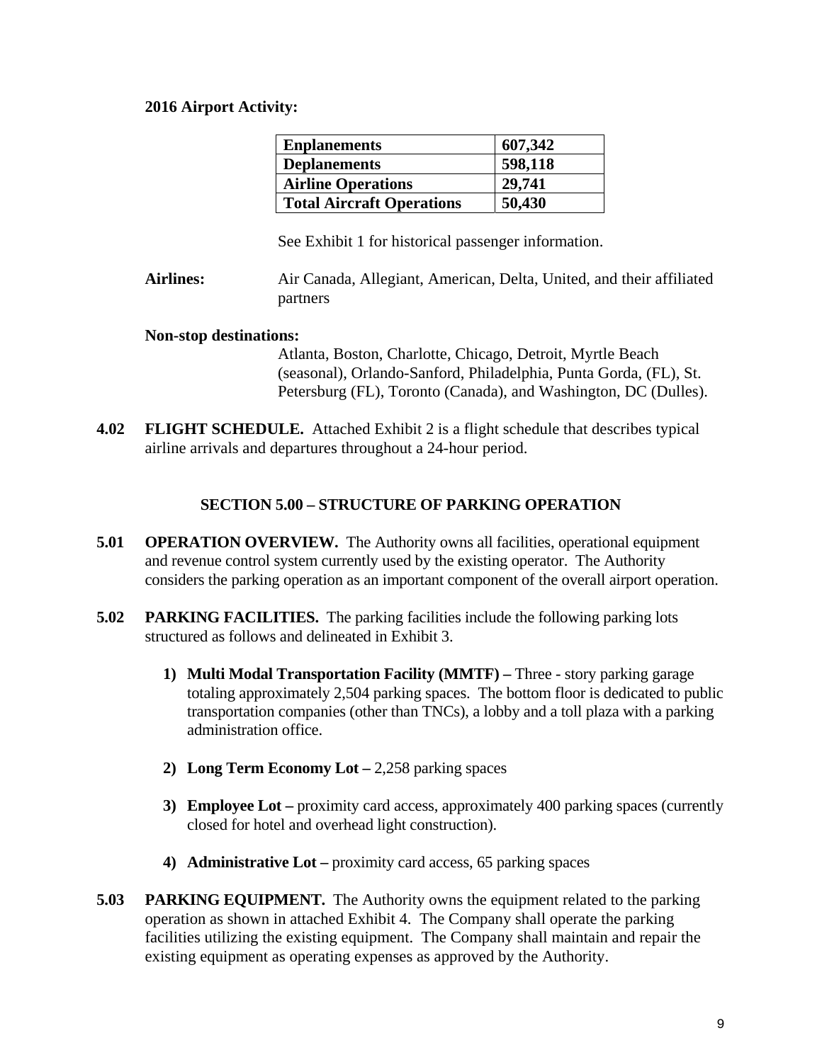**2016 Airport Activity:**

| **Enplanements** | **607,342** |
| --- | --- |
| **Deplanements** | **598,118** |
| **Airline Operations** | **29,741** |
| **Total Aircraft Operations** | **50,430** |

See Exhibit 1 for historical passenger information.

**Airlines:** Air Canada, Allegiant, American, Delta, United, and their affiliated partners

**Non-stop destinations:**

Atlanta, Boston, Charlotte, Chicago, Detroit, Myrtle Beach (seasonal), Orlando-Sanford, Philadelphia, Punta Gorda, (FL), St. Petersburg (FL), Toronto (Canada), and Washington, DC (Dulles).

**4.02 FLIGHT SCHEDULE.** Attached Exhibit 2 is a flight schedule that describes typical airline arrivals and departures throughout a 24-hour period.

## SECTION 5.00 – STRUCTURE OF PARKING OPERATION

**5.01 OPERATION OVERVIEW.** The Authority owns all facilities, operational equipment and revenue control system currently used by the existing operator. The Authority considers the parking operation as an important component of the overall airport operation.

**5.02 PARKING FACILITIES.** The parking facilities include the following parking lots structured as follows and delineated in Exhibit 3.

1) **Multi Modal Transportation Facility (MMTF) –** Three - story parking garage totaling approximately 2,504 parking spaces. The bottom floor is dedicated to public transportation companies (other than TNCs), a lobby and a toll plaza with a parking administration office.

2) **Long Term Economy Lot –** 2,258 parking spaces

3) **Employee Lot –** proximity card access, approximately 400 parking spaces (currently closed for hotel and overhead light construction).

4) **Administrative Lot –** proximity card access, 65 parking spaces

**5.03 PARKING EQUIPMENT.** The Authority owns the equipment related to the parking operation as shown in attached Exhibit 4. The Company shall operate the parking facilities utilizing the existing equipment. The Company shall maintain and repair the existing equipment as operating expenses as approved by the Authority.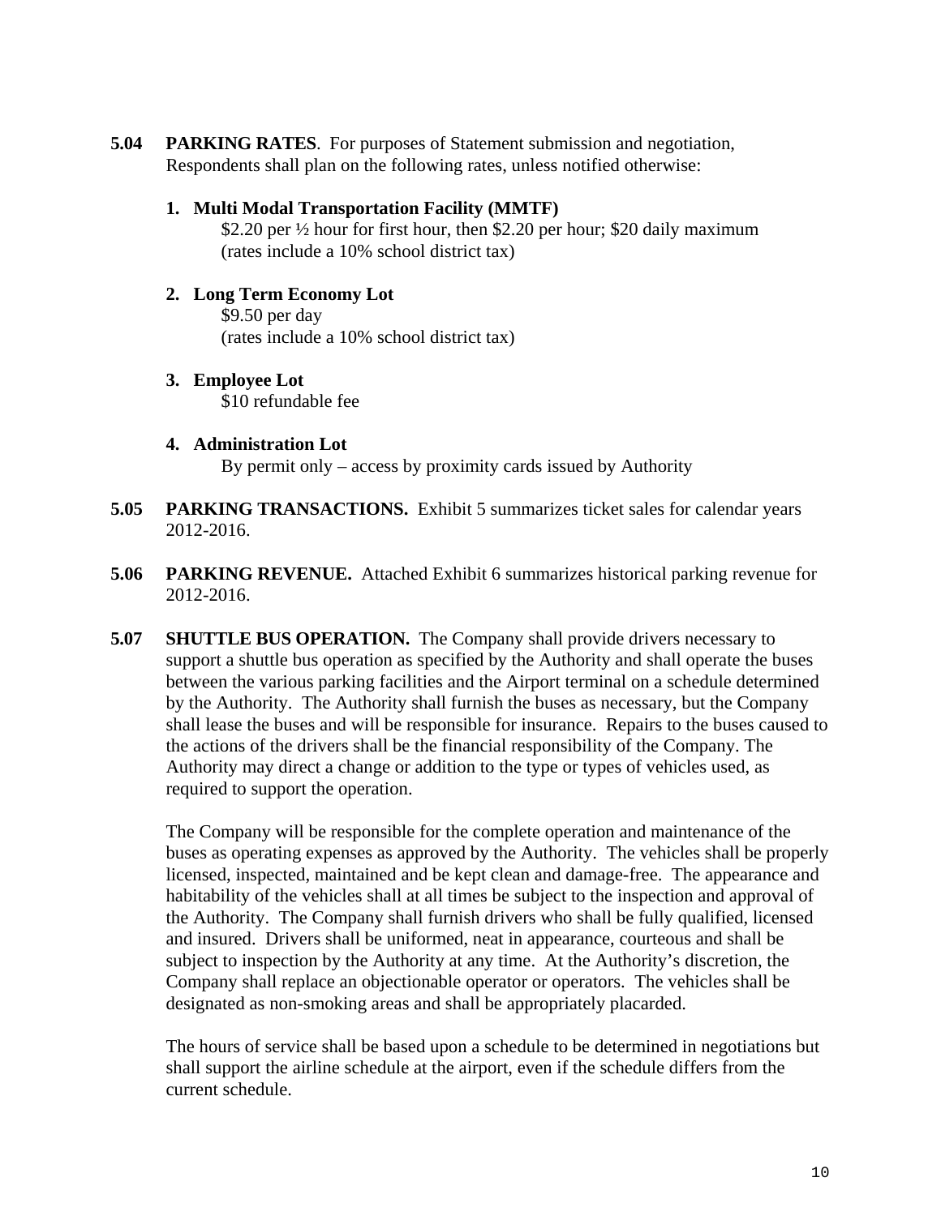**5.04 PARKING RATES**. For purposes of Statement submission and negotiation, Respondents shall plan on the following rates, unless notified otherwise:

1. **Multi Modal Transportation Facility (MMTF)**
   $2.20 per ½ hour for first hour, then $2.20 per hour; $20 daily maximum
   (rates include a 10% school district tax)

2. **Long Term Economy Lot**
   $9.50 per day
   (rates include a 10% school district tax)

3. **Employee Lot**
   $10 refundable fee

4. **Administration Lot**
   By permit only – access by proximity cards issued by Authority

**5.05 PARKING TRANSACTIONS.** Exhibit 5 summarizes ticket sales for calendar years 2012-2016.

**5.06 PARKING REVENUE.** Attached Exhibit 6 summarizes historical parking revenue for 2012-2016.

**5.07 SHUTTLE BUS OPERATION.** The Company shall provide drivers necessary to support a shuttle bus operation as specified by the Authority and shall operate the buses between the various parking facilities and the Airport terminal on a schedule determined by the Authority. The Authority shall furnish the buses as necessary, but the Company shall lease the buses and will be responsible for insurance. Repairs to the buses caused to the actions of the drivers shall be the financial responsibility of the Company. The Authority may direct a change or addition to the type or types of vehicles used, as required to support the operation.

The Company will be responsible for the complete operation and maintenance of the buses as operating expenses as approved by the Authority. The vehicles shall be properly licensed, inspected, maintained and be kept clean and damage-free. The appearance and habitability of the vehicles shall at all times be subject to the inspection and approval of the Authority. The Company shall furnish drivers who shall be fully qualified, licensed and insured. Drivers shall be uniformed, neat in appearance, courteous and shall be subject to inspection by the Authority at any time. At the Authority's discretion, the Company shall replace an objectionable operator or operators. The vehicles shall be designated as non-smoking areas and shall be appropriately placarded.

The hours of service shall be based upon a schedule to be determined in negotiations but shall support the airline schedule at the airport, even if the schedule differs from the current schedule.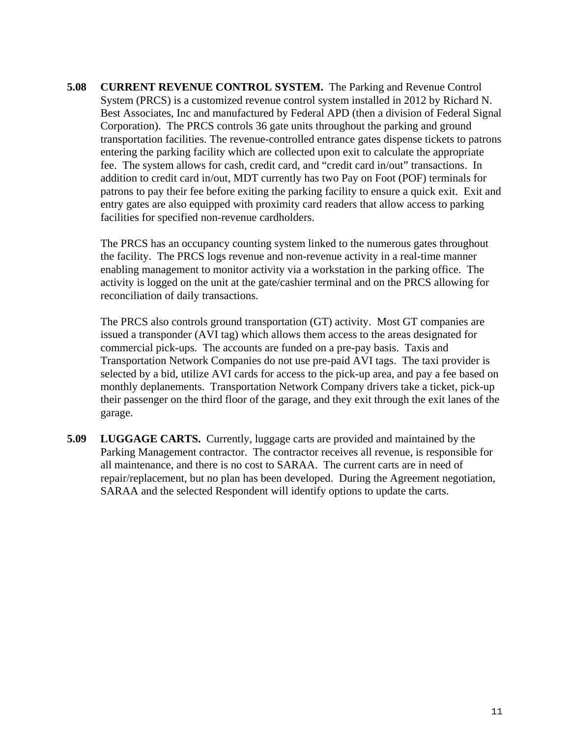**5.08 CURRENT REVENUE CONTROL SYSTEM.** The Parking and Revenue Control System (PRCS) is a customized revenue control system installed in 2012 by Richard N. Best Associates, Inc and manufactured by Federal APD (then a division of Federal Signal Corporation). The PRCS controls 36 gate units throughout the parking and ground transportation facilities. The revenue-controlled entrance gates dispense tickets to patrons entering the parking facility which are collected upon exit to calculate the appropriate fee. The system allows for cash, credit card, and "credit card in/out" transactions. In addition to credit card in/out, MDT currently has two Pay on Foot (POF) terminals for patrons to pay their fee before exiting the parking facility to ensure a quick exit. Exit and entry gates are also equipped with proximity card readers that allow access to parking facilities for specified non-revenue cardholders.

The PRCS has an occupancy counting system linked to the numerous gates throughout the facility. The PRCS logs revenue and non-revenue activity in a real-time manner enabling management to monitor activity via a workstation in the parking office. The activity is logged on the unit at the gate/cashier terminal and on the PRCS allowing for reconciliation of daily transactions.

The PRCS also controls ground transportation (GT) activity. Most GT companies are issued a transponder (AVI tag) which allows them access to the areas designated for commercial pick-ups. The accounts are funded on a pre-pay basis. Taxis and Transportation Network Companies do not use pre-paid AVI tags. The taxi provider is selected by a bid, utilize AVI cards for access to the pick-up area, and pay a fee based on monthly deplanements. Transportation Network Company drivers take a ticket, pick-up their passenger on the third floor of the garage, and they exit through the exit lanes of the garage.

**5.09 LUGGAGE CARTS.** Currently, luggage carts are provided and maintained by the Parking Management contractor. The contractor receives all revenue, is responsible for all maintenance, and there is no cost to SARAA. The current carts are in need of repair/replacement, but no plan has been developed. During the Agreement negotiation, SARAA and the selected Respondent will identify options to update the carts.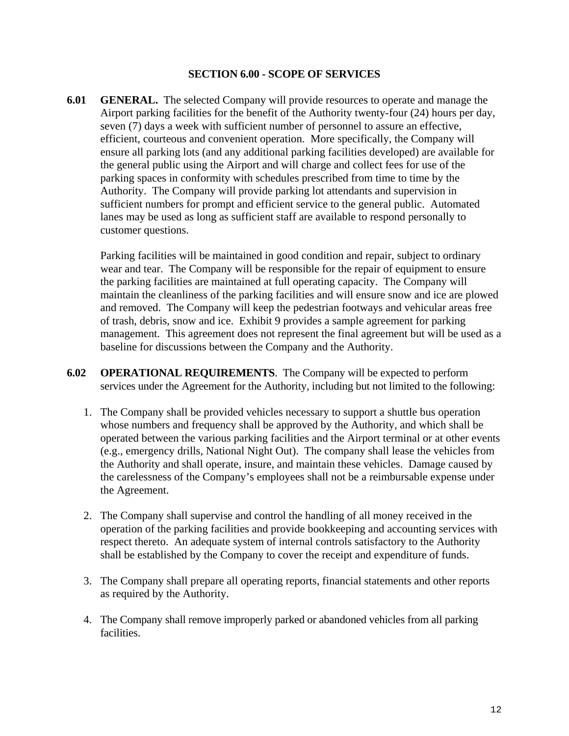## SECTION 6.00 - SCOPE OF SERVICES

**6.01 GENERAL.** The selected Company will provide resources to operate and manage the Airport parking facilities for the benefit of the Authority twenty-four (24) hours per day, seven (7) days a week with sufficient number of personnel to assure an effective, efficient, courteous and convenient operation. More specifically, the Company will ensure all parking lots (and any additional parking facilities developed) are available for the general public using the Airport and will charge and collect fees for use of the parking spaces in conformity with schedules prescribed from time to time by the Authority. The Company will provide parking lot attendants and supervision in sufficient numbers for prompt and efficient service to the general public. Automated lanes may be used as long as sufficient staff are available to respond personally to customer questions.

Parking facilities will be maintained in good condition and repair, subject to ordinary wear and tear. The Company will be responsible for the repair of equipment to ensure the parking facilities are maintained at full operating capacity. The Company will maintain the cleanliness of the parking facilities and will ensure snow and ice are plowed and removed. The Company will keep the pedestrian footways and vehicular areas free of trash, debris, snow and ice. Exhibit 9 provides a sample agreement for parking management. This agreement does not represent the final agreement but will be used as a baseline for discussions between the Company and the Authority.

**6.02 OPERATIONAL REQUIREMENTS**. The Company will be expected to perform services under the Agreement for the Authority, including but not limited to the following:

1. The Company shall be provided vehicles necessary to support a shuttle bus operation whose numbers and frequency shall be approved by the Authority, and which shall be operated between the various parking facilities and the Airport terminal or at other events (e.g., emergency drills, National Night Out). The company shall lease the vehicles from the Authority and shall operate, insure, and maintain these vehicles. Damage caused by the carelessness of the Company's employees shall not be a reimbursable expense under the Agreement.

2. The Company shall supervise and control the handling of all money received in the operation of the parking facilities and provide bookkeeping and accounting services with respect thereto. An adequate system of internal controls satisfactory to the Authority shall be established by the Company to cover the receipt and expenditure of funds.

3. The Company shall prepare all operating reports, financial statements and other reports as required by the Authority.

4. The Company shall remove improperly parked or abandoned vehicles from all parking facilities.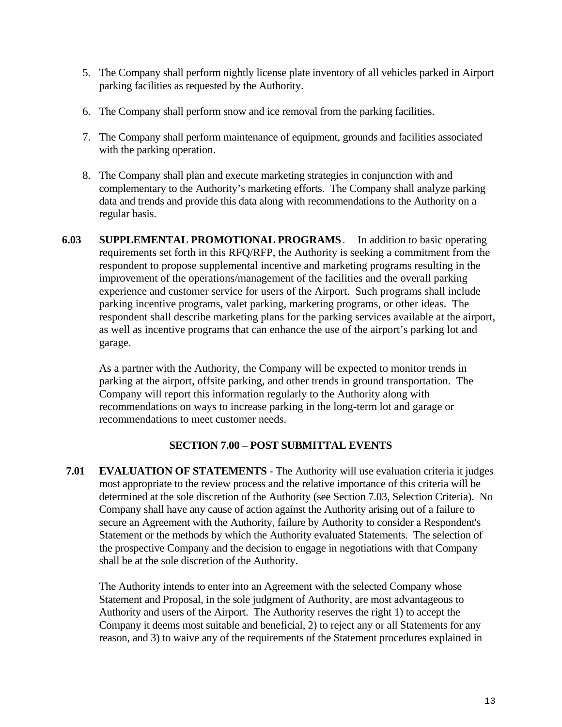5. The Company shall perform nightly license plate inventory of all vehicles parked in Airport parking facilities as requested by the Authority.

6. The Company shall perform snow and ice removal from the parking facilities.

7. The Company shall perform maintenance of equipment, grounds and facilities associated with the parking operation.

8. The Company shall plan and execute marketing strategies in conjunction with and complementary to the Authority's marketing efforts. The Company shall analyze parking data and trends and provide this data along with recommendations to the Authority on a regular basis.

**6.03 SUPPLEMENTAL PROMOTIONAL PROGRAMS**. In addition to basic operating requirements set forth in this RFQ/RFP, the Authority is seeking a commitment from the respondent to propose supplemental incentive and marketing programs resulting in the improvement of the operations/management of the facilities and the overall parking experience and customer service for users of the Airport. Such programs shall include parking incentive programs, valet parking, marketing programs, or other ideas. The respondent shall describe marketing plans for the parking services available at the airport, as well as incentive programs that can enhance the use of the airport's parking lot and garage.

As a partner with the Authority, the Company will be expected to monitor trends in parking at the airport, offsite parking, and other trends in ground transportation. The Company will report this information regularly to the Authority along with recommendations on ways to increase parking in the long-term lot and garage or recommendations to meet customer needs.

## SECTION 7.00 – POST SUBMITTAL EVENTS

**7.01 EVALUATION OF STATEMENTS** - The Authority will use evaluation criteria it judges most appropriate to the review process and the relative importance of this criteria will be determined at the sole discretion of the Authority (see Section 7.03, Selection Criteria). No Company shall have any cause of action against the Authority arising out of a failure to secure an Agreement with the Authority, failure by Authority to consider a Respondent's Statement or the methods by which the Authority evaluated Statements. The selection of the prospective Company and the decision to engage in negotiations with that Company shall be at the sole discretion of the Authority.

The Authority intends to enter into an Agreement with the selected Company whose Statement and Proposal, in the sole judgment of Authority, are most advantageous to Authority and users of the Airport. The Authority reserves the right 1) to accept the Company it deems most suitable and beneficial, 2) to reject any or all Statements for any reason, and 3) to waive any of the requirements of the Statement procedures explained in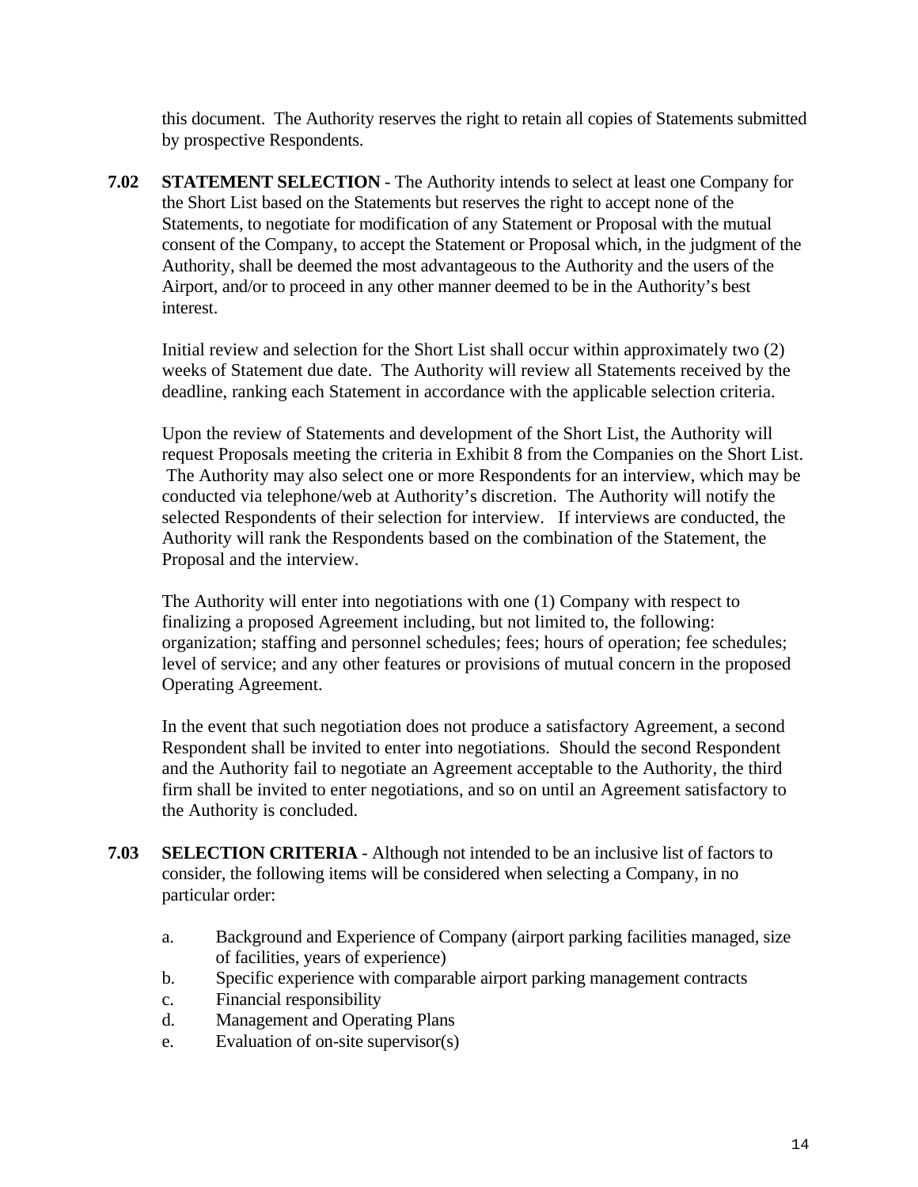this document. The Authority reserves the right to retain all copies of Statements submitted by prospective Respondents.

**7.02 STATEMENT SELECTION** - The Authority intends to select at least one Company for the Short List based on the Statements but reserves the right to accept none of the Statements, to negotiate for modification of any Statement or Proposal with the mutual consent of the Company, to accept the Statement or Proposal which, in the judgment of the Authority, shall be deemed the most advantageous to the Authority and the users of the Airport, and/or to proceed in any other manner deemed to be in the Authority's best interest.

Initial review and selection for the Short List shall occur within approximately two (2) weeks of Statement due date. The Authority will review all Statements received by the deadline, ranking each Statement in accordance with the applicable selection criteria.

Upon the review of Statements and development of the Short List, the Authority will request Proposals meeting the criteria in Exhibit 8 from the Companies on the Short List. The Authority may also select one or more Respondents for an interview, which may be conducted via telephone/web at Authority's discretion. The Authority will notify the selected Respondents of their selection for interview. If interviews are conducted, the Authority will rank the Respondents based on the combination of the Statement, the Proposal and the interview.

The Authority will enter into negotiations with one (1) Company with respect to finalizing a proposed Agreement including, but not limited to, the following: organization; staffing and personnel schedules; fees; hours of operation; fee schedules; level of service; and any other features or provisions of mutual concern in the proposed Operating Agreement.

In the event that such negotiation does not produce a satisfactory Agreement, a second Respondent shall be invited to enter into negotiations. Should the second Respondent and the Authority fail to negotiate an Agreement acceptable to the Authority, the third firm shall be invited to enter negotiations, and so on until an Agreement satisfactory to the Authority is concluded.

**7.03 SELECTION CRITERIA** - Although not intended to be an inclusive list of factors to consider, the following items will be considered when selecting a Company, in no particular order:

a. Background and Experience of Company (airport parking facilities managed, size of facilities, years of experience)
b. Specific experience with comparable airport parking management contracts
c. Financial responsibility
d. Management and Operating Plans
e. Evaluation of on-site supervisor(s)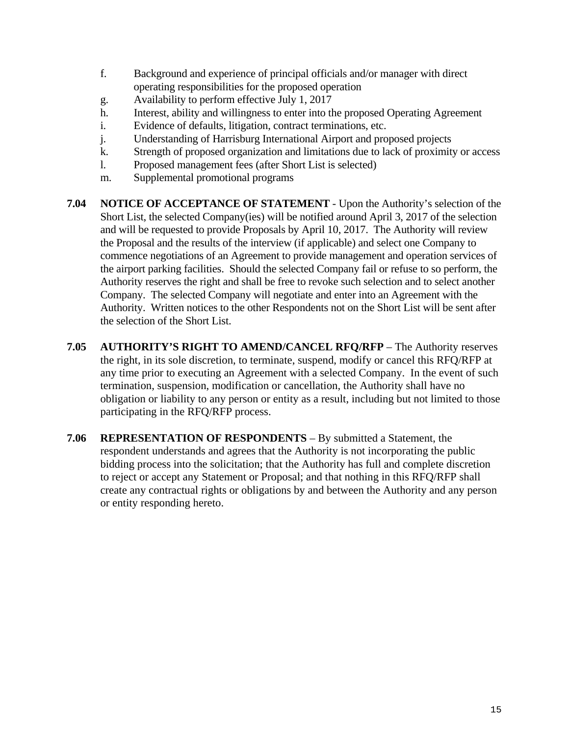f. Background and experience of principal officials and/or manager with direct operating responsibilities for the proposed operation
g. Availability to perform effective July 1, 2017
h. Interest, ability and willingness to enter into the proposed Operating Agreement
i. Evidence of defaults, litigation, contract terminations, etc.
j. Understanding of Harrisburg International Airport and proposed projects
k. Strength of proposed organization and limitations due to lack of proximity or access
l. Proposed management fees (after Short List is selected)
m. Supplemental promotional programs

**7.04 NOTICE OF ACCEPTANCE OF STATEMENT** - Upon the Authority's selection of the Short List, the selected Company(ies) will be notified around April 3, 2017 of the selection and will be requested to provide Proposals by April 10, 2017. The Authority will review the Proposal and the results of the interview (if applicable) and select one Company to commence negotiations of an Agreement to provide management and operation services of the airport parking facilities. Should the selected Company fail or refuse to so perform, the Authority reserves the right and shall be free to revoke such selection and to select another Company. The selected Company will negotiate and enter into an Agreement with the Authority. Written notices to the other Respondents not on the Short List will be sent after the selection of the Short List.

**7.05 AUTHORITY'S RIGHT TO AMEND/CANCEL RFQ/RFP** – The Authority reserves the right, in its sole discretion, to terminate, suspend, modify or cancel this RFQ/RFP at any time prior to executing an Agreement with a selected Company. In the event of such termination, suspension, modification or cancellation, the Authority shall have no obligation or liability to any person or entity as a result, including but not limited to those participating in the RFQ/RFP process.

**7.06 REPRESENTATION OF RESPONDENTS** – By submitted a Statement, the respondent understands and agrees that the Authority is not incorporating the public bidding process into the solicitation; that the Authority has full and complete discretion to reject or accept any Statement or Proposal; and that nothing in this RFQ/RFP shall create any contractual rights or obligations by and between the Authority and any person or entity responding hereto.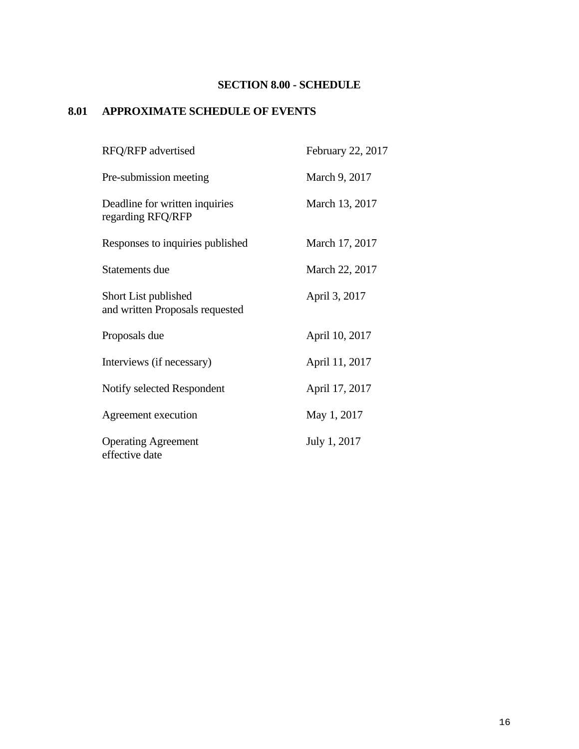## SECTION 8.00 - SCHEDULE

### 8.01 APPROXIMATE SCHEDULE OF EVENTS

| | |
|---|---|
| RFQ/RFP advertised | February 22, 2017 |
| Pre-submission meeting | March 9, 2017 |
| Deadline for written inquiries regarding RFQ/RFP | March 13, 2017 |
| Responses to inquiries published | March 17, 2017 |
| Statements due | March 22, 2017 |
| Short List published and written Proposals requested | April 3, 2017 |
| Proposals due | April 10, 2017 |
| Interviews (if necessary) | April 11, 2017 |
| Notify selected Respondent | April 17, 2017 |
| Agreement execution | May 1, 2017 |
| Operating Agreement effective date | July 1, 2017 |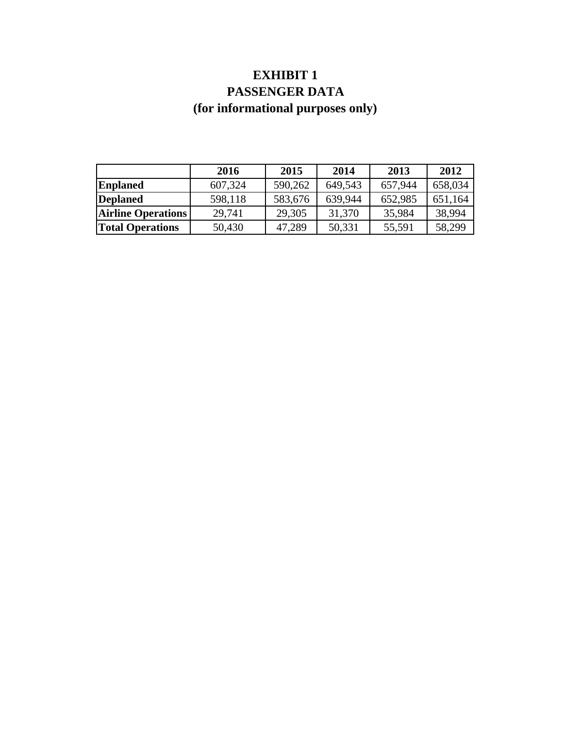# EXHIBIT 1
# PASSENGER DATA
# (for informational purposes only)

| | 2016 | 2015 | 2014 | 2013 | 2012 |
|---|---|---|---|---|---|
| **Enplaned** | 607,324 | 590,262 | 649,543 | 657,944 | 658,034 |
| **Deplaned** | 598,118 | 583,676 | 639,944 | 652,985 | 651,164 |
| **Airline Operations** | 29,741 | 29,305 | 31,370 | 35,984 | 38,994 |
| **Total Operations** | 50,430 | 47,289 | 50,331 | 55,591 | 58,299 |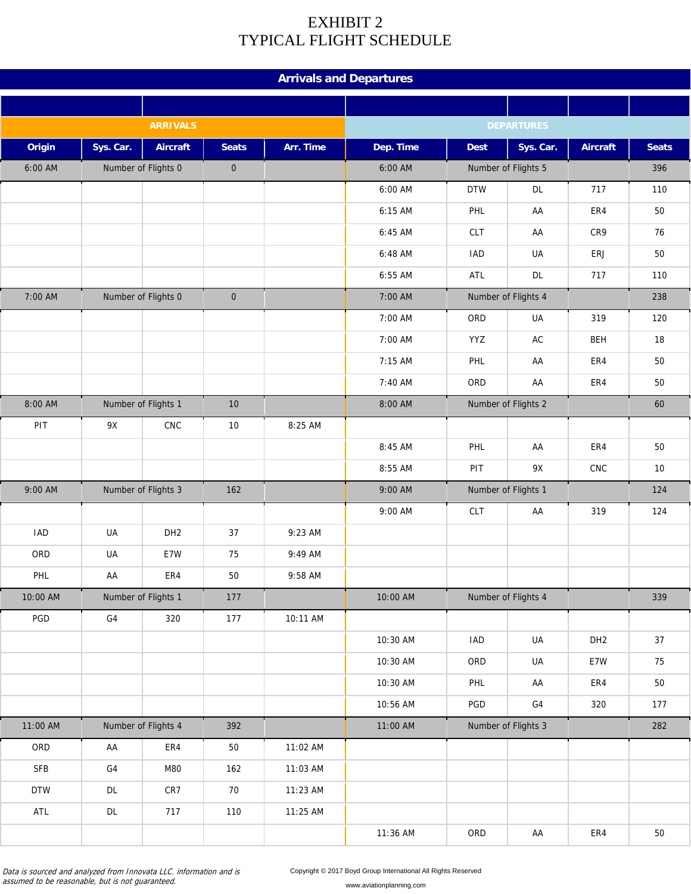# EXHIBIT 2
# TYPICAL FLIGHT SCHEDULE

## Arrivals and Departures

| ARRIVALS | | | | | DEPARTURES | | | | |
|---|---|---|---|---|---|---|---|---|---|
| **Origin** | **Sys. Car.** | **Aircraft** | **Seats** | **Arr. Time** | **Dep. Time** | **Dest** | **Sys. Car.** | **Aircraft** | **Seats** |
| 6:00 AM | Number of Flights 0 | | 0 | | 6:00 AM | Number of Flights 5 | | | 396 |
| | | | | | 6:00 AM | DTW | DL | 717 | 110 |
| | | | | | 6:15 AM | PHL | AA | ER4 | 50 |
| | | | | | 6:45 AM | CLT | AA | CR9 | 76 |
| | | | | | 6:48 AM | IAD | UA | ERJ | 50 |
| | | | | | 6:55 AM | ATL | DL | 717 | 110 |
| 7:00 AM | Number of Flights 0 | | 0 | | 7:00 AM | Number of Flights 4 | | | 238 |
| | | | | | 7:00 AM | ORD | UA | 319 | 120 |
| | | | | | 7:00 AM | YYZ | AC | BEH | 18 |
| | | | | | 7:15 AM | PHL | AA | ER4 | 50 |
| | | | | | 7:40 AM | ORD | AA | ER4 | 50 |
| 8:00 AM | Number of Flights 1 | | 10 | | 8:00 AM | Number of Flights 2 | | | 60 |
| PIT | 9X | CNC | 10 | 8:25 AM | | | | | |
| | | | | | 8:45 AM | PHL | AA | ER4 | 50 |
| | | | | | 8:55 AM | PIT | 9X | CNC | 10 |
| 9:00 AM | Number of Flights 3 | | 162 | | 9:00 AM | Number of Flights 1 | | | 124 |
| | | | | | 9:00 AM | CLT | AA | 319 | 124 |
| IAD | UA | DH2 | 37 | 9:23 AM | | | | | |
| ORD | UA | E7W | 75 | 9:49 AM | | | | | |
| PHL | AA | ER4 | 50 | 9:58 AM | | | | | |
| 10:00 AM | Number of Flights 1 | | 177 | | 10:00 AM | Number of Flights 4 | | | 339 |
| PGD | G4 | 320 | 177 | 10:11 AM | | | | | |
| | | | | | 10:30 AM | IAD | UA | DH2 | 37 |
| | | | | | 10:30 AM | ORD | UA | E7W | 75 |
| | | | | | 10:30 AM | PHL | AA | ER4 | 50 |
| | | | | | 10:56 AM | PGD | G4 | 320 | 177 |
| 11:00 AM | Number of Flights 4 | | 392 | | 11:00 AM | Number of Flights 3 | | | 282 |
| ORD | AA | ER4 | 50 | 11:02 AM | | | | | |
| SFB | G4 | M80 | 162 | 11:03 AM | | | | | |
| DTW | DL | CR7 | 70 | 11:23 AM | | | | | |
| ATL | DL | 717 | 110 | 11:25 AM | | | | | |
| | | | | | 11:36 AM | ORD | AA | ER4 | 50 |

*Data is sourced and analyzed from Innovata LLC. information and is assumed to be reasonable, but is not guaranteed.*

Copyright © 2017 Boyd Group International All Rights Reserved

www.aviationplanning.com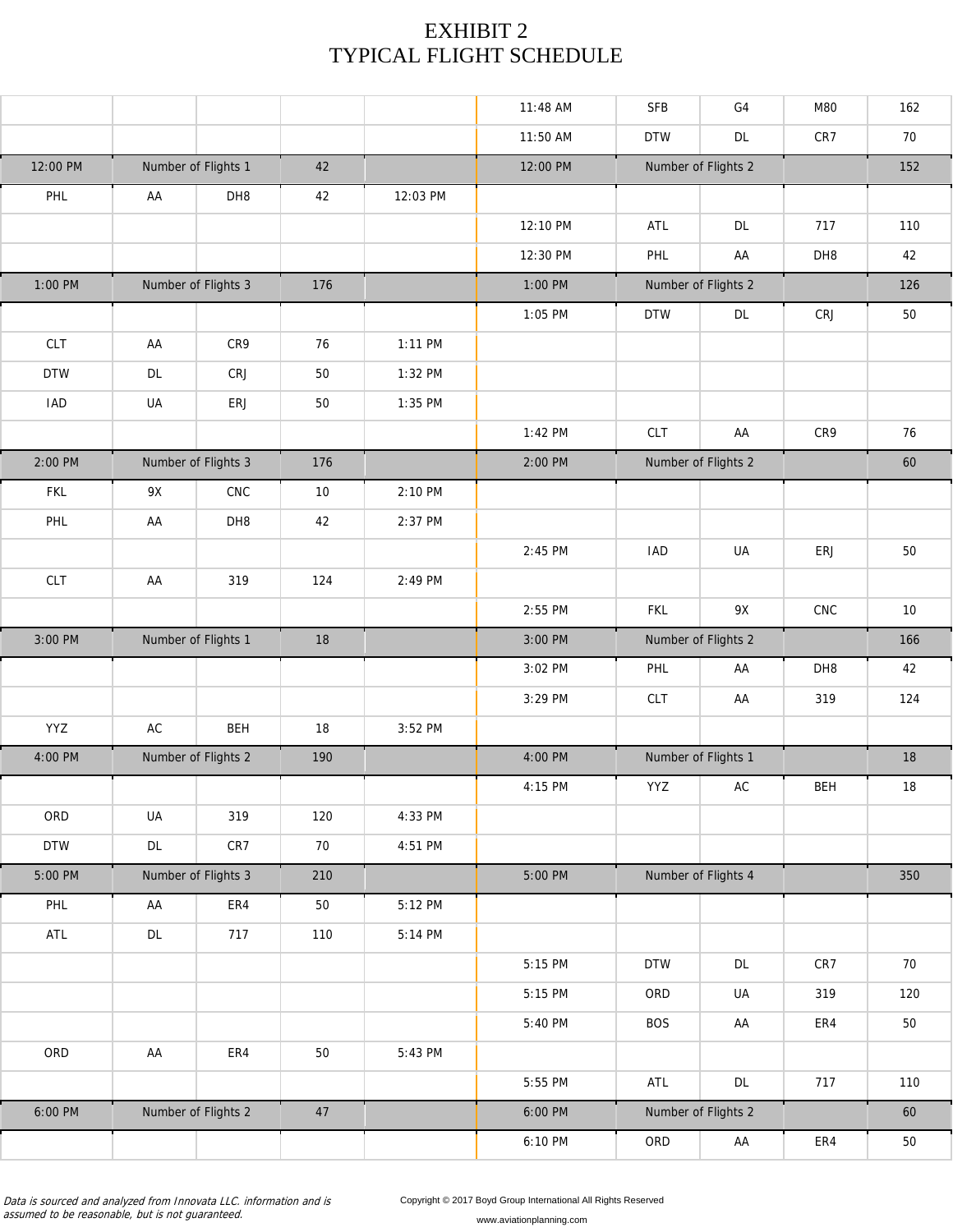# EXHIBIT 2
# TYPICAL FLIGHT SCHEDULE

| | | | | | | | | | |
|---|---|---|---|---|---|---|---|---|---|
| | | | | | 11:48 AM | SFB | G4 | M80 | 162 |
| | | | | | 11:50 AM | DTW | DL | CR7 | 70 |
| 12:00 PM | Number of Flights 1 | | 42 | | 12:00 PM | Number of Flights 2 | | | 152 |
| PHL | AA | DH8 | 42 | 12:03 PM | | | | | |
| | | | | | 12:10 PM | ATL | DL | 717 | 110 |
| | | | | | 12:30 PM | PHL | AA | DH8 | 42 |
| 1:00 PM | Number of Flights 3 | | 176 | | 1:00 PM | Number of Flights 2 | | | 126 |
| | | | | | 1:05 PM | DTW | DL | CRJ | 50 |
| CLT | AA | CR9 | 76 | 1:11 PM | | | | | |
| DTW | DL | CRJ | 50 | 1:32 PM | | | | | |
| IAD | UA | ERJ | 50 | 1:35 PM | | | | | |
| | | | | | 1:42 PM | CLT | AA | CR9 | 76 |
| 2:00 PM | Number of Flights 3 | | 176 | | 2:00 PM | Number of Flights 2 | | | 60 |
| FKL | 9X | CNC | 10 | 2:10 PM | | | | | |
| PHL | AA | DH8 | 42 | 2:37 PM | | | | | |
| | | | | | 2:45 PM | IAD | UA | ERJ | 50 |
| CLT | AA | 319 | 124 | 2:49 PM | | | | | |
| | | | | | 2:55 PM | FKL | 9X | CNC | 10 |
| 3:00 PM | Number of Flights 1 | | 18 | | 3:00 PM | Number of Flights 2 | | | 166 |
| | | | | | 3:02 PM | PHL | AA | DH8 | 42 |
| | | | | | 3:29 PM | CLT | AA | 319 | 124 |
| YYZ | AC | BEH | 18 | 3:52 PM | | | | | |
| 4:00 PM | Number of Flights 2 | | 190 | | 4:00 PM | Number of Flights 1 | | | 18 |
| | | | | | 4:15 PM | YYZ | AC | BEH | 18 |
| ORD | UA | 319 | 120 | 4:33 PM | | | | | |
| DTW | DL | CR7 | 70 | 4:51 PM | | | | | |
| 5:00 PM | Number of Flights 3 | | 210 | | 5:00 PM | Number of Flights 4 | | | 350 |
| PHL | AA | ER4 | 50 | 5:12 PM | | | | | |
| ATL | DL | 717 | 110 | 5:14 PM | | | | | |
| | | | | | 5:15 PM | DTW | DL | CR7 | 70 |
| | | | | | 5:15 PM | ORD | UA | 319 | 120 |
| | | | | | 5:40 PM | BOS | AA | ER4 | 50 |
| ORD | AA | ER4 | 50 | 5:43 PM | | | | | |
| | | | | | 5:55 PM | ATL | DL | 717 | 110 |
| 6:00 PM | Number of Flights 2 | | 47 | | 6:00 PM | Number of Flights 2 | | | 60 |
| | | | | | 6:10 PM | ORD | AA | ER4 | 50 |

*Data is sourced and analyzed from Innovata LLC. information and is assumed to be reasonable, but is not guaranteed.*

Copyright © 2017 Boyd Group International All Rights Reserved

www.aviationplanning.com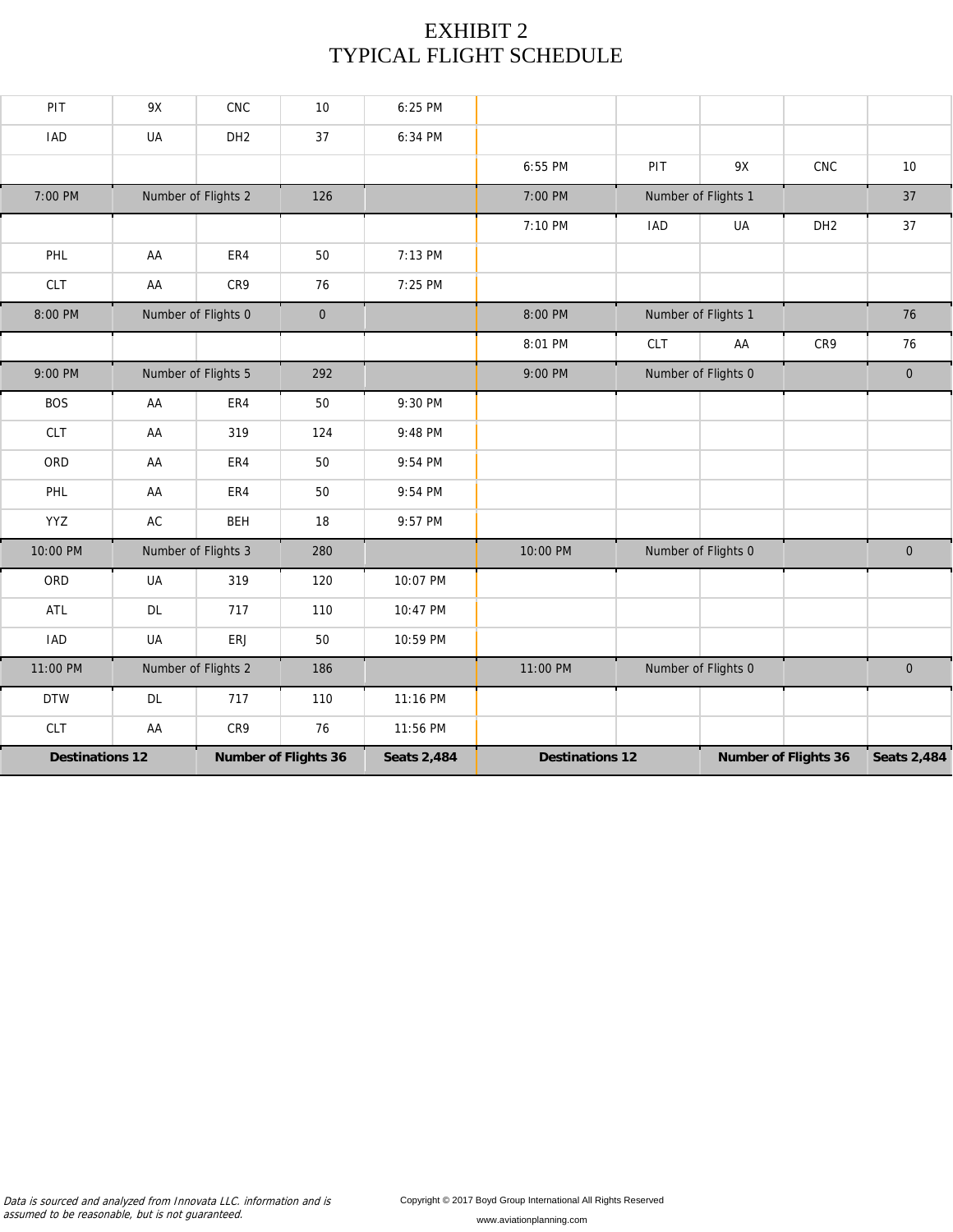# EXHIBIT 2
# TYPICAL FLIGHT SCHEDULE

| | | | | | | | | | |
|---|---|---|---|---|---|---|---|---|---|
| PIT | 9X | CNC | 10 | 6:25 PM | | | | | |
| IAD | UA | DH2 | 37 | 6:34 PM | | | | | |
| | | | | | 6:55 PM | PIT | 9X | CNC | 10 |
| 7:00 PM | Number of Flights 2 | 126 | | | 7:00 PM | Number of Flights 1 | | | 37 |
| | | | | | 7:10 PM | IAD | UA | DH2 | 37 |
| PHL | AA | ER4 | 50 | 7:13 PM | | | | | |
| CLT | AA | CR9 | 76 | 7:25 PM | | | | | |
| 8:00 PM | Number of Flights 0 | 0 | | | 8:00 PM | Number of Flights 1 | | | 76 |
| | | | | | 8:01 PM | CLT | AA | CR9 | 76 |
| 9:00 PM | Number of Flights 5 | 292 | | | 9:00 PM | Number of Flights 0 | | | 0 |
| BOS | AA | ER4 | 50 | 9:30 PM | | | | | |
| CLT | AA | 319 | 124 | 9:48 PM | | | | | |
| ORD | AA | ER4 | 50 | 9:54 PM | | | | | |
| PHL | AA | ER4 | 50 | 9:54 PM | | | | | |
| YYZ | AC | BEH | 18 | 9:57 PM | | | | | |
| 10:00 PM | Number of Flights 3 | 280 | | | 10:00 PM | Number of Flights 0 | | | 0 |
| ORD | UA | 319 | 120 | 10:07 PM | | | | | |
| ATL | DL | 717 | 110 | 10:47 PM | | | | | |
| IAD | UA | ERJ | 50 | 10:59 PM | | | | | |
| 11:00 PM | Number of Flights 2 | 186 | | | 11:00 PM | Number of Flights 0 | | | 0 |
| DTW | DL | 717 | 110 | 11:16 PM | | | | | |
| CLT | AA | CR9 | 76 | 11:56 PM | | | | | |
| **Destinations 12** | | **Number of Flights 36** | | **Seats 2,484** | **Destinations 12** | | **Number of Flights 36** | | **Seats 2,484** |

*Data is sourced and analyzed from Innovata LLC. information and is assumed to be reasonable, but is not guaranteed.*

Copyright © 2017 Boyd Group International All Rights Reserved

www.aviationplanning.com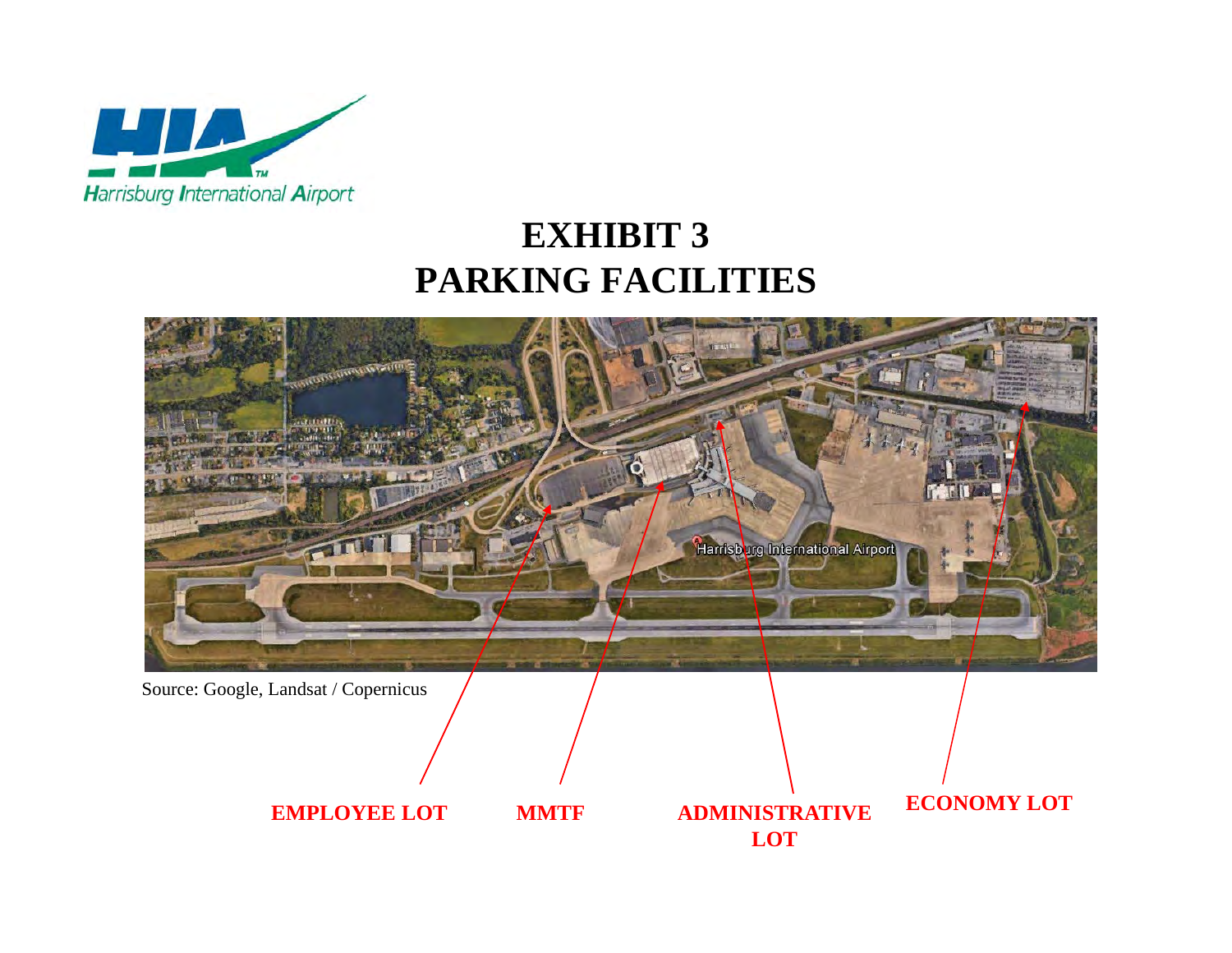Harrisburg International Airport

# EXHIBIT 3
# PARKING FACILITIES

Harrisburg International Airport

Source: Google, Landsat / Copernicus

**EMPLOYEE LOT** **MMTF** **ADMINISTRATIVE LOT** **ECONOMY LOT**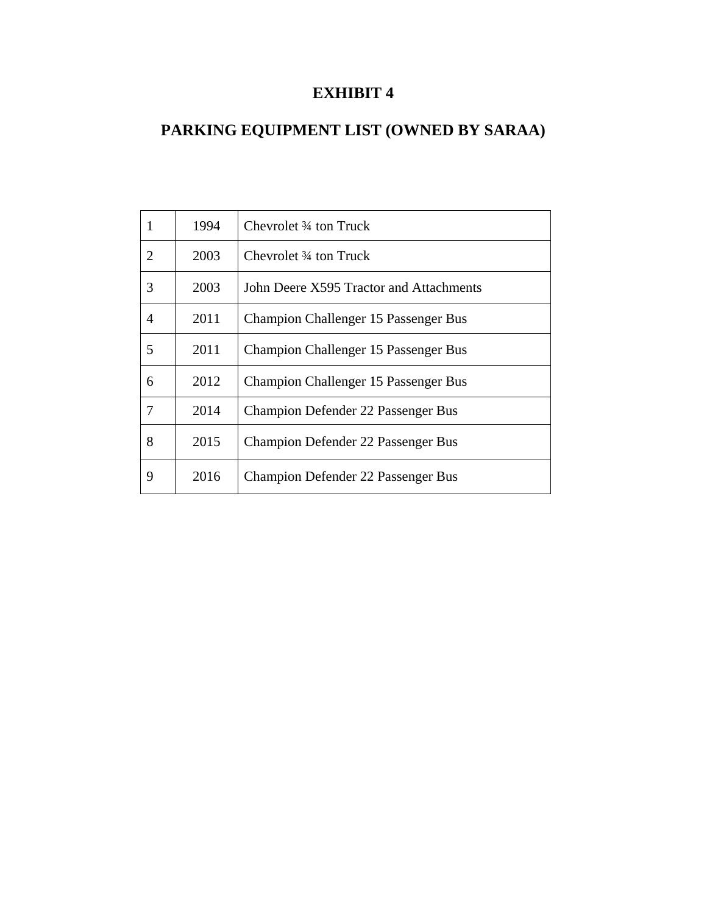# EXHIBIT 4

# PARKING EQUIPMENT LIST (OWNED BY SARAA)

| | | |
|---|---|---|
| 1 | 1994 | Chevrolet ¾ ton Truck |
| 2 | 2003 | Chevrolet ¾ ton Truck |
| 3 | 2003 | John Deere X595 Tractor and Attachments |
| 4 | 2011 | Champion Challenger 15 Passenger Bus |
| 5 | 2011 | Champion Challenger 15 Passenger Bus |
| 6 | 2012 | Champion Challenger 15 Passenger Bus |
| 7 | 2014 | Champion Defender 22 Passenger Bus |
| 8 | 2015 | Champion Defender 22 Passenger Bus |
| 9 | 2016 | Champion Defender 22 Passenger Bus |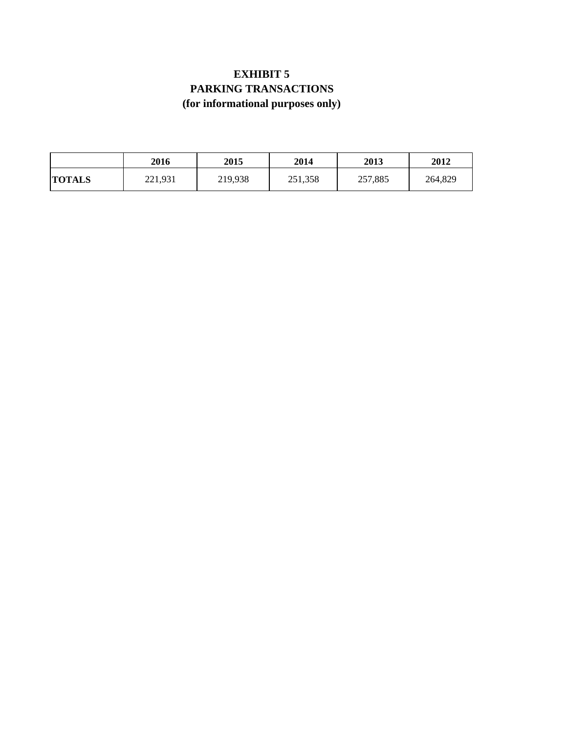# EXHIBIT 5
## PARKING TRANSACTIONS
### (for informational purposes only)

| | 2016 | 2015 | 2014 | 2013 | 2012 |
|---|---|---|---|---|---|
| **TOTALS** | 221,931 | 219,938 | 251,358 | 257,885 | 264,829 |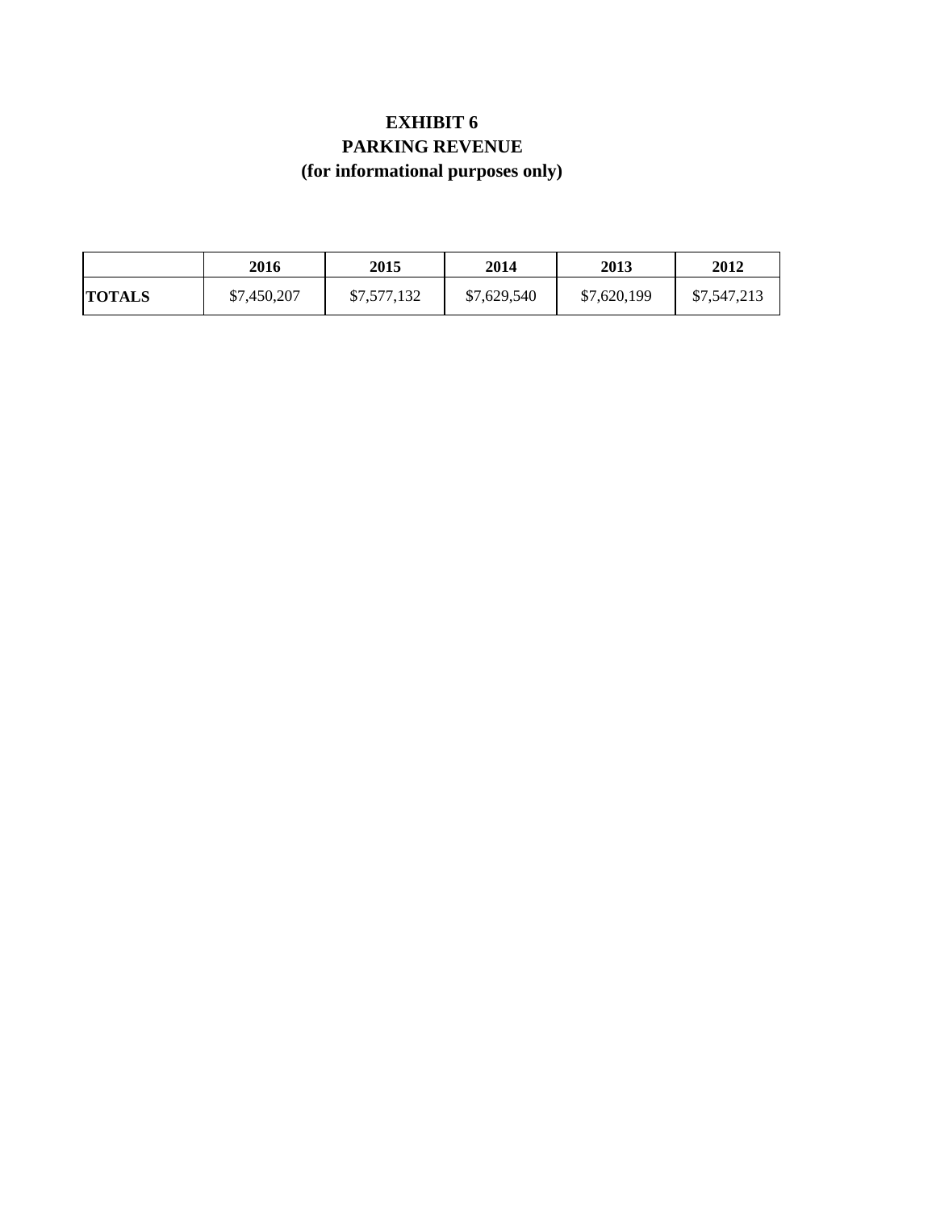# EXHIBIT 6
## PARKING REVENUE
### (for informational purposes only)

| | 2016 | 2015 | 2014 | 2013 | 2012 |
|---|---|---|---|---|---|
| **TOTALS** | $7,450,207 | $7,577,132 | $7,629,540 | $7,620,199 | $7,547,213 |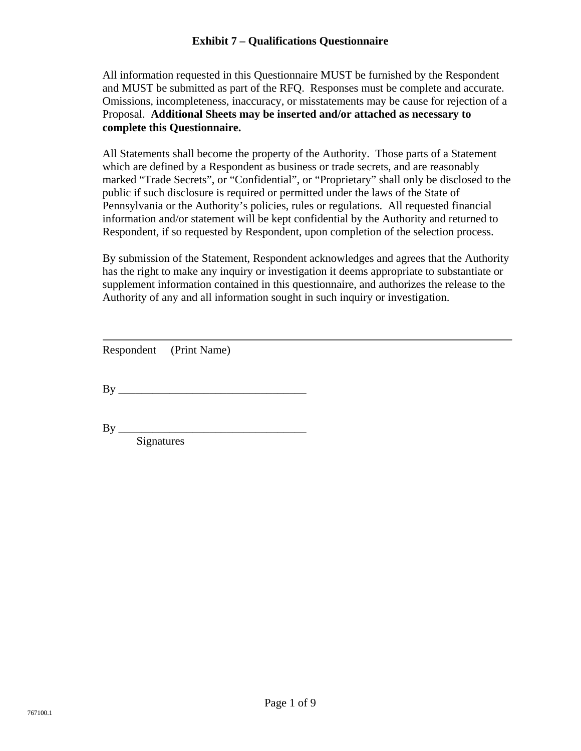# Exhibit 7 – Qualifications Questionnaire

All information requested in this Questionnaire MUST be furnished by the Respondent and MUST be submitted as part of the RFQ. Responses must be complete and accurate. Omissions, incompleteness, inaccuracy, or misstatements may be cause for rejection of a Proposal. **Additional Sheets may be inserted and/or attached as necessary to complete this Questionnaire.**

All Statements shall become the property of the Authority. Those parts of a Statement which are defined by a Respondent as business or trade secrets, and are reasonably marked "Trade Secrets", or "Confidential", or "Proprietary" shall only be disclosed to the public if such disclosure is required or permitted under the laws of the State of Pennsylvania or the Authority's policies, rules or regulations. All requested financial information and/or statement will be kept confidential by the Authority and returned to Respondent, if so requested by Respondent, upon completion of the selection process.

By submission of the Statement, Respondent acknowledges and agrees that the Authority has the right to make any inquiry or investigation it deems appropriate to substantiate or supplement information contained in this questionnaire, and authorizes the release to the Authority of any and all information sought in such inquiry or investigation.

---

Respondent (Print Name)

By _________________________________

By _________________________________
Signatures

767100.1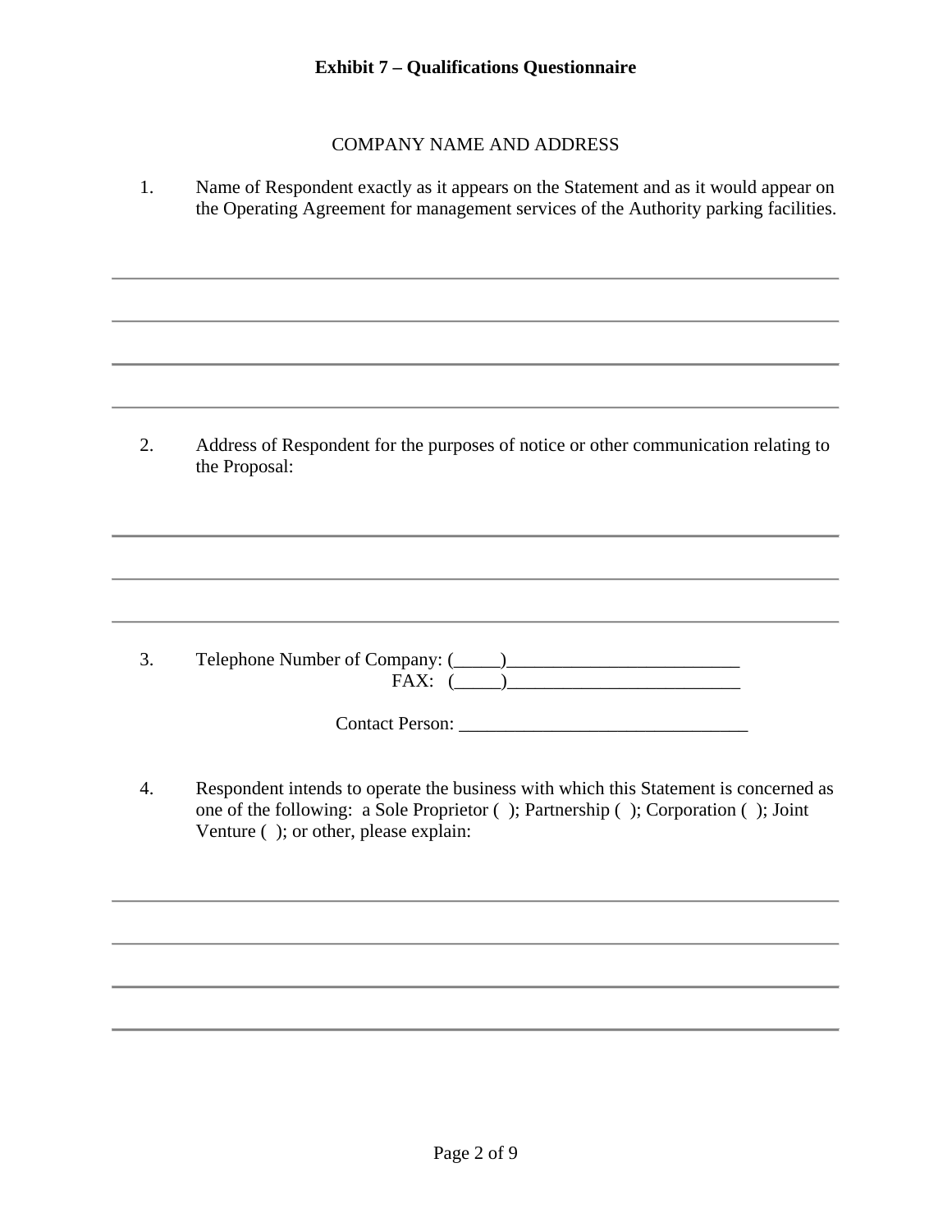# Exhibit 7 – Qualifications Questionnaire

## COMPANY NAME AND ADDRESS

1. Name of Respondent exactly as it appears on the Statement and as it would appear on the Operating Agreement for management services of the Authority parking facilities.

_______________________________________________________________________________

_______________________________________________________________________________

_______________________________________________________________________________

_______________________________________________________________________________

2. Address of Respondent for the purposes of notice or other communication relating to the Proposal:

_______________________________________________________________________________

_______________________________________________________________________________

_______________________________________________________________________________

3. Telephone Number of Company: (_____)_________________________

   FAX: (_____)_________________________

   Contact Person: _______________________________

4. Respondent intends to operate the business with which this Statement is concerned as one of the following: a Sole Proprietor ( ); Partnership ( ); Corporation ( ); Joint Venture ( ); or other, please explain:

_______________________________________________________________________________

_______________________________________________________________________________

_______________________________________________________________________________

_______________________________________________________________________________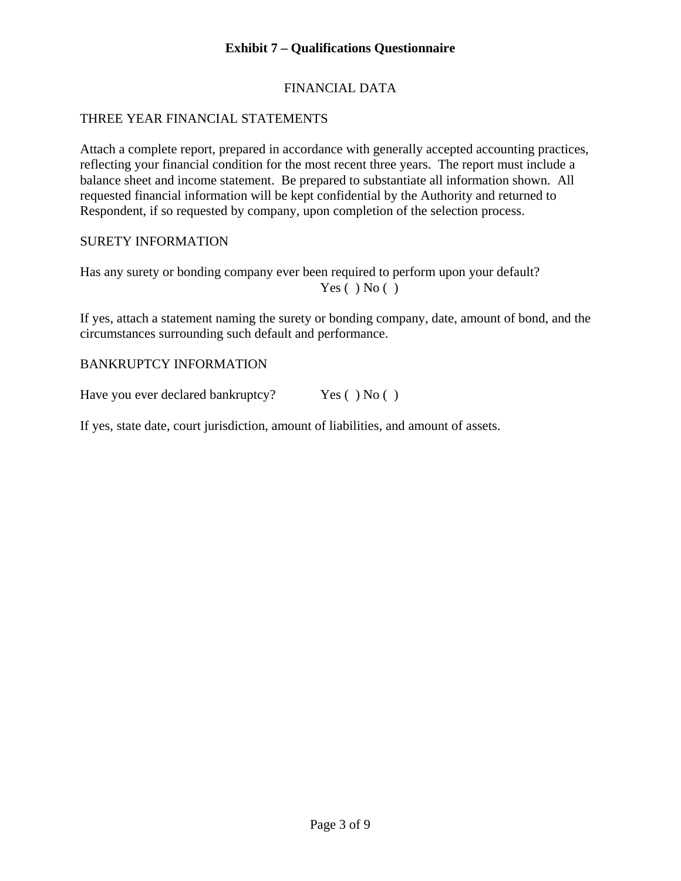**Exhibit 7 – Qualifications Questionnaire**

FINANCIAL DATA

THREE YEAR FINANCIAL STATEMENTS

Attach a complete report, prepared in accordance with generally accepted accounting practices, reflecting your financial condition for the most recent three years. The report must include a balance sheet and income statement. Be prepared to substantiate all information shown. All requested financial information will be kept confidential by the Authority and returned to Respondent, if so requested by company, upon completion of the selection process.

SURETY INFORMATION

Has any surety or bonding company ever been required to perform upon your default?
Yes ( ) No ( )

If yes, attach a statement naming the surety or bonding company, date, amount of bond, and the circumstances surrounding such default and performance.

BANKRUPTCY INFORMATION

Have you ever declared bankruptcy? Yes ( ) No ( )

If yes, state date, court jurisdiction, amount of liabilities, and amount of assets.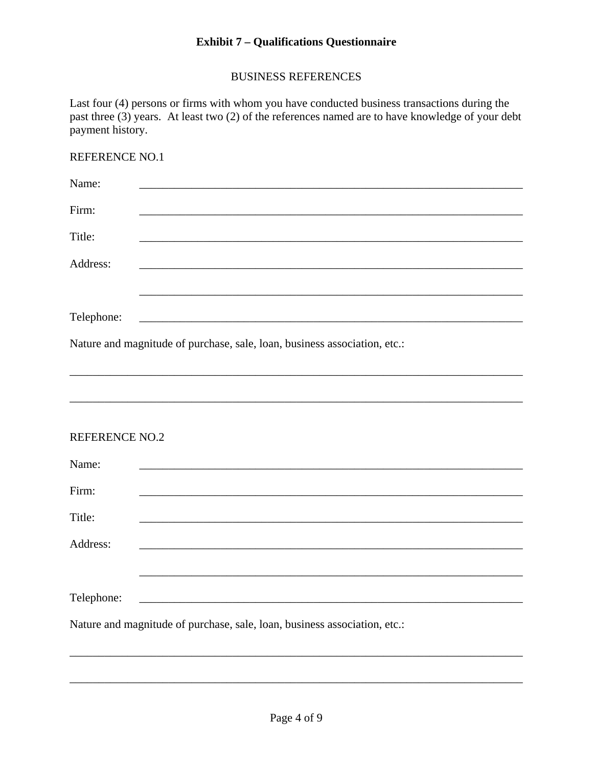## Exhibit 7 – Qualifications Questionnaire

BUSINESS REFERENCES

Last four (4) persons or firms with whom you have conducted business transactions during the past three (3) years. At least two (2) of the references named are to have knowledge of your debt payment history.

REFERENCE NO.1

Name: ______________________________________________________________________

Firm: ______________________________________________________________________

Title: ______________________________________________________________________

Address: ______________________________________________________________________

______________________________________________________________________

Telephone: ______________________________________________________________________

Nature and magnitude of purchase, sale, loan, business association, etc.:

______________________________________________________________________________

______________________________________________________________________________

REFERENCE NO.2

Name: ______________________________________________________________________

Firm: ______________________________________________________________________

Title: ______________________________________________________________________

Address: ______________________________________________________________________

______________________________________________________________________

Telephone: ______________________________________________________________________

Nature and magnitude of purchase, sale, loan, business association, etc.:

______________________________________________________________________________

______________________________________________________________________________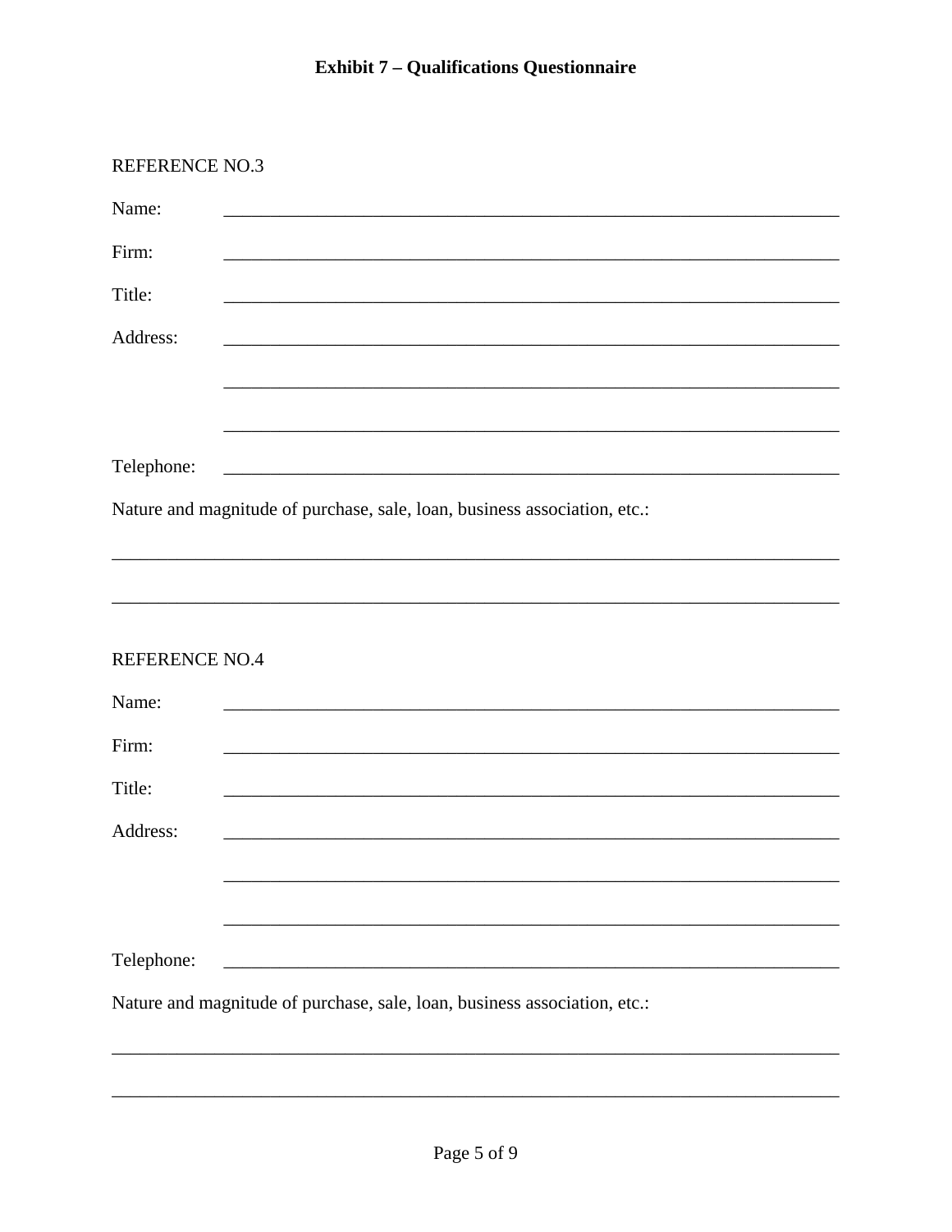## Exhibit 7 – Qualifications Questionnaire

REFERENCE NO.3

Name: ______________________________________________________________________

Firm: ______________________________________________________________________

Title: ______________________________________________________________________

Address: ______________________________________________________________________

______________________________________________________________________

______________________________________________________________________

Telephone: ______________________________________________________________________

Nature and magnitude of purchase, sale, loan, business association, etc.:

______________________________________________________________________________

______________________________________________________________________________

REFERENCE NO.4

Name: ______________________________________________________________________

Firm: ______________________________________________________________________

Title: ______________________________________________________________________

Address: ______________________________________________________________________

______________________________________________________________________

______________________________________________________________________

Telephone: ______________________________________________________________________

Nature and magnitude of purchase, sale, loan, business association, etc.:

______________________________________________________________________________

______________________________________________________________________________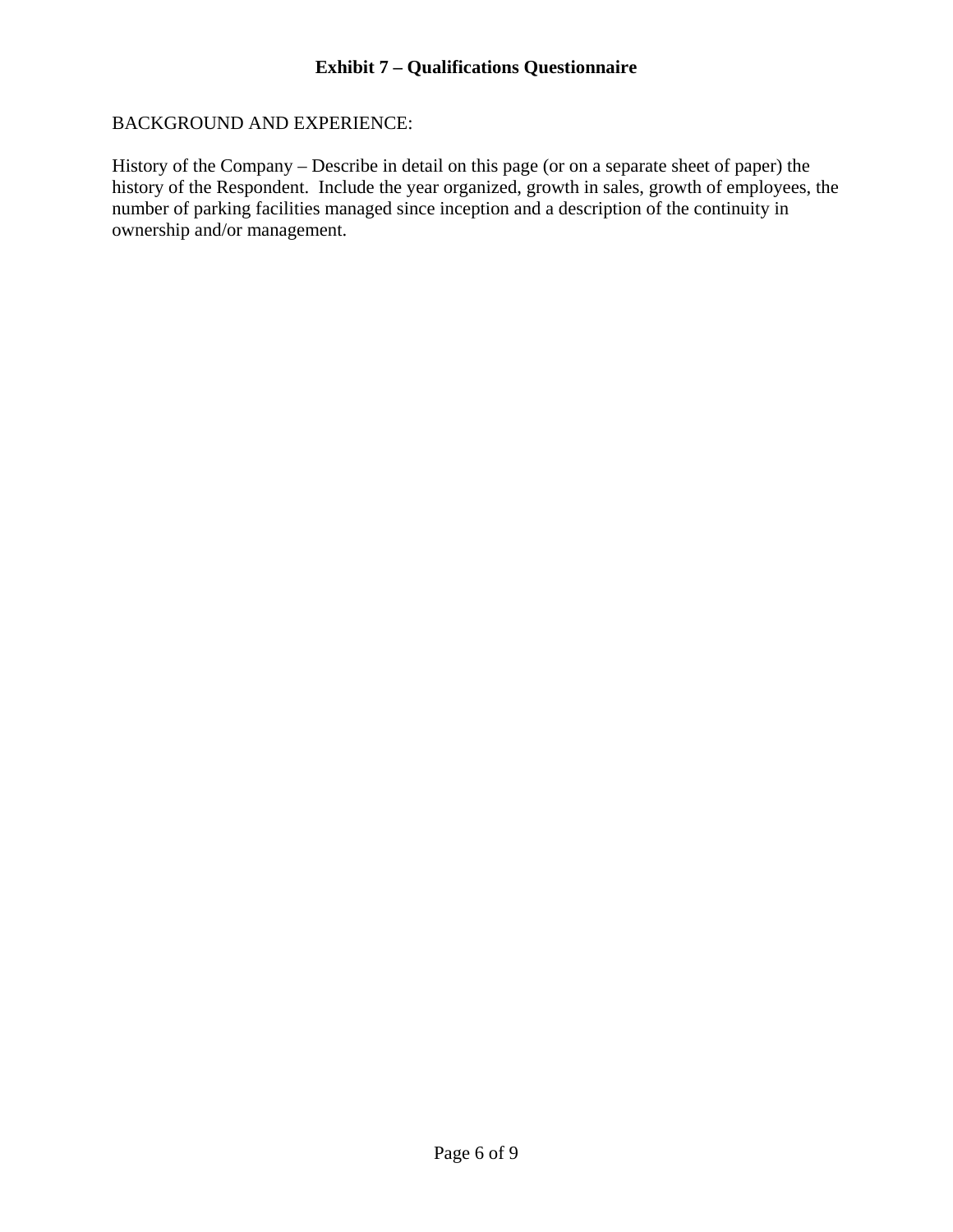## Exhibit 7 – Qualifications Questionnaire

BACKGROUND AND EXPERIENCE:

History of the Company – Describe in detail on this page (or on a separate sheet of paper) the history of the Respondent. Include the year organized, growth in sales, growth of employees, the number of parking facilities managed since inception and a description of the continuity in ownership and/or management.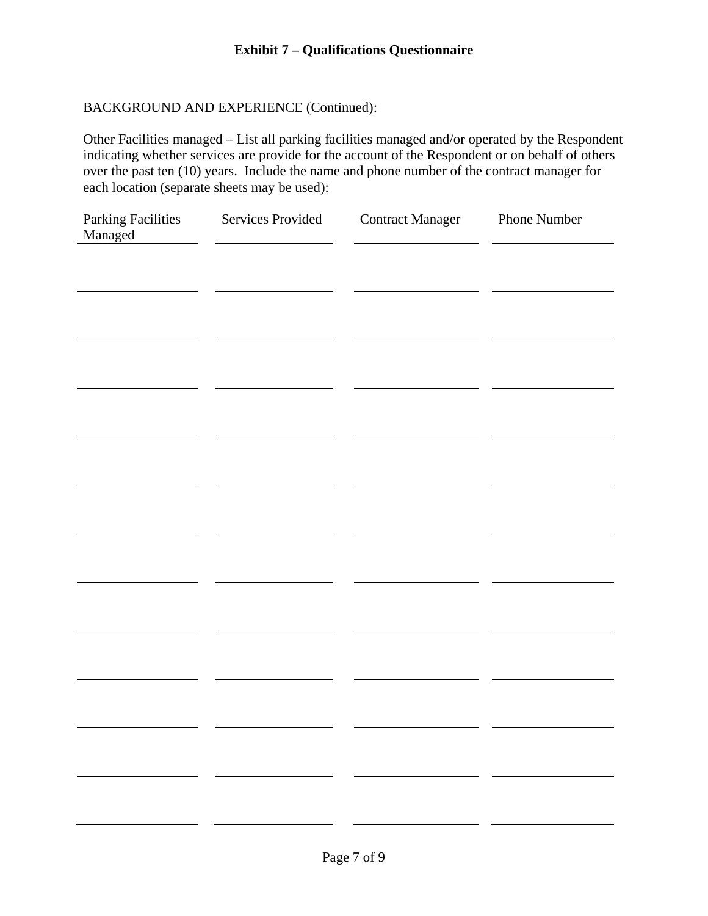## Exhibit 7 – Qualifications Questionnaire

BACKGROUND AND EXPERIENCE (Continued):

Other Facilities managed – List all parking facilities managed and/or operated by the Respondent indicating whether services are provide for the account of the Respondent or on behalf of others over the past ten (10) years. Include the name and phone number of the contract manager for each location (separate sheets may be used):

| Parking Facilities Managed | Services Provided | Contract Manager | Phone Number |
|---|---|---|---|
| | | | |
| | | | |
| | | | |
| | | | |
| | | | |
| | | | |
| | | | |
| | | | |
| | | | |
| | | | |
| | | | |
| | | | |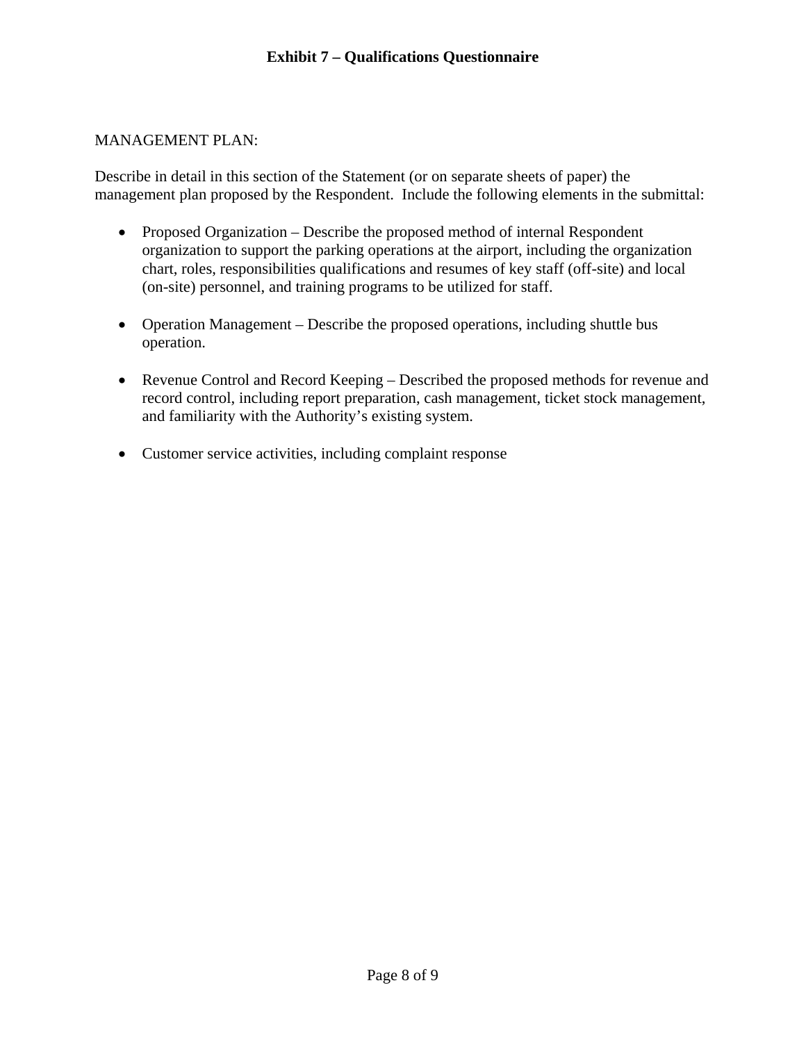**Exhibit 7 – Qualifications Questionnaire**

MANAGEMENT PLAN:

Describe in detail in this section of the Statement (or on separate sheets of paper) the management plan proposed by the Respondent. Include the following elements in the submittal:

- Proposed Organization – Describe the proposed method of internal Respondent organization to support the parking operations at the airport, including the organization chart, roles, responsibilities qualifications and resumes of key staff (off-site) and local (on-site) personnel, and training programs to be utilized for staff.

- Operation Management – Describe the proposed operations, including shuttle bus operation.

- Revenue Control and Record Keeping – Described the proposed methods for revenue and record control, including report preparation, cash management, ticket stock management, and familiarity with the Authority's existing system.

- Customer service activities, including complaint response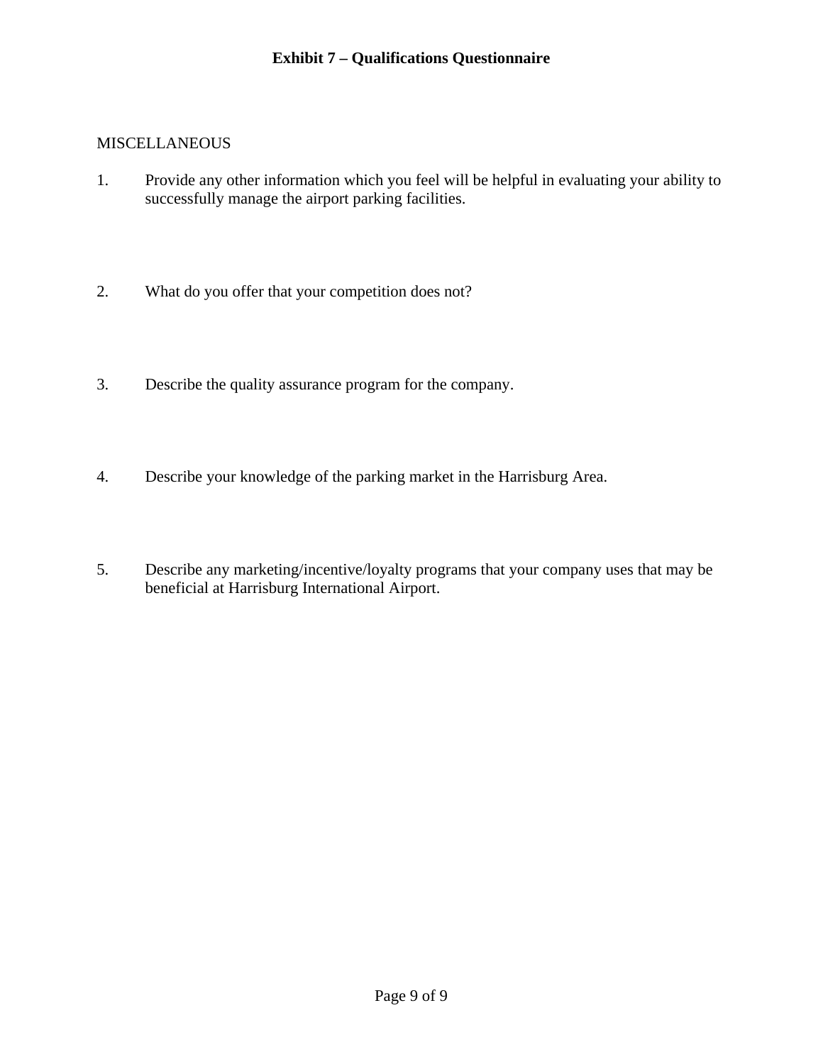**Exhibit 7 – Qualifications Questionnaire**

MISCELLANEOUS

1. Provide any other information which you feel will be helpful in evaluating your ability to successfully manage the airport parking facilities.

2. What do you offer that your competition does not?

3. Describe the quality assurance program for the company.

4. Describe your knowledge of the parking market in the Harrisburg Area.

5. Describe any marketing/incentive/loyalty programs that your company uses that may be beneficial at Harrisburg International Airport.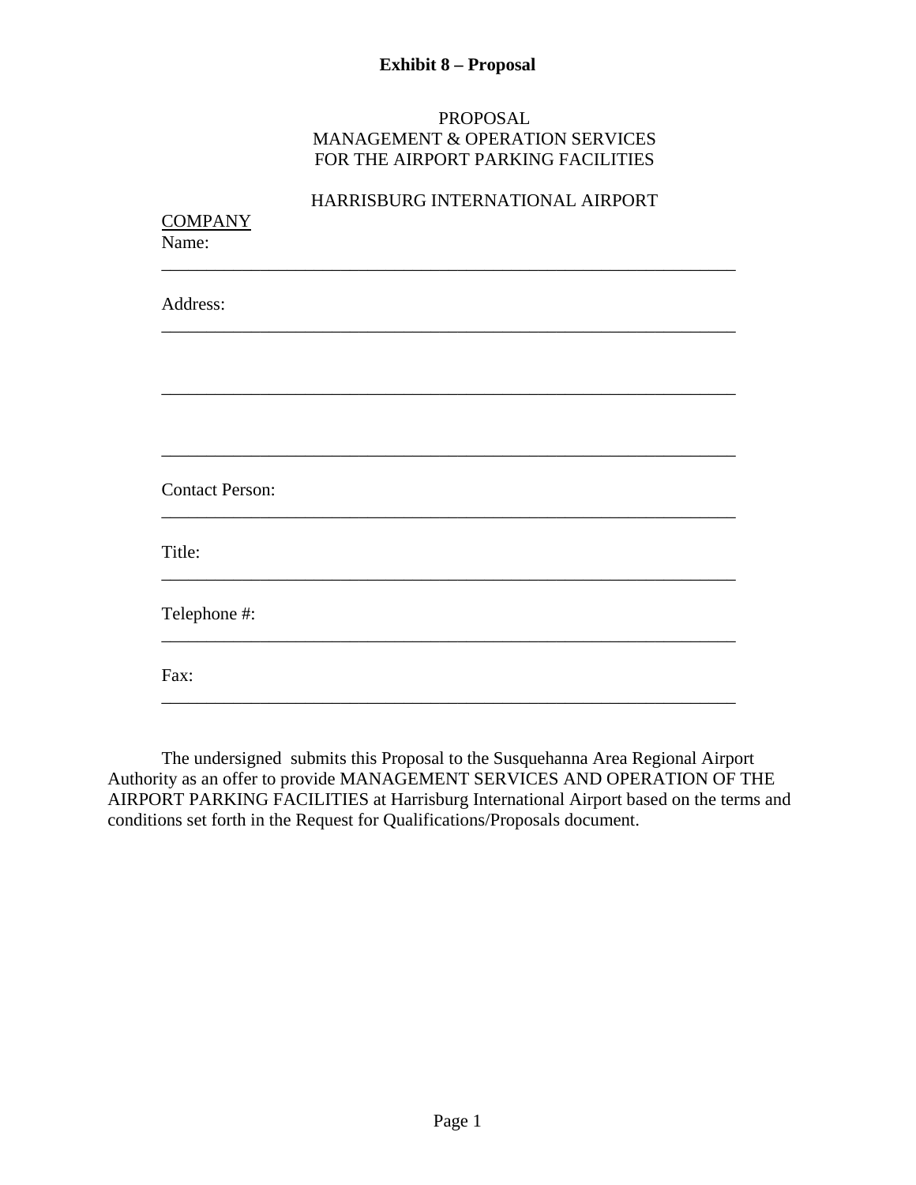**Exhibit 8 – Proposal**

PROPOSAL
MANAGEMENT & OPERATION SERVICES
FOR THE AIRPORT PARKING FACILITIES

HARRISBURG INTERNATIONAL AIRPORT

<u>COMPANY</u>

Name:
________________________________________________________________

Address:
________________________________________________________________

________________________________________________________________

________________________________________________________________

Contact Person:
________________________________________________________________

Title:
________________________________________________________________

Telephone #:
________________________________________________________________

Fax:
________________________________________________________________

The undersigned submits this Proposal to the Susquehanna Area Regional Airport Authority as an offer to provide MANAGEMENT SERVICES AND OPERATION OF THE AIRPORT PARKING FACILITIES at Harrisburg International Airport based on the terms and conditions set forth in the Request for Qualifications/Proposals document.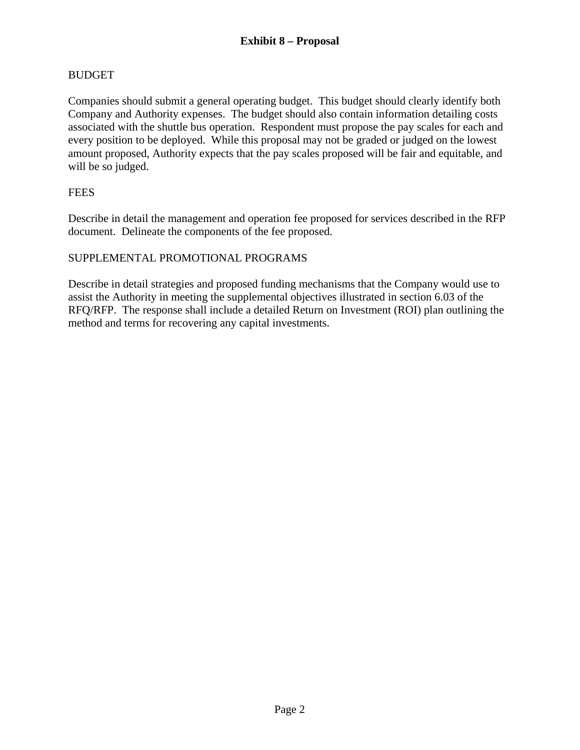## Exhibit 8 – Proposal

BUDGET

Companies should submit a general operating budget. This budget should clearly identify both Company and Authority expenses. The budget should also contain information detailing costs associated with the shuttle bus operation. Respondent must propose the pay scales for each and every position to be deployed. While this proposal may not be graded or judged on the lowest amount proposed, Authority expects that the pay scales proposed will be fair and equitable, and will be so judged.

FEES

Describe in detail the management and operation fee proposed for services described in the RFP document. Delineate the components of the fee proposed.

SUPPLEMENTAL PROMOTIONAL PROGRAMS

Describe in detail strategies and proposed funding mechanisms that the Company would use to assist the Authority in meeting the supplemental objectives illustrated in section 6.03 of the RFQ/RFP. The response shall include a detailed Return on Investment (ROI) plan outlining the method and terms for recovering any capital investments.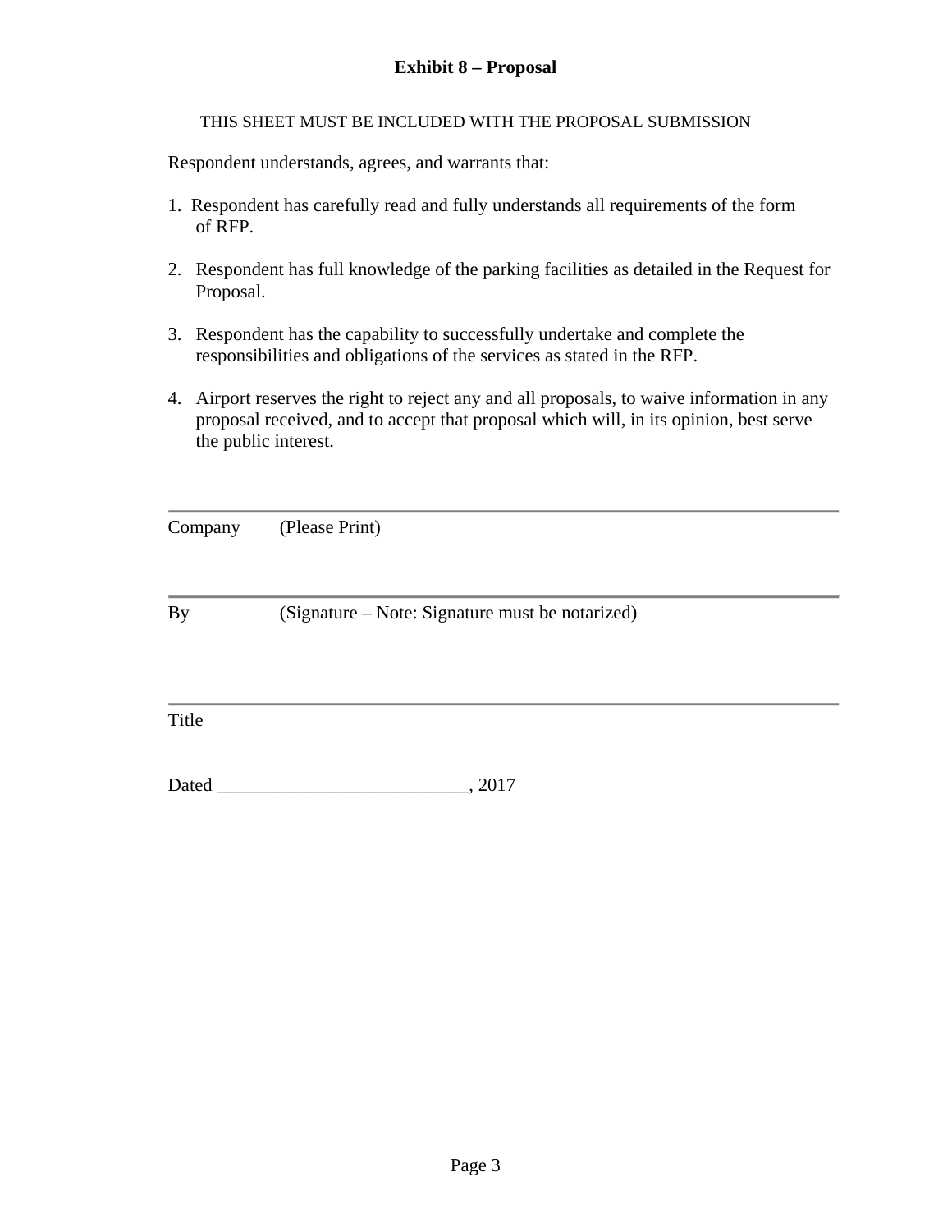# Exhibit 8 – Proposal

THIS SHEET MUST BE INCLUDED WITH THE PROPOSAL SUBMISSION

Respondent understands, agrees, and warrants that:

1. Respondent has carefully read and fully understands all requirements of the form of RFP.

2. Respondent has full knowledge of the parking facilities as detailed in the Request for Proposal.

3. Respondent has the capability to successfully undertake and complete the responsibilities and obligations of the services as stated in the RFP.

4. Airport reserves the right to reject any and all proposals, to waive information in any proposal received, and to accept that proposal which will, in its opinion, best serve the public interest.

_______________________________________________________________

Company (Please Print)

_______________________________________________________________

By (Signature – Note: Signature must be notarized)

_______________________________________________________________

Title

Dated ___________________________, 2017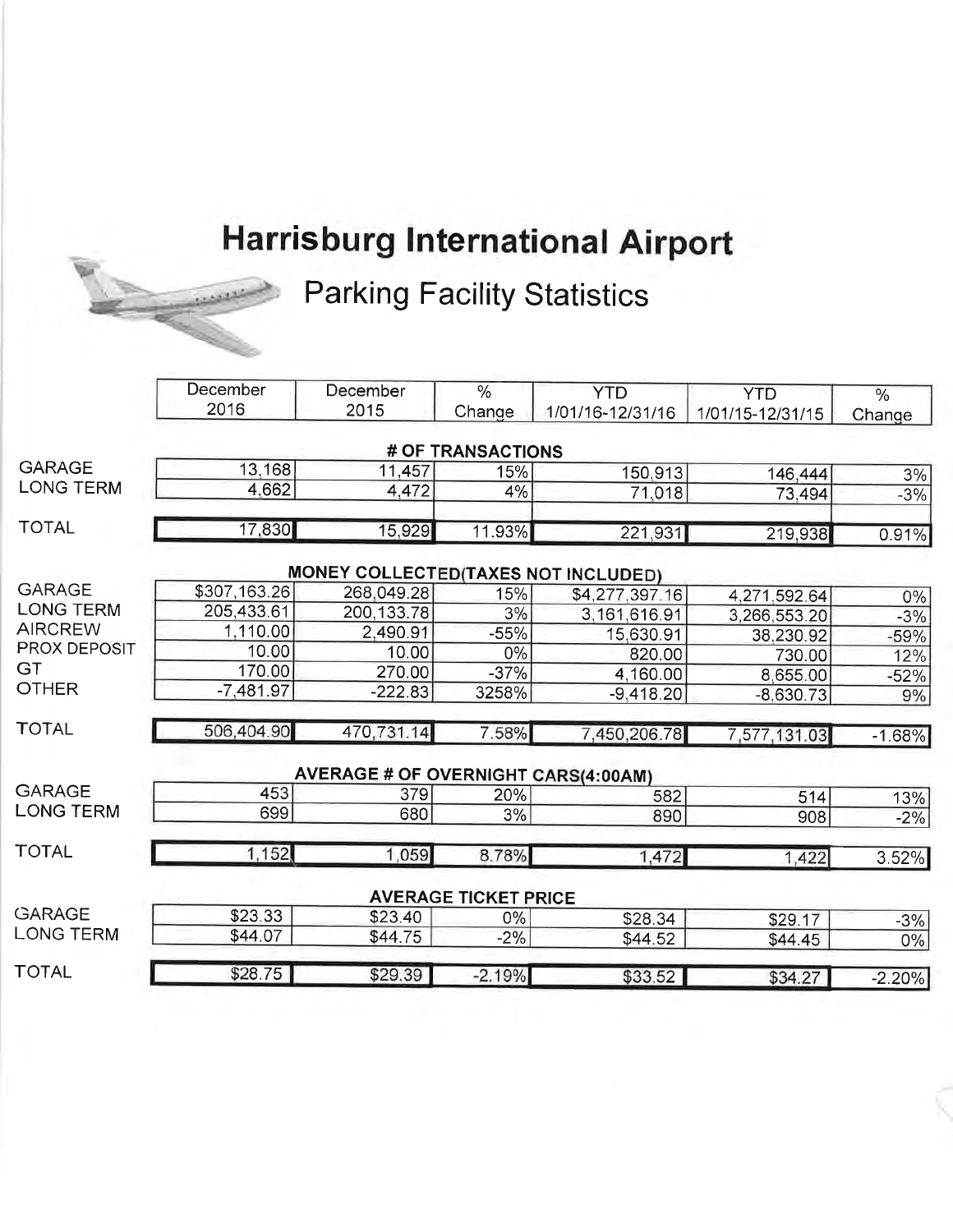# Harrisburg International Airport

## Parking Facility Statistics

| | December 2016 | December 2015 | % Change | YTD 1/01/16-12/31/16 | YTD 1/01/15-12/31/15 | % Change |
|---|---|---|---|---|---|---|
| | | | **# OF TRANSACTIONS** | | | |
| GARAGE | 13,168 | 11,457 | 15% | 150,913 | 146,444 | 3% |
| LONG TERM | 4,662 | 4,472 | 4% | 71,018 | 73,494 | -3% |
| TOTAL | 17,830 | 15,929 | 11.93% | 221,931 | 219,938 | 0.91% |
| | | | **MONEY COLLECTED(TAXES NOT INCLUDED)** | | | |
| GARAGE | $307,163.26 | 268,049.28 | 15% | $4,277,397.16 | 4,271,592.64 | 0% |
| LONG TERM | 205,433.61 | 200,133.78 | 3% | 3,161,616.91 | 3,266,553.20 | -3% |
| AIRCREW | 1,110.00 | 2,490.91 | -55% | 15,630.91 | 38,230.92 | -59% |
| PROX DEPOSIT | 10.00 | 10.00 | 0% | 820.00 | 730.00 | 12% |
| GT | 170.00 | 270.00 | -37% | 4,160.00 | 8,655.00 | -52% |
| OTHER | -7,481.97 | -222.83 | 3258% | -9,418.20 | -8,630.73 | 9% |
| TOTAL | 506,404.90 | 470,731.14 | 7.58% | 7,450,206.78 | 7,577,131.03 | -1.68% |
| | | | **AVERAGE # OF OVERNIGHT CARS(4:00AM)** | | | |
| GARAGE | 453 | 379 | 20% | 582 | 514 | 13% |
| LONG TERM | 699 | 680 | 3% | 890 | 908 | -2% |
| TOTAL | 1,152 | 1,059 | 8.78% | 1,472 | 1,422 | 3.52% |
| | | | **AVERAGE TICKET PRICE** | | | |
| GARAGE | $23.33 | $23.40 | 0% | $28.34 | $29.17 | -3% |
| LONG TERM | $44.07 | $44.75 | -2% | $44.52 | $44.45 | 0% |
| TOTAL | $28.75 | $29.39 | -2.19% | $33.52 | $34.27 | -2.20% |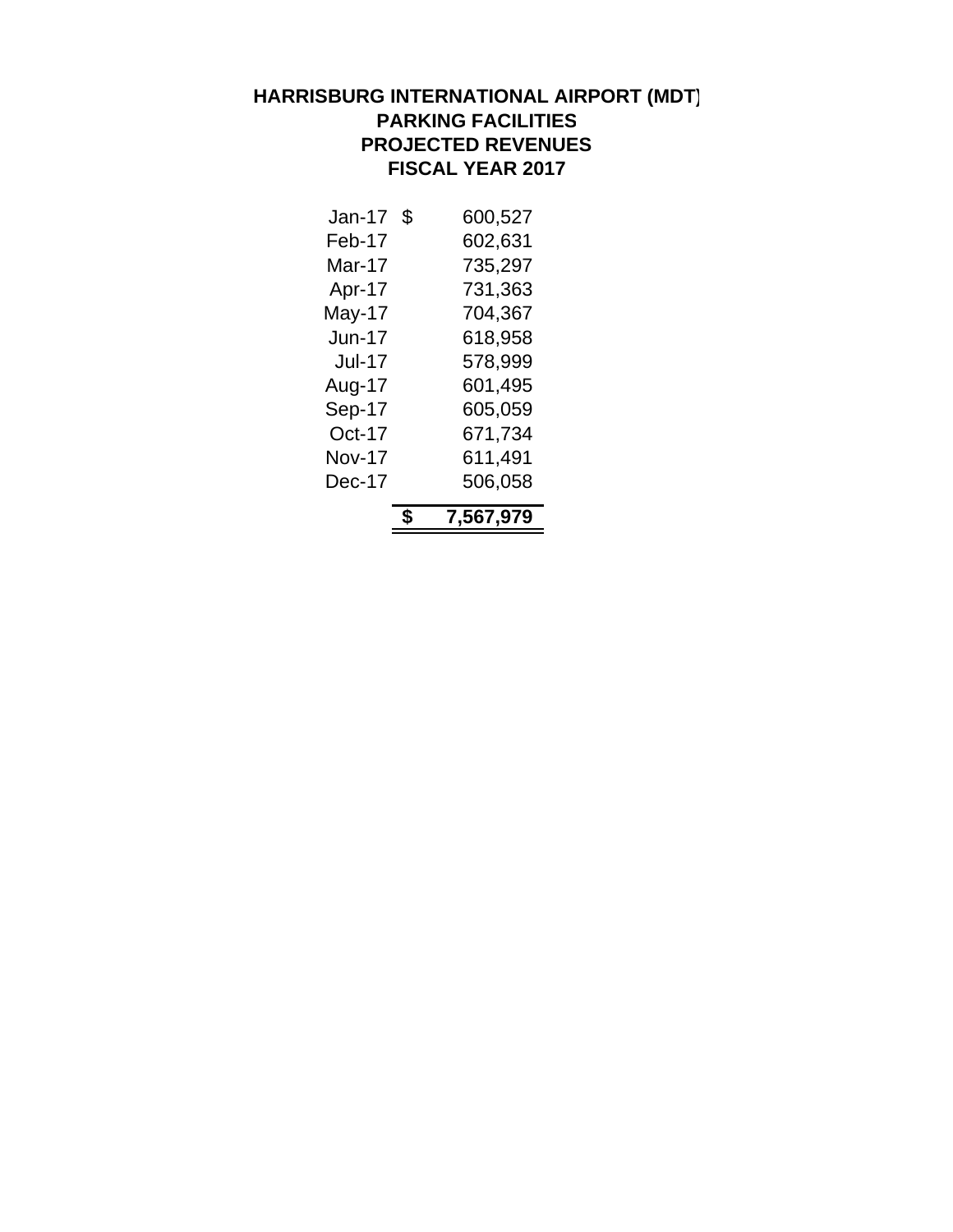**HARRISBURG INTERNATIONAL AIRPORT (MDT)**
**PARKING FACILITIES**
**PROJECTED REVENUES**
**FISCAL YEAR 2017**

| Month | | Amount |
|---|---|---|
| Jan-17 | $ | 600,527 |
| Feb-17 | | 602,631 |
| Mar-17 | | 735,297 |
| Apr-17 | | 731,363 |
| May-17 | | 704,367 |
| Jun-17 | | 618,958 |
| Jul-17 | | 578,999 |
| Aug-17 | | 601,495 |
| Sep-17 | | 605,059 |
| Oct-17 | | 671,734 |
| Nov-17 | | 611,491 |
| Dec-17 | | 506,058 |
| | **$** | **7,567,979** |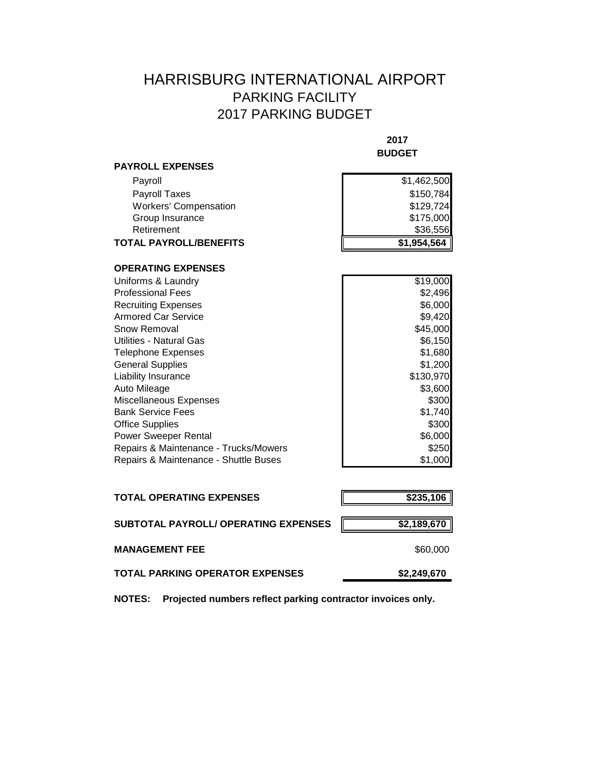# HARRISBURG INTERNATIONAL AIRPORT
## PARKING FACILITY
## 2017 PARKING BUDGET

| | 2017 BUDGET |
|---|---|
| **PAYROLL EXPENSES** | |
| Payroll | $1,462,500 |
| Payroll Taxes | $150,784 |
| Workers' Compensation | $129,724 |
| Group Insurance | $175,000 |
| Retirement | $36,556 |
| **TOTAL PAYROLL/BENEFITS** | **$1,954,564** |
| | |
| **OPERATING EXPENSES** | |
| Uniforms & Laundry | $19,000 |
| Professional Fees | $2,496 |
| Recruiting Expenses | $6,000 |
| Armored Car Service | $9,420 |
| Snow Removal | $45,000 |
| Utilities - Natural Gas | $6,150 |
| Telephone Expenses | $1,680 |
| General Supplies | $1,200 |
| Liability Insurance | $130,970 |
| Auto Mileage | $3,600 |
| Miscellaneous Expenses | $300 |
| Bank Service Fees | $1,740 |
| Office Supplies | $300 |
| Power Sweeper Rental | $6,000 |
| Repairs & Maintenance - Trucks/Mowers | $250 |
| Repairs & Maintenance - Shuttle Buses | $1,000 |
| | |
| **TOTAL OPERATING EXPENSES** | **$235,106** |
| **SUBTOTAL PAYROLL/ OPERATING EXPENSES** | **$2,189,670** |
| **MANAGEMENT FEE** | $60,000 |
| **TOTAL PARKING OPERATOR EXPENSES** | **$2,249,670** |

**NOTES: Projected numbers reflect parking contractor invoices only.**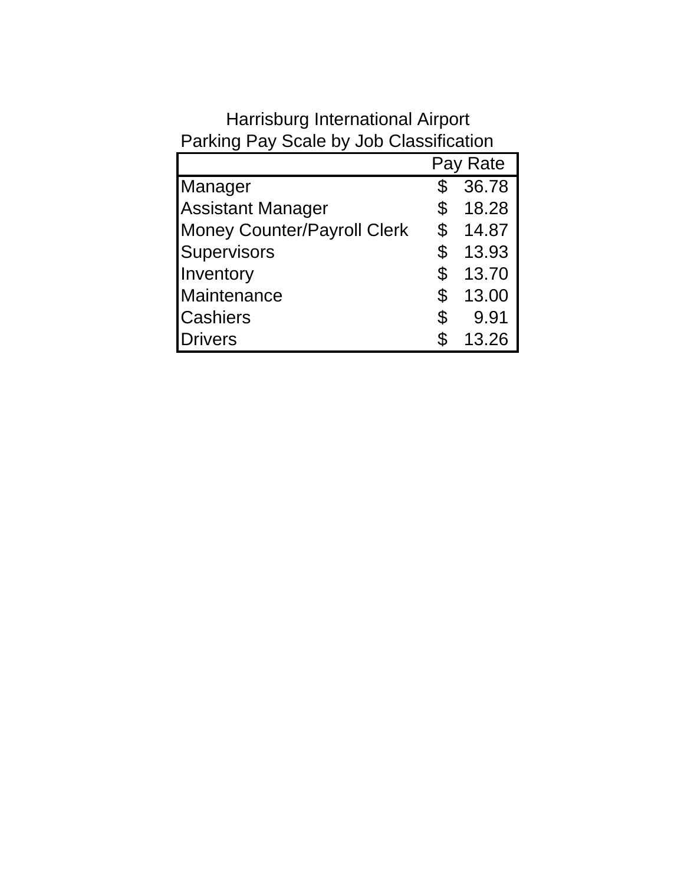Harrisburg International Airport
Parking Pay Scale by Job Classification

| | Pay Rate |
|---|---|
| Manager | $ 36.78 |
| Assistant Manager | $ 18.28 |
| Money Counter/Payroll Clerk | $ 14.87 |
| Supervisors | $ 13.93 |
| Inventory | $ 13.70 |
| Maintenance | $ 13.00 |
| Cashiers | $ 9.91 |
| Drivers | $ 13.26 |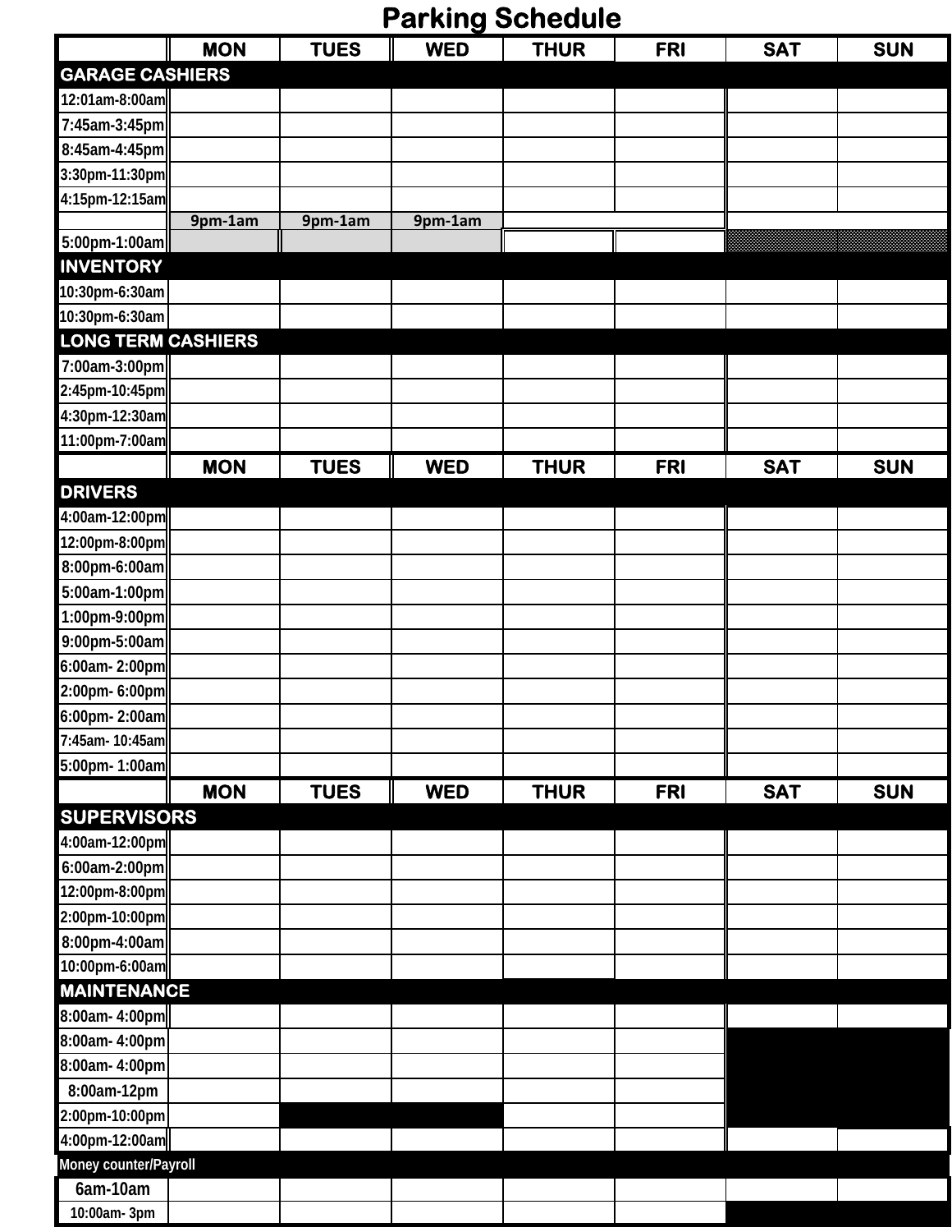# Parking Schedule

| | MON | TUES | WED | THUR | FRI | SAT | SUN |
|---|---|---|---|---|---|---|---|
| **GARAGE CASHIERS** | | | | | | | |
| 12:01am-8:00am | | | | | | | |
| 7:45am-3:45pm | | | | | | | |
| 8:45am-4:45pm | | | | | | | |
| 3:30pm-11:30pm | | | | | | | |
| 4:15pm-12:15am | | | | | | | |
| | 9pm-1am | 9pm-1am | 9pm-1am | | | | |
| 5:00pm-1:00am | | | | | | | |
| **INVENTORY** | | | | | | | |
| 10:30pm-6:30am | | | | | | | |
| 10:30pm-6:30am | | | | | | | |
| **LONG TERM CASHIERS** | | | | | | | |
| 7:00am-3:00pm | | | | | | | |
| 2:45pm-10:45pm | | | | | | | |
| 4:30pm-12:30am | | | | | | | |
| 11:00pm-7:00am | | | | | | | |

| | MON | TUES | WED | THUR | FRI | SAT | SUN |
|---|---|---|---|---|---|---|---|
| **DRIVERS** | | | | | | | |
| 4:00am-12:00pm | | | | | | | |
| 12:00pm-8:00pm | | | | | | | |
| 8:00pm-6:00am | | | | | | | |
| 5:00am-1:00pm | | | | | | | |
| 1:00pm-9:00pm | | | | | | | |
| 9:00pm-5:00am | | | | | | | |
| 6:00am- 2:00pm | | | | | | | |
| 2:00pm- 6:00pm | | | | | | | |
| 6:00pm- 2:00am | | | | | | | |
| 7:45am- 10:45am | | | | | | | |
| 5:00pm- 1:00am | | | | | | | |

| | MON | TUES | WED | THUR | FRI | SAT | SUN |
|---|---|---|---|---|---|---|---|
| **SUPERVISORS** | | | | | | | |
| 4:00am-12:00pm | | | | | | | |
| 6:00am-2:00pm | | | | | | | |
| 12:00pm-8:00pm | | | | | | | |
| 2:00pm-10:00pm | | | | | | | |
| 8:00pm-4:00am | | | | | | | |
| 10:00pm-6:00am | | | | | | | |
| **MAINTENANCE** | | | | | | | |
| 8:00am- 4:00pm | | | | | | | |
| 8:00am- 4:00pm | | | | | | | |
| 8:00am- 4:00pm | | | | | | | |
| 8:00am-12pm | | | | | | | |
| 2:00pm-10:00pm | | | | | | | |
| 4:00pm-12:00am | | | | | | | |
| **Money counter/Payroll** | | | | | | | |
| 6am-10am | | | | | | | |
| 10:00am- 3pm | | | | | | | |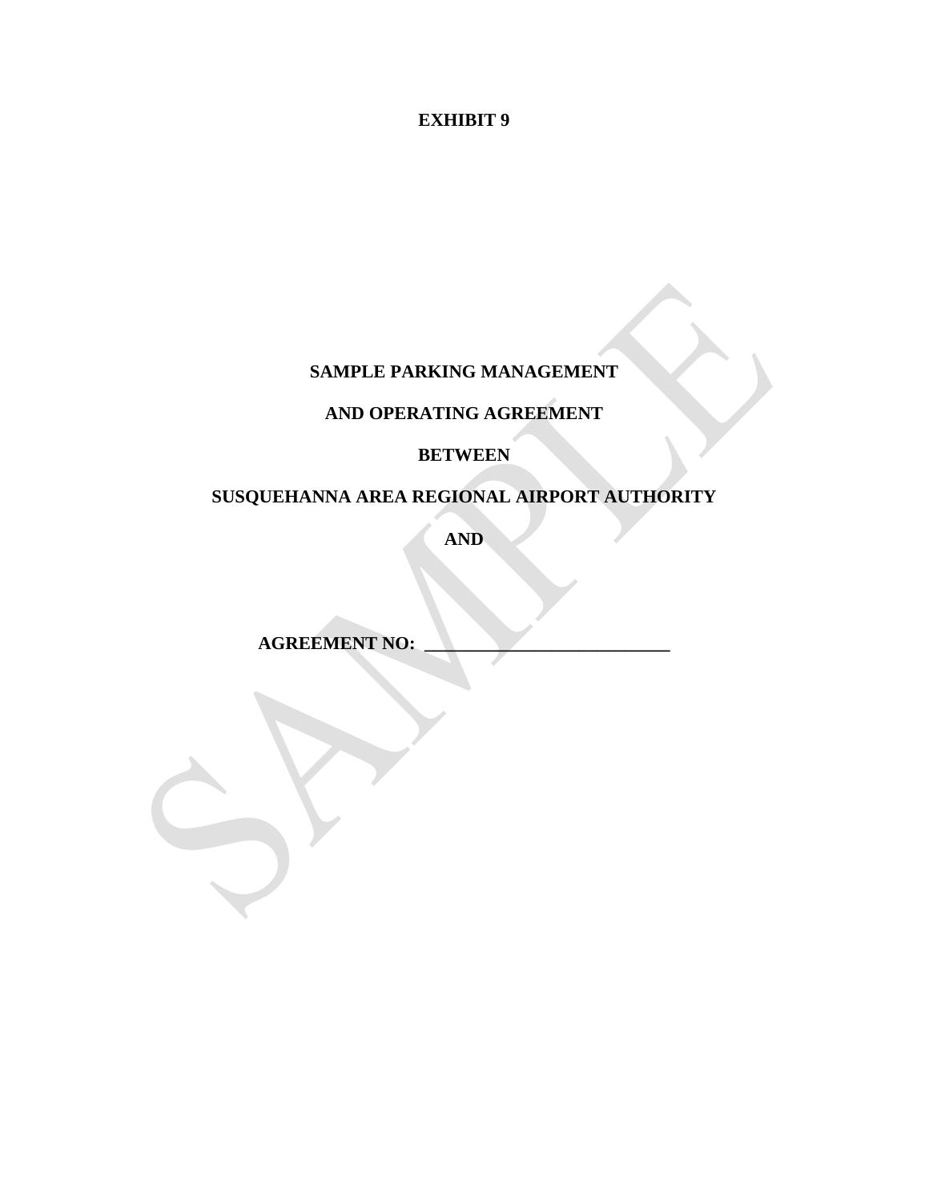**EXHIBIT 9**

**SAMPLE PARKING MANAGEMENT**

**AND OPERATING AGREEMENT**

**BETWEEN**

**SUSQUEHANNA AREA REGIONAL AIRPORT AUTHORITY**

**AND**

**AGREEMENT NO: \_\_\_\_\_\_\_\_\_\_\_\_\_\_\_\_\_\_\_\_\_\_\_\_\_\_\_\_**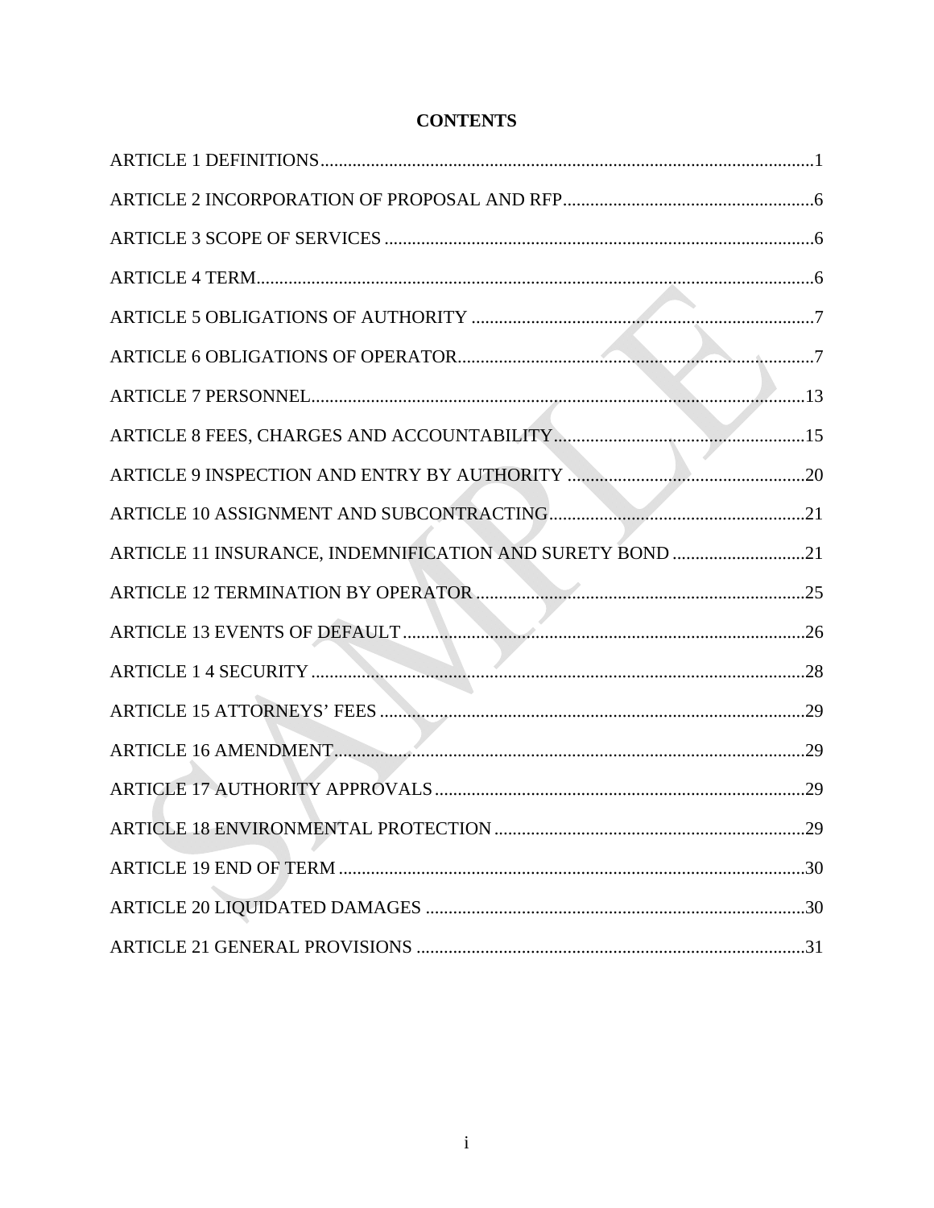**CONTENTS**

ARTICLE 1 DEFINITIONS....1

ARTICLE 2 INCORPORATION OF PROPOSAL AND RFP....6

ARTICLE 3 SCOPE OF SERVICES....6

ARTICLE 4 TERM....6

ARTICLE 5 OBLIGATIONS OF AUTHORITY....7

ARTICLE 6 OBLIGATIONS OF OPERATOR....7

ARTICLE 7 PERSONNEL....13

ARTICLE 8 FEES, CHARGES AND ACCOUNTABILITY....15

ARTICLE 9 INSPECTION AND ENTRY BY AUTHORITY....20

ARTICLE 10 ASSIGNMENT AND SUBCONTRACTING....21

ARTICLE 11 INSURANCE, INDEMNIFICATION AND SURETY BOND....21

ARTICLE 12 TERMINATION BY OPERATOR....25

ARTICLE 13 EVENTS OF DEFAULT....26

ARTICLE 1 4 SECURITY....28

ARTICLE 15 ATTORNEYS' FEES....29

ARTICLE 16 AMENDMENT....29

ARTICLE 17 AUTHORITY APPROVALS....29

ARTICLE 18 ENVIRONMENTAL PROTECTION....29

ARTICLE 19 END OF TERM....30

ARTICLE 20 LIQUIDATED DAMAGES....30

ARTICLE 21 GENERAL PROVISIONS....31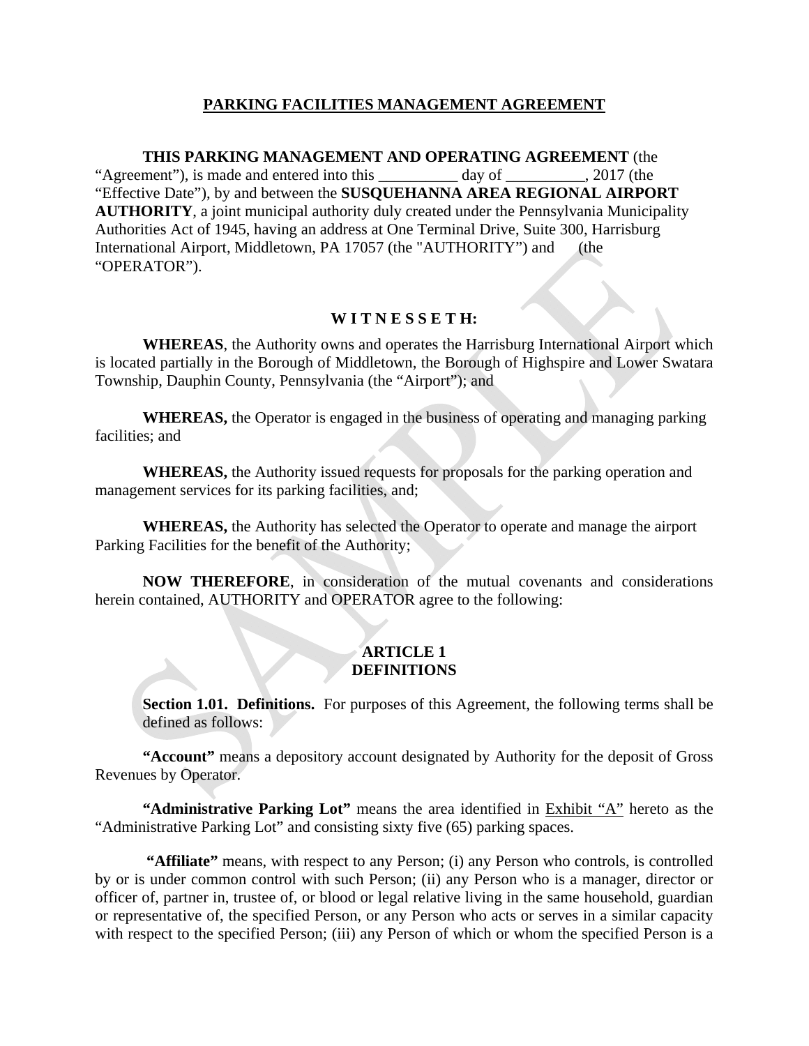## PARKING FACILITIES MANAGEMENT AGREEMENT

**THIS PARKING MANAGEMENT AND OPERATING AGREEMENT** (the "Agreement"), is made and entered into this __________ day of __________, 2017 (the "Effective Date"), by and between the **SUSQUEHANNA AREA REGIONAL AIRPORT AUTHORITY**, a joint municipal authority duly created under the Pennsylvania Municipality Authorities Act of 1945, having an address at One Terminal Drive, Suite 300, Harrisburg International Airport, Middletown, PA 17057 (the "AUTHORITY") and (the "OPERATOR").

### W I T N E S S E T H:

**WHEREAS**, the Authority owns and operates the Harrisburg International Airport which is located partially in the Borough of Middletown, the Borough of Highspire and Lower Swatara Township, Dauphin County, Pennsylvania (the "Airport"); and

**WHEREAS,** the Operator is engaged in the business of operating and managing parking facilities; and

**WHEREAS,** the Authority issued requests for proposals for the parking operation and management services for its parking facilities, and;

**WHEREAS,** the Authority has selected the Operator to operate and manage the airport Parking Facilities for the benefit of the Authority;

**NOW THEREFORE**, in consideration of the mutual covenants and considerations herein contained, AUTHORITY and OPERATOR agree to the following:

### ARTICLE 1
### DEFINITIONS

**Section 1.01. Definitions.** For purposes of this Agreement, the following terms shall be defined as follows:

**"Account"** means a depository account designated by Authority for the deposit of Gross Revenues by Operator.

**"Administrative Parking Lot"** means the area identified in Exhibit "A" hereto as the "Administrative Parking Lot" and consisting sixty five (65) parking spaces.

**"Affiliate"** means, with respect to any Person; (i) any Person who controls, is controlled by or is under common control with such Person; (ii) any Person who is a manager, director or officer of, partner in, trustee of, or blood or legal relative living in the same household, guardian or representative of, the specified Person, or any Person who acts or serves in a similar capacity with respect to the specified Person; (iii) any Person of which or whom the specified Person is a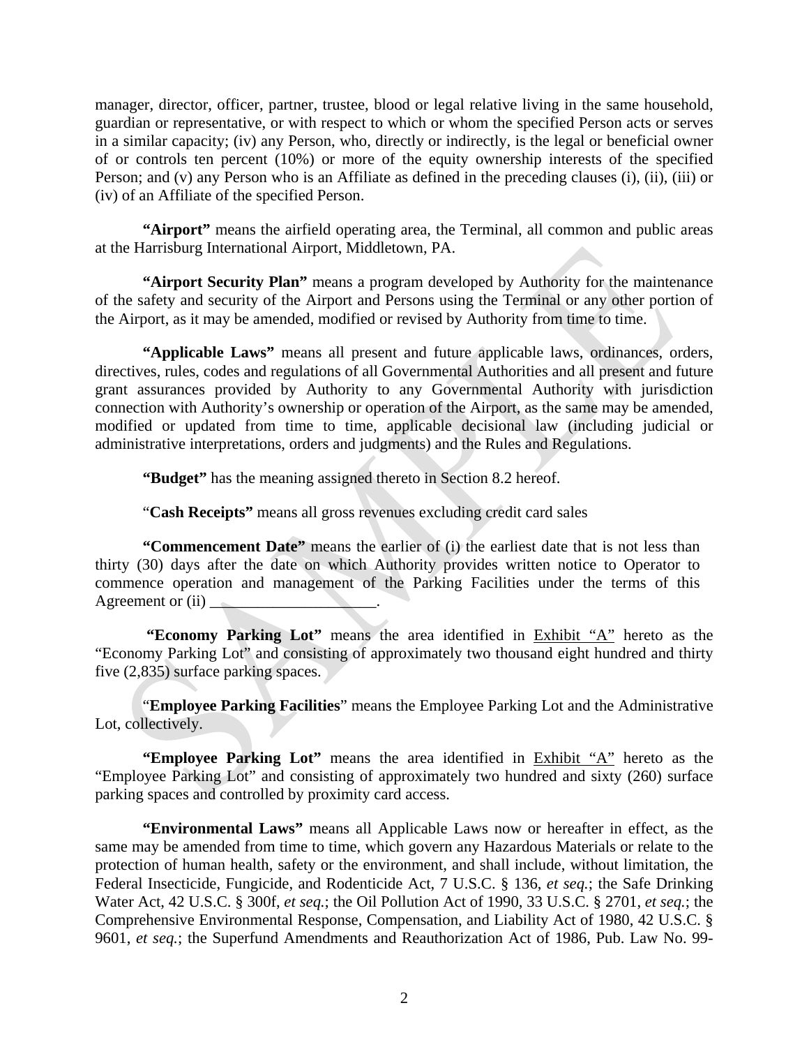manager, director, officer, partner, trustee, blood or legal relative living in the same household, guardian or representative, or with respect to which or whom the specified Person acts or serves in a similar capacity; (iv) any Person, who, directly or indirectly, is the legal or beneficial owner of or controls ten percent (10%) or more of the equity ownership interests of the specified Person; and (v) any Person who is an Affiliate as defined in the preceding clauses (i), (ii), (iii) or (iv) of an Affiliate of the specified Person.

**"Airport"** means the airfield operating area, the Terminal, all common and public areas at the Harrisburg International Airport, Middletown, PA.

**"Airport Security Plan"** means a program developed by Authority for the maintenance of the safety and security of the Airport and Persons using the Terminal or any other portion of the Airport, as it may be amended, modified or revised by Authority from time to time.

**"Applicable Laws"** means all present and future applicable laws, ordinances, orders, directives, rules, codes and regulations of all Governmental Authorities and all present and future grant assurances provided by Authority to any Governmental Authority with jurisdiction connection with Authority's ownership or operation of the Airport, as the same may be amended, modified or updated from time to time, applicable decisional law (including judicial or administrative interpretations, orders and judgments) and the Rules and Regulations.

**"Budget"** has the meaning assigned thereto in Section 8.2 hereof.

"**Cash Receipts"** means all gross revenues excluding credit card sales

**"Commencement Date"** means the earlier of (i) the earliest date that is not less than thirty (30) days after the date on which Authority provides written notice to Operator to commence operation and management of the Parking Facilities under the terms of this Agreement or (ii) _____________________.

**"Economy Parking Lot"** means the area identified in Exhibit "A" hereto as the "Economy Parking Lot" and consisting of approximately two thousand eight hundred and thirty five (2,835) surface parking spaces.

"**Employee Parking Facilities**" means the Employee Parking Lot and the Administrative Lot, collectively.

**"Employee Parking Lot"** means the area identified in Exhibit "A" hereto as the "Employee Parking Lot" and consisting of approximately two hundred and sixty (260) surface parking spaces and controlled by proximity card access.

**"Environmental Laws"** means all Applicable Laws now or hereafter in effect, as the same may be amended from time to time, which govern any Hazardous Materials or relate to the protection of human health, safety or the environment, and shall include, without limitation, the Federal Insecticide, Fungicide, and Rodenticide Act, 7 U.S.C. § 136, *et seq.*; the Safe Drinking Water Act, 42 U.S.C. § 300f, *et seq.*; the Oil Pollution Act of 1990, 33 U.S.C. § 2701, *et seq.*; the Comprehensive Environmental Response, Compensation, and Liability Act of 1980, 42 U.S.C. § 9601, *et seq.*; the Superfund Amendments and Reauthorization Act of 1986, Pub. Law No. 99-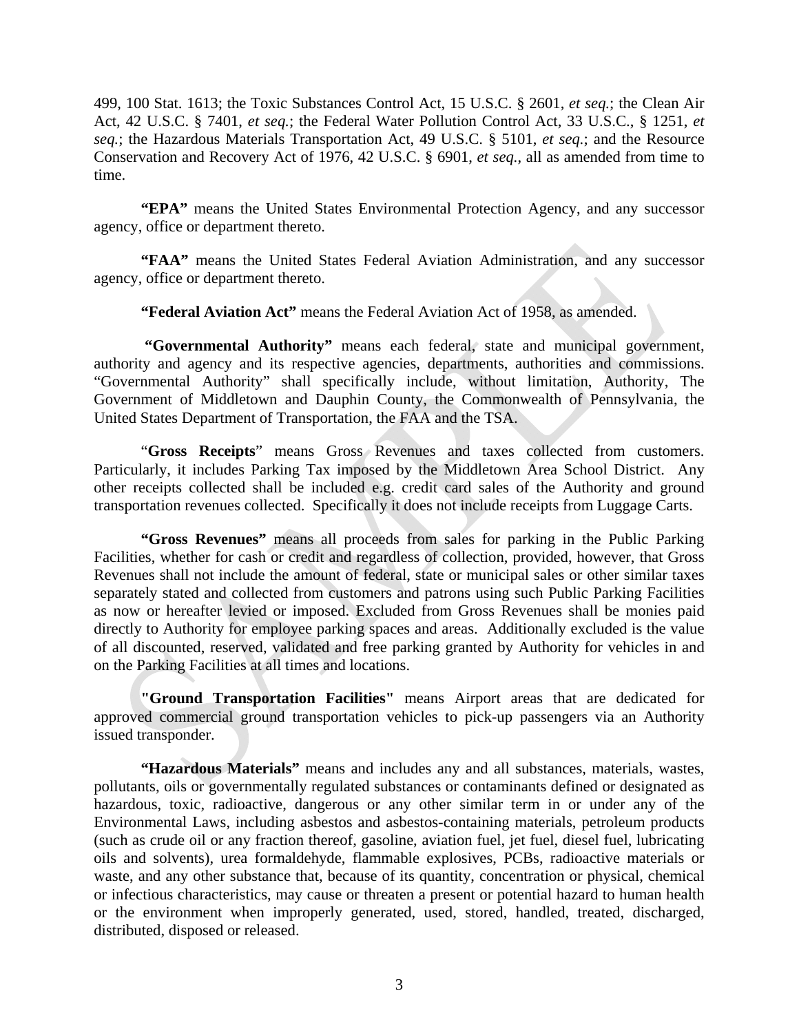499, 100 Stat. 1613; the Toxic Substances Control Act, 15 U.S.C. § 2601, *et seq.*; the Clean Air Act, 42 U.S.C. § 7401, *et seq.*; the Federal Water Pollution Control Act, 33 U.S.C., § 1251, *et seq.*; the Hazardous Materials Transportation Act, 49 U.S.C. § 5101, *et seq.*; and the Resource Conservation and Recovery Act of 1976, 42 U.S.C. § 6901, *et seq.*, all as amended from time to time.

**"EPA"** means the United States Environmental Protection Agency, and any successor agency, office or department thereto.

**"FAA"** means the United States Federal Aviation Administration, and any successor agency, office or department thereto.

**"Federal Aviation Act"** means the Federal Aviation Act of 1958, as amended.

**"Governmental Authority"** means each federal, state and municipal government, authority and agency and its respective agencies, departments, authorities and commissions. "Governmental Authority" shall specifically include, without limitation, Authority, The Government of Middletown and Dauphin County, the Commonwealth of Pennsylvania, the United States Department of Transportation, the FAA and the TSA.

"**Gross Receipts**" means Gross Revenues and taxes collected from customers. Particularly, it includes Parking Tax imposed by the Middletown Area School District. Any other receipts collected shall be included e.g. credit card sales of the Authority and ground transportation revenues collected. Specifically it does not include receipts from Luggage Carts.

**"Gross Revenues"** means all proceeds from sales for parking in the Public Parking Facilities, whether for cash or credit and regardless of collection, provided, however, that Gross Revenues shall not include the amount of federal, state or municipal sales or other similar taxes separately stated and collected from customers and patrons using such Public Parking Facilities as now or hereafter levied or imposed. Excluded from Gross Revenues shall be monies paid directly to Authority for employee parking spaces and areas. Additionally excluded is the value of all discounted, reserved, validated and free parking granted by Authority for vehicles in and on the Parking Facilities at all times and locations.

**"Ground Transportation Facilities"** means Airport areas that are dedicated for approved commercial ground transportation vehicles to pick-up passengers via an Authority issued transponder.

**"Hazardous Materials"** means and includes any and all substances, materials, wastes, pollutants, oils or governmentally regulated substances or contaminants defined or designated as hazardous, toxic, radioactive, dangerous or any other similar term in or under any of the Environmental Laws, including asbestos and asbestos-containing materials, petroleum products (such as crude oil or any fraction thereof, gasoline, aviation fuel, jet fuel, diesel fuel, lubricating oils and solvents), urea formaldehyde, flammable explosives, PCBs, radioactive materials or waste, and any other substance that, because of its quantity, concentration or physical, chemical or infectious characteristics, may cause or threaten a present or potential hazard to human health or the environment when improperly generated, used, stored, handled, treated, discharged, distributed, disposed or released.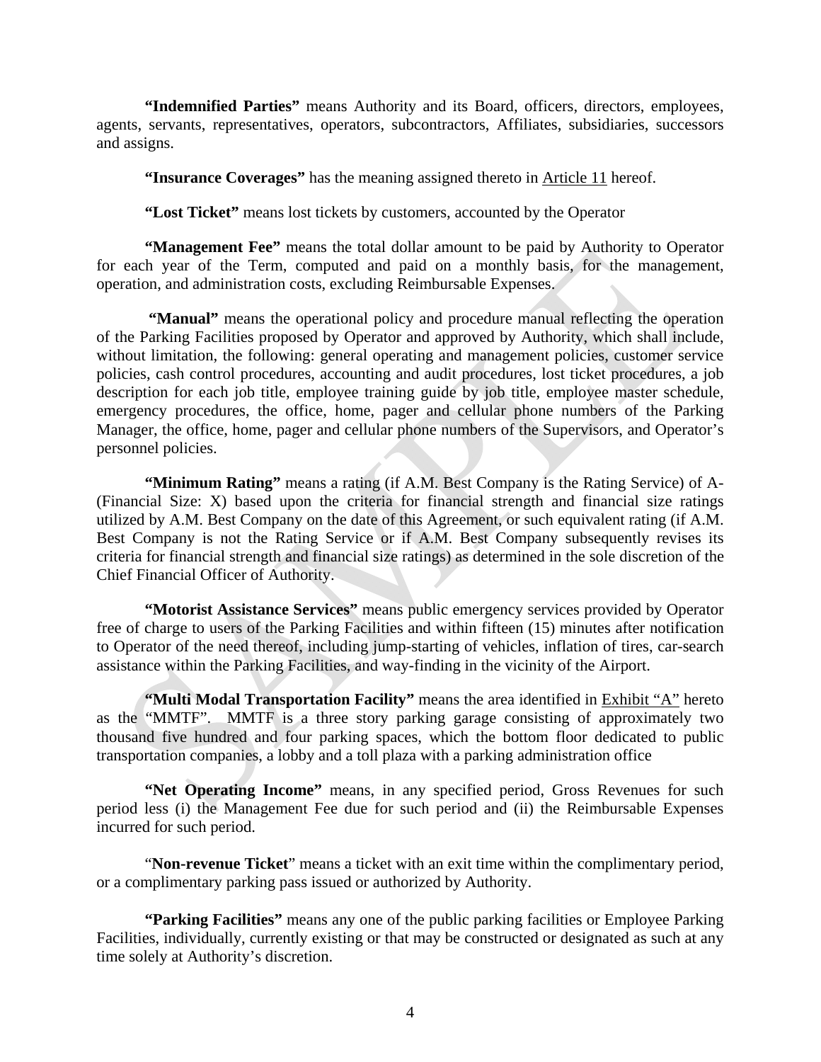**"Indemnified Parties"** means Authority and its Board, officers, directors, employees, agents, servants, representatives, operators, subcontractors, Affiliates, subsidiaries, successors and assigns.

**"Insurance Coverages"** has the meaning assigned thereto in Article 11 hereof.

**"Lost Ticket"** means lost tickets by customers, accounted by the Operator

**"Management Fee"** means the total dollar amount to be paid by Authority to Operator for each year of the Term, computed and paid on a monthly basis, for the management, operation, and administration costs, excluding Reimbursable Expenses.

**"Manual"** means the operational policy and procedure manual reflecting the operation of the Parking Facilities proposed by Operator and approved by Authority, which shall include, without limitation, the following: general operating and management policies, customer service policies, cash control procedures, accounting and audit procedures, lost ticket procedures, a job description for each job title, employee training guide by job title, employee master schedule, emergency procedures, the office, home, pager and cellular phone numbers of the Parking Manager, the office, home, pager and cellular phone numbers of the Supervisors, and Operator's personnel policies.

**"Minimum Rating"** means a rating (if A.M. Best Company is the Rating Service) of A- (Financial Size: X) based upon the criteria for financial strength and financial size ratings utilized by A.M. Best Company on the date of this Agreement, or such equivalent rating (if A.M. Best Company is not the Rating Service or if A.M. Best Company subsequently revises its criteria for financial strength and financial size ratings) as determined in the sole discretion of the Chief Financial Officer of Authority.

**"Motorist Assistance Services"** means public emergency services provided by Operator free of charge to users of the Parking Facilities and within fifteen (15) minutes after notification to Operator of the need thereof, including jump-starting of vehicles, inflation of tires, car-search assistance within the Parking Facilities, and way-finding in the vicinity of the Airport.

**"Multi Modal Transportation Facility"** means the area identified in Exhibit "A" hereto as the "MMTF". MMTF is a three story parking garage consisting of approximately two thousand five hundred and four parking spaces, which the bottom floor dedicated to public transportation companies, a lobby and a toll plaza with a parking administration office

**"Net Operating Income"** means, in any specified period, Gross Revenues for such period less (i) the Management Fee due for such period and (ii) the Reimbursable Expenses incurred for such period.

"**Non-revenue Ticket**" means a ticket with an exit time within the complimentary period, or a complimentary parking pass issued or authorized by Authority.

**"Parking Facilities"** means any one of the public parking facilities or Employee Parking Facilities, individually, currently existing or that may be constructed or designated as such at any time solely at Authority's discretion.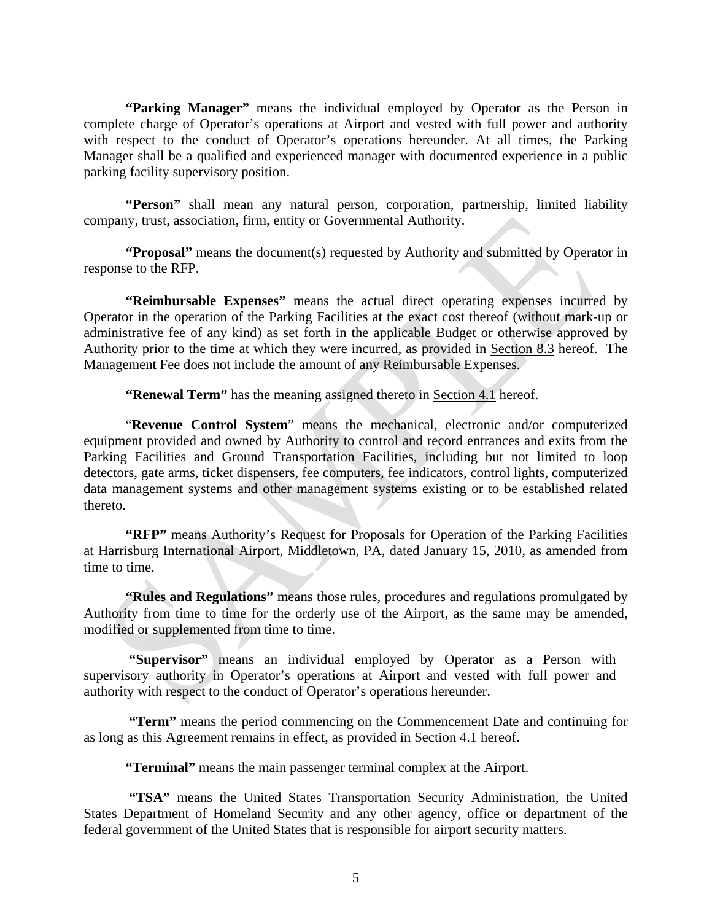**"Parking Manager"** means the individual employed by Operator as the Person in complete charge of Operator's operations at Airport and vested with full power and authority with respect to the conduct of Operator's operations hereunder. At all times, the Parking Manager shall be a qualified and experienced manager with documented experience in a public parking facility supervisory position.

**"Person"** shall mean any natural person, corporation, partnership, limited liability company, trust, association, firm, entity or Governmental Authority.

**"Proposal"** means the document(s) requested by Authority and submitted by Operator in response to the RFP.

**"Reimbursable Expenses"** means the actual direct operating expenses incurred by Operator in the operation of the Parking Facilities at the exact cost thereof (without mark-up or administrative fee of any kind) as set forth in the applicable Budget or otherwise approved by Authority prior to the time at which they were incurred, as provided in Section 8.3 hereof. The Management Fee does not include the amount of any Reimbursable Expenses.

**"Renewal Term"** has the meaning assigned thereto in Section 4.1 hereof.

"**Revenue Control System**" means the mechanical, electronic and/or computerized equipment provided and owned by Authority to control and record entrances and exits from the Parking Facilities and Ground Transportation Facilities, including but not limited to loop detectors, gate arms, ticket dispensers, fee computers, fee indicators, control lights, computerized data management systems and other management systems existing or to be established related thereto.

**"RFP"** means Authority's Request for Proposals for Operation of the Parking Facilities at Harrisburg International Airport, Middletown, PA, dated January 15, 2010, as amended from time to time.

**"Rules and Regulations"** means those rules, procedures and regulations promulgated by Authority from time to time for the orderly use of the Airport, as the same may be amended, modified or supplemented from time to time.

**"Supervisor"** means an individual employed by Operator as a Person with supervisory authority in Operator's operations at Airport and vested with full power and authority with respect to the conduct of Operator's operations hereunder.

**"Term"** means the period commencing on the Commencement Date and continuing for as long as this Agreement remains in effect, as provided in Section 4.1 hereof.

**"Terminal"** means the main passenger terminal complex at the Airport.

**"TSA"** means the United States Transportation Security Administration, the United States Department of Homeland Security and any other agency, office or department of the federal government of the United States that is responsible for airport security matters.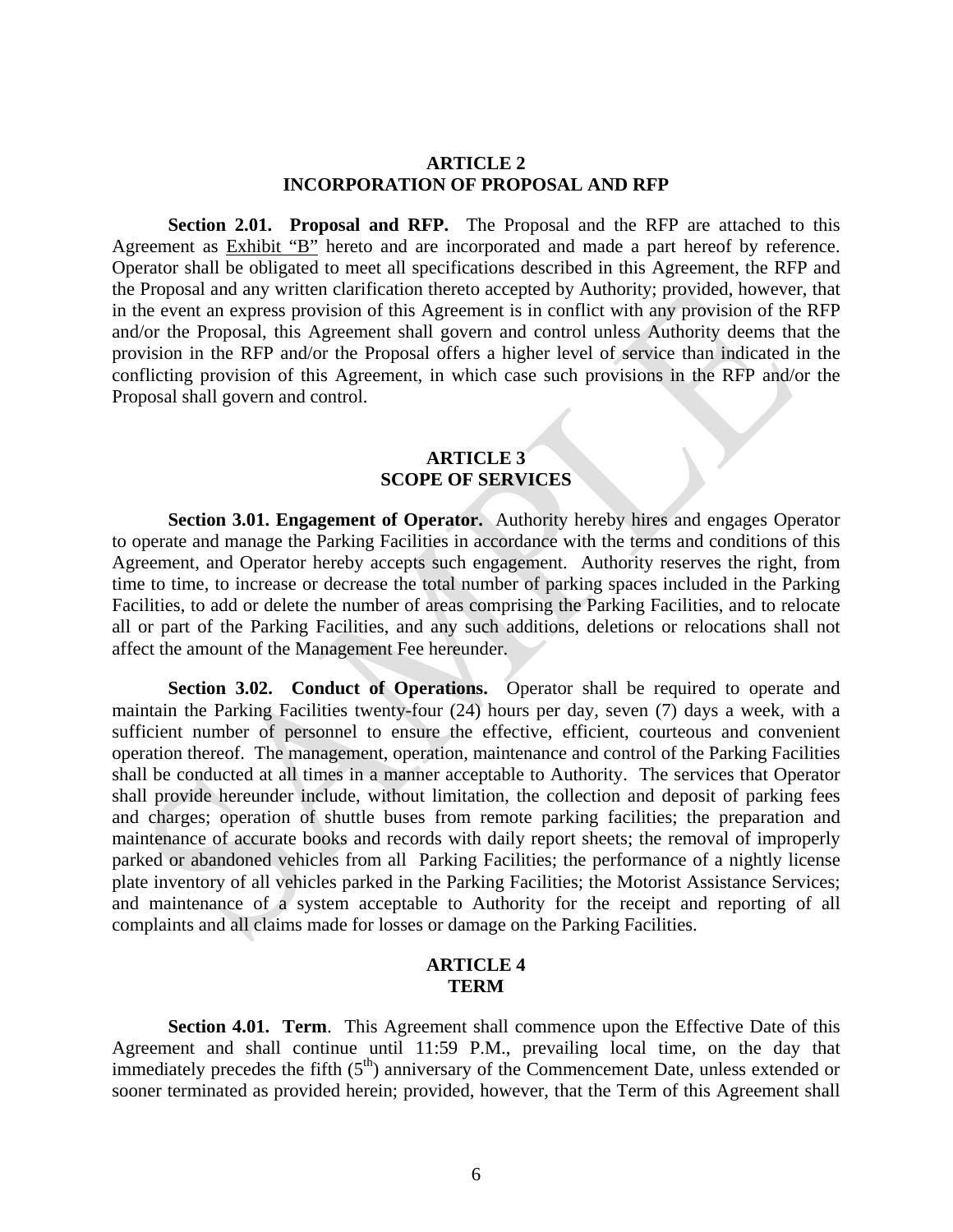## ARTICLE 2
## INCORPORATION OF PROPOSAL AND RFP

**Section 2.01. Proposal and RFP.** The Proposal and the RFP are attached to this Agreement as Exhibit "B" hereto and are incorporated and made a part hereof by reference. Operator shall be obligated to meet all specifications described in this Agreement, the RFP and the Proposal and any written clarification thereto accepted by Authority; provided, however, that in the event an express provision of this Agreement is in conflict with any provision of the RFP and/or the Proposal, this Agreement shall govern and control unless Authority deems that the provision in the RFP and/or the Proposal offers a higher level of service than indicated in the conflicting provision of this Agreement, in which case such provisions in the RFP and/or the Proposal shall govern and control.

## ARTICLE 3
## SCOPE OF SERVICES

**Section 3.01. Engagement of Operator.** Authority hereby hires and engages Operator to operate and manage the Parking Facilities in accordance with the terms and conditions of this Agreement, and Operator hereby accepts such engagement. Authority reserves the right, from time to time, to increase or decrease the total number of parking spaces included in the Parking Facilities, to add or delete the number of areas comprising the Parking Facilities, and to relocate all or part of the Parking Facilities, and any such additions, deletions or relocations shall not affect the amount of the Management Fee hereunder.

**Section 3.02. Conduct of Operations.** Operator shall be required to operate and maintain the Parking Facilities twenty-four (24) hours per day, seven (7) days a week, with a sufficient number of personnel to ensure the effective, efficient, courteous and convenient operation thereof. The management, operation, maintenance and control of the Parking Facilities shall be conducted at all times in a manner acceptable to Authority. The services that Operator shall provide hereunder include, without limitation, the collection and deposit of parking fees and charges; operation of shuttle buses from remote parking facilities; the preparation and maintenance of accurate books and records with daily report sheets; the removal of improperly parked or abandoned vehicles from all Parking Facilities; the performance of a nightly license plate inventory of all vehicles parked in the Parking Facilities; the Motorist Assistance Services; and maintenance of a system acceptable to Authority for the receipt and reporting of all complaints and all claims made for losses or damage on the Parking Facilities.

## ARTICLE 4
## TERM

**Section 4.01. Term**. This Agreement shall commence upon the Effective Date of this Agreement and shall continue until 11:59 P.M., prevailing local time, on the day that immediately precedes the fifth (5th) anniversary of the Commencement Date, unless extended or sooner terminated as provided herein; provided, however, that the Term of this Agreement shall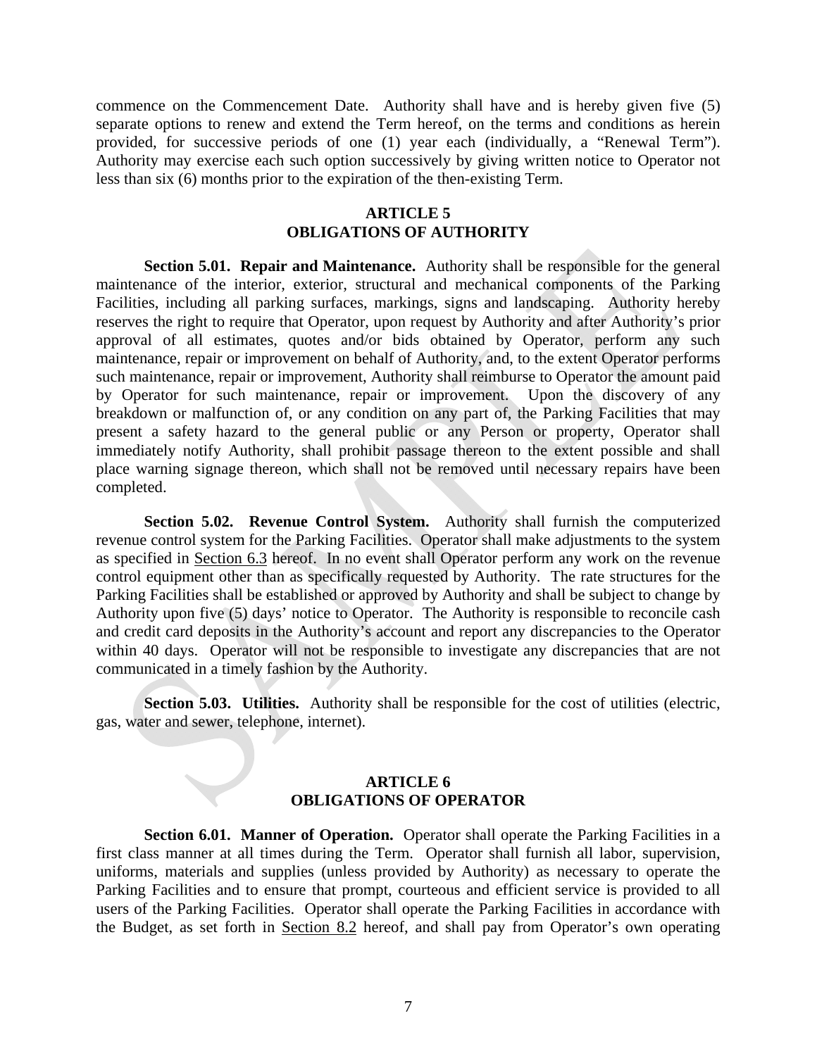commence on the Commencement Date. Authority shall have and is hereby given five (5) separate options to renew and extend the Term hereof, on the terms and conditions as herein provided, for successive periods of one (1) year each (individually, a "Renewal Term"). Authority may exercise each such option successively by giving written notice to Operator not less than six (6) months prior to the expiration of the then-existing Term.

## ARTICLE 5
## OBLIGATIONS OF AUTHORITY

**Section 5.01. Repair and Maintenance.** Authority shall be responsible for the general maintenance of the interior, exterior, structural and mechanical components of the Parking Facilities, including all parking surfaces, markings, signs and landscaping. Authority hereby reserves the right to require that Operator, upon request by Authority and after Authority's prior approval of all estimates, quotes and/or bids obtained by Operator, perform any such maintenance, repair or improvement on behalf of Authority, and, to the extent Operator performs such maintenance, repair or improvement, Authority shall reimburse to Operator the amount paid by Operator for such maintenance, repair or improvement. Upon the discovery of any breakdown or malfunction of, or any condition on any part of, the Parking Facilities that may present a safety hazard to the general public or any Person or property, Operator shall immediately notify Authority, shall prohibit passage thereon to the extent possible and shall place warning signage thereon, which shall not be removed until necessary repairs have been completed.

**Section 5.02. Revenue Control System.** Authority shall furnish the computerized revenue control system for the Parking Facilities. Operator shall make adjustments to the system as specified in Section 6.3 hereof. In no event shall Operator perform any work on the revenue control equipment other than as specifically requested by Authority. The rate structures for the Parking Facilities shall be established or approved by Authority and shall be subject to change by Authority upon five (5) days' notice to Operator. The Authority is responsible to reconcile cash and credit card deposits in the Authority's account and report any discrepancies to the Operator within 40 days. Operator will not be responsible to investigate any discrepancies that are not communicated in a timely fashion by the Authority.

**Section 5.03. Utilities.** Authority shall be responsible for the cost of utilities (electric, gas, water and sewer, telephone, internet).

## ARTICLE 6
## OBLIGATIONS OF OPERATOR

**Section 6.01. Manner of Operation.** Operator shall operate the Parking Facilities in a first class manner at all times during the Term. Operator shall furnish all labor, supervision, uniforms, materials and supplies (unless provided by Authority) as necessary to operate the Parking Facilities and to ensure that prompt, courteous and efficient service is provided to all users of the Parking Facilities. Operator shall operate the Parking Facilities in accordance with the Budget, as set forth in Section 8.2 hereof, and shall pay from Operator's own operating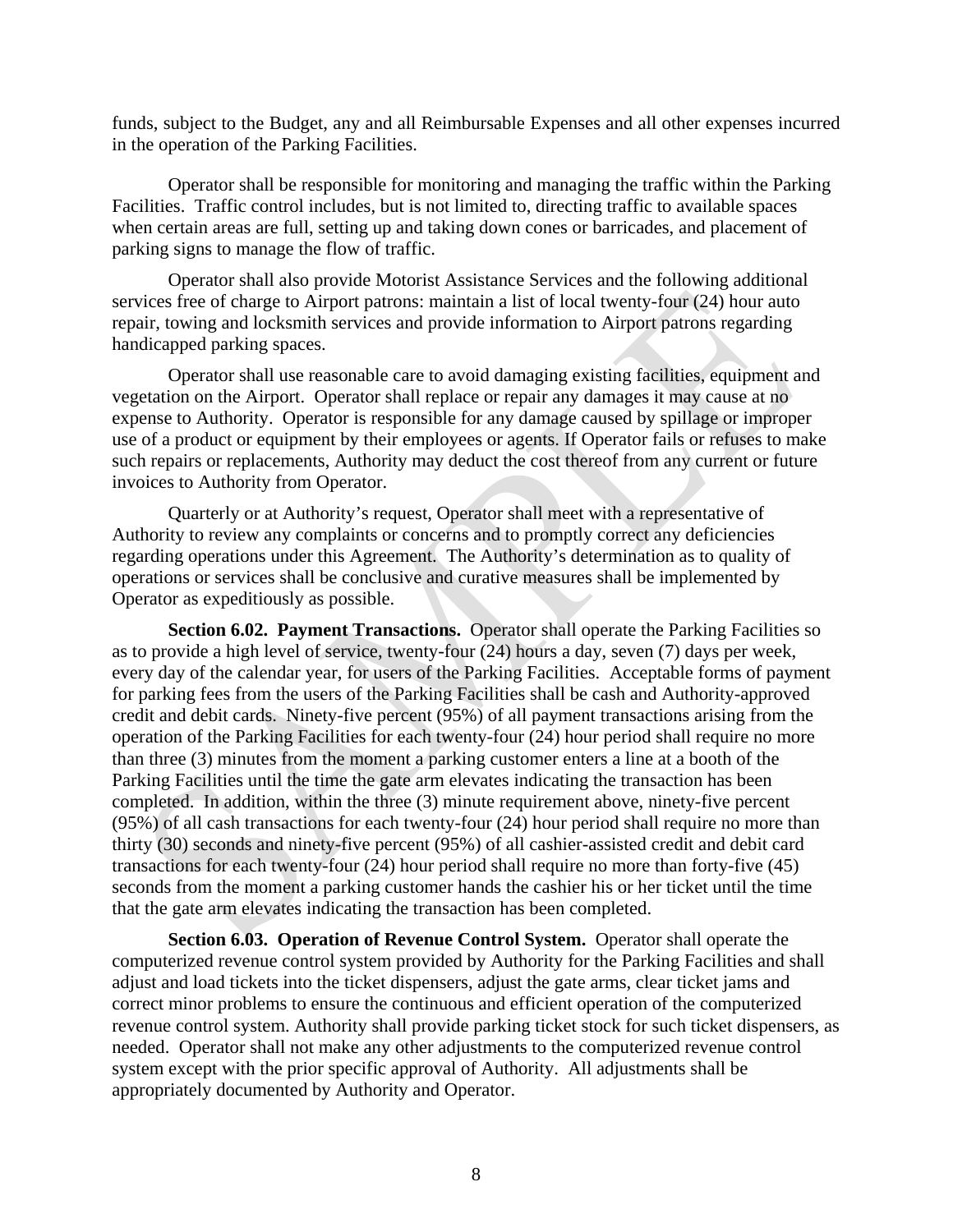funds, subject to the Budget, any and all Reimbursable Expenses and all other expenses incurred in the operation of the Parking Facilities.

Operator shall be responsible for monitoring and managing the traffic within the Parking Facilities. Traffic control includes, but is not limited to, directing traffic to available spaces when certain areas are full, setting up and taking down cones or barricades, and placement of parking signs to manage the flow of traffic.

Operator shall also provide Motorist Assistance Services and the following additional services free of charge to Airport patrons: maintain a list of local twenty-four (24) hour auto repair, towing and locksmith services and provide information to Airport patrons regarding handicapped parking spaces.

Operator shall use reasonable care to avoid damaging existing facilities, equipment and vegetation on the Airport. Operator shall replace or repair any damages it may cause at no expense to Authority. Operator is responsible for any damage caused by spillage or improper use of a product or equipment by their employees or agents. If Operator fails or refuses to make such repairs or replacements, Authority may deduct the cost thereof from any current or future invoices to Authority from Operator.

Quarterly or at Authority's request, Operator shall meet with a representative of Authority to review any complaints or concerns and to promptly correct any deficiencies regarding operations under this Agreement. The Authority's determination as to quality of operations or services shall be conclusive and curative measures shall be implemented by Operator as expeditiously as possible.

**Section 6.02. Payment Transactions.** Operator shall operate the Parking Facilities so as to provide a high level of service, twenty-four (24) hours a day, seven (7) days per week, every day of the calendar year, for users of the Parking Facilities. Acceptable forms of payment for parking fees from the users of the Parking Facilities shall be cash and Authority-approved credit and debit cards. Ninety-five percent (95%) of all payment transactions arising from the operation of the Parking Facilities for each twenty-four (24) hour period shall require no more than three (3) minutes from the moment a parking customer enters a line at a booth of the Parking Facilities until the time the gate arm elevates indicating the transaction has been completed. In addition, within the three (3) minute requirement above, ninety-five percent (95%) of all cash transactions for each twenty-four (24) hour period shall require no more than thirty (30) seconds and ninety-five percent (95%) of all cashier-assisted credit and debit card transactions for each twenty-four (24) hour period shall require no more than forty-five (45) seconds from the moment a parking customer hands the cashier his or her ticket until the time that the gate arm elevates indicating the transaction has been completed.

**Section 6.03. Operation of Revenue Control System.** Operator shall operate the computerized revenue control system provided by Authority for the Parking Facilities and shall adjust and load tickets into the ticket dispensers, adjust the gate arms, clear ticket jams and correct minor problems to ensure the continuous and efficient operation of the computerized revenue control system. Authority shall provide parking ticket stock for such ticket dispensers, as needed. Operator shall not make any other adjustments to the computerized revenue control system except with the prior specific approval of Authority. All adjustments shall be appropriately documented by Authority and Operator.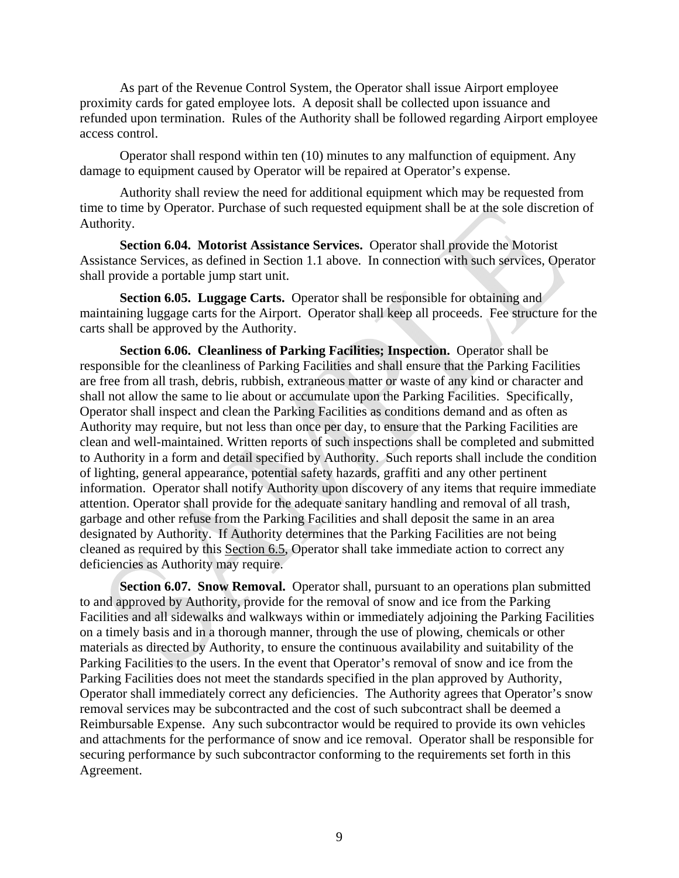As part of the Revenue Control System, the Operator shall issue Airport employee proximity cards for gated employee lots. A deposit shall be collected upon issuance and refunded upon termination. Rules of the Authority shall be followed regarding Airport employee access control.

Operator shall respond within ten (10) minutes to any malfunction of equipment. Any damage to equipment caused by Operator will be repaired at Operator's expense.

Authority shall review the need for additional equipment which may be requested from time to time by Operator. Purchase of such requested equipment shall be at the sole discretion of Authority.

**Section 6.04. Motorist Assistance Services.** Operator shall provide the Motorist Assistance Services, as defined in Section 1.1 above. In connection with such services, Operator shall provide a portable jump start unit.

**Section 6.05. Luggage Carts.** Operator shall be responsible for obtaining and maintaining luggage carts for the Airport. Operator shall keep all proceeds. Fee structure for the carts shall be approved by the Authority.

**Section 6.06. Cleanliness of Parking Facilities; Inspection.** Operator shall be responsible for the cleanliness of Parking Facilities and shall ensure that the Parking Facilities are free from all trash, debris, rubbish, extraneous matter or waste of any kind or character and shall not allow the same to lie about or accumulate upon the Parking Facilities. Specifically, Operator shall inspect and clean the Parking Facilities as conditions demand and as often as Authority may require, but not less than once per day, to ensure that the Parking Facilities are clean and well-maintained. Written reports of such inspections shall be completed and submitted to Authority in a form and detail specified by Authority. Such reports shall include the condition of lighting, general appearance, potential safety hazards, graffiti and any other pertinent information. Operator shall notify Authority upon discovery of any items that require immediate attention. Operator shall provide for the adequate sanitary handling and removal of all trash, garbage and other refuse from the Parking Facilities and shall deposit the same in an area designated by Authority. If Authority determines that the Parking Facilities are not being cleaned as required by this Section 6.5, Operator shall take immediate action to correct any deficiencies as Authority may require.

**Section 6.07. Snow Removal.** Operator shall, pursuant to an operations plan submitted to and approved by Authority, provide for the removal of snow and ice from the Parking Facilities and all sidewalks and walkways within or immediately adjoining the Parking Facilities on a timely basis and in a thorough manner, through the use of plowing, chemicals or other materials as directed by Authority, to ensure the continuous availability and suitability of the Parking Facilities to the users. In the event that Operator's removal of snow and ice from the Parking Facilities does not meet the standards specified in the plan approved by Authority, Operator shall immediately correct any deficiencies. The Authority agrees that Operator's snow removal services may be subcontracted and the cost of such subcontract shall be deemed a Reimbursable Expense. Any such subcontractor would be required to provide its own vehicles and attachments for the performance of snow and ice removal. Operator shall be responsible for securing performance by such subcontractor conforming to the requirements set forth in this Agreement.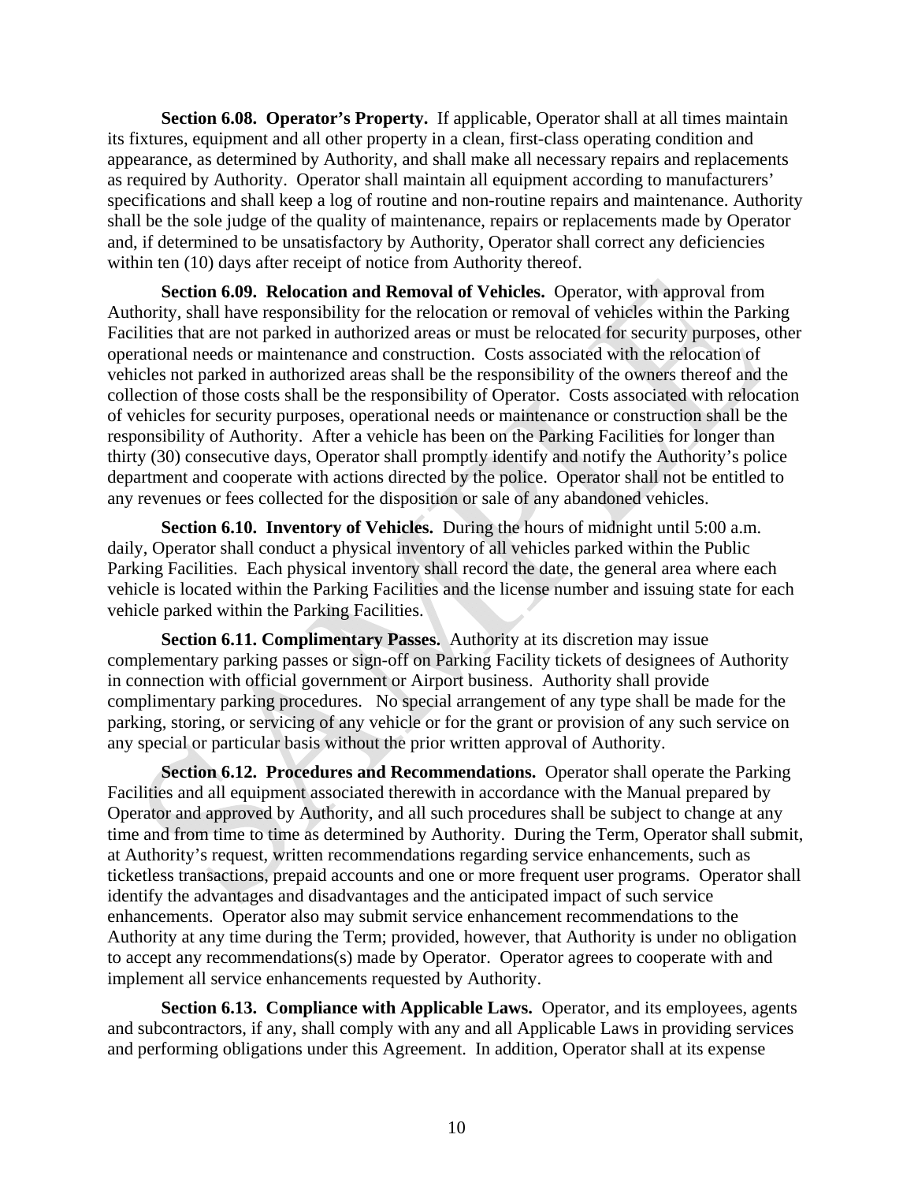**Section 6.08. Operator's Property.** If applicable, Operator shall at all times maintain its fixtures, equipment and all other property in a clean, first-class operating condition and appearance, as determined by Authority, and shall make all necessary repairs and replacements as required by Authority. Operator shall maintain all equipment according to manufacturers' specifications and shall keep a log of routine and non-routine repairs and maintenance. Authority shall be the sole judge of the quality of maintenance, repairs or replacements made by Operator and, if determined to be unsatisfactory by Authority, Operator shall correct any deficiencies within ten (10) days after receipt of notice from Authority thereof.

**Section 6.09. Relocation and Removal of Vehicles.** Operator, with approval from Authority, shall have responsibility for the relocation or removal of vehicles within the Parking Facilities that are not parked in authorized areas or must be relocated for security purposes, other operational needs or maintenance and construction. Costs associated with the relocation of vehicles not parked in authorized areas shall be the responsibility of the owners thereof and the collection of those costs shall be the responsibility of Operator. Costs associated with relocation of vehicles for security purposes, operational needs or maintenance or construction shall be the responsibility of Authority. After a vehicle has been on the Parking Facilities for longer than thirty (30) consecutive days, Operator shall promptly identify and notify the Authority's police department and cooperate with actions directed by the police. Operator shall not be entitled to any revenues or fees collected for the disposition or sale of any abandoned vehicles.

**Section 6.10. Inventory of Vehicles.** During the hours of midnight until 5:00 a.m. daily, Operator shall conduct a physical inventory of all vehicles parked within the Public Parking Facilities. Each physical inventory shall record the date, the general area where each vehicle is located within the Parking Facilities and the license number and issuing state for each vehicle parked within the Parking Facilities.

**Section 6.11. Complimentary Passes.** Authority at its discretion may issue complementary parking passes or sign-off on Parking Facility tickets of designees of Authority in connection with official government or Airport business. Authority shall provide complimentary parking procedures. No special arrangement of any type shall be made for the parking, storing, or servicing of any vehicle or for the grant or provision of any such service on any special or particular basis without the prior written approval of Authority.

**Section 6.12. Procedures and Recommendations.** Operator shall operate the Parking Facilities and all equipment associated therewith in accordance with the Manual prepared by Operator and approved by Authority, and all such procedures shall be subject to change at any time and from time to time as determined by Authority. During the Term, Operator shall submit, at Authority's request, written recommendations regarding service enhancements, such as ticketless transactions, prepaid accounts and one or more frequent user programs. Operator shall identify the advantages and disadvantages and the anticipated impact of such service enhancements. Operator also may submit service enhancement recommendations to the Authority at any time during the Term; provided, however, that Authority is under no obligation to accept any recommendations(s) made by Operator. Operator agrees to cooperate with and implement all service enhancements requested by Authority.

**Section 6.13. Compliance with Applicable Laws.** Operator, and its employees, agents and subcontractors, if any, shall comply with any and all Applicable Laws in providing services and performing obligations under this Agreement. In addition, Operator shall at its expense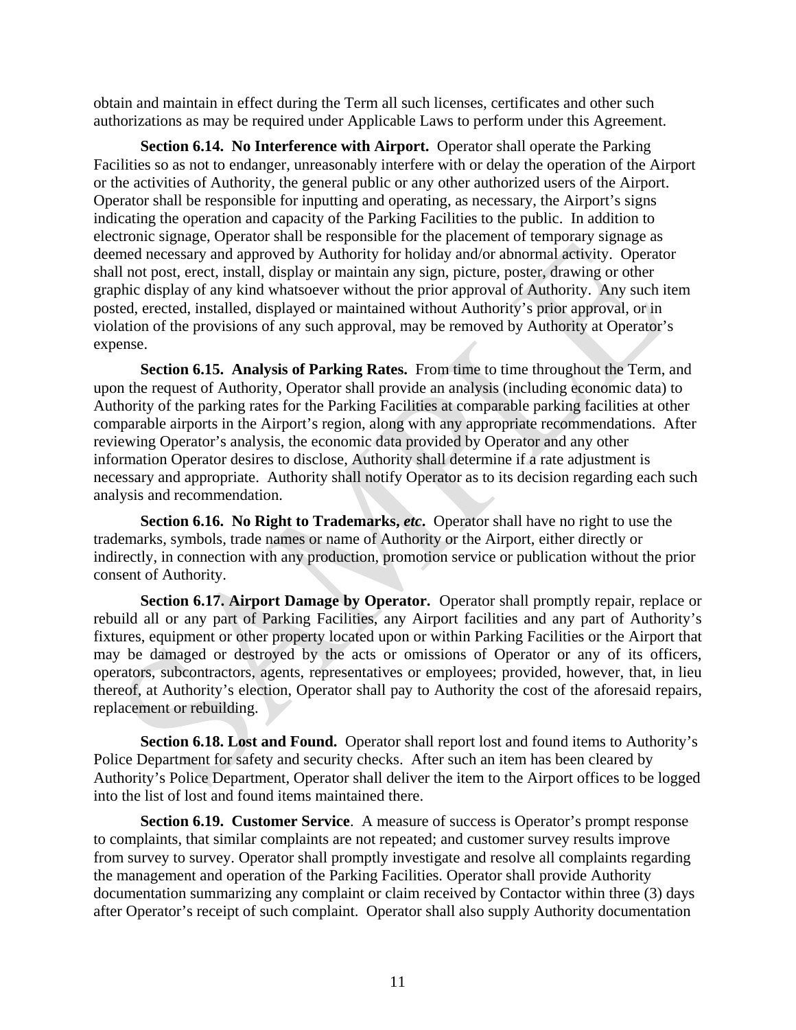obtain and maintain in effect during the Term all such licenses, certificates and other such authorizations as may be required under Applicable Laws to perform under this Agreement.

**Section 6.14. No Interference with Airport.** Operator shall operate the Parking Facilities so as not to endanger, unreasonably interfere with or delay the operation of the Airport or the activities of Authority, the general public or any other authorized users of the Airport. Operator shall be responsible for inputting and operating, as necessary, the Airport's signs indicating the operation and capacity of the Parking Facilities to the public. In addition to electronic signage, Operator shall be responsible for the placement of temporary signage as deemed necessary and approved by Authority for holiday and/or abnormal activity. Operator shall not post, erect, install, display or maintain any sign, picture, poster, drawing or other graphic display of any kind whatsoever without the prior approval of Authority. Any such item posted, erected, installed, displayed or maintained without Authority's prior approval, or in violation of the provisions of any such approval, may be removed by Authority at Operator's expense.

**Section 6.15. Analysis of Parking Rates.** From time to time throughout the Term, and upon the request of Authority, Operator shall provide an analysis (including economic data) to Authority of the parking rates for the Parking Facilities at comparable parking facilities at other comparable airports in the Airport's region, along with any appropriate recommendations. After reviewing Operator's analysis, the economic data provided by Operator and any other information Operator desires to disclose, Authority shall determine if a rate adjustment is necessary and appropriate. Authority shall notify Operator as to its decision regarding each such analysis and recommendation.

**Section 6.16. No Right to Trademarks, *etc*.** Operator shall have no right to use the trademarks, symbols, trade names or name of Authority or the Airport, either directly or indirectly, in connection with any production, promotion service or publication without the prior consent of Authority.

**Section 6.17. Airport Damage by Operator.** Operator shall promptly repair, replace or rebuild all or any part of Parking Facilities, any Airport facilities and any part of Authority's fixtures, equipment or other property located upon or within Parking Facilities or the Airport that may be damaged or destroyed by the acts or omissions of Operator or any of its officers, operators, subcontractors, agents, representatives or employees; provided, however, that, in lieu thereof, at Authority's election, Operator shall pay to Authority the cost of the aforesaid repairs, replacement or rebuilding.

**Section 6.18. Lost and Found.** Operator shall report lost and found items to Authority's Police Department for safety and security checks. After such an item has been cleared by Authority's Police Department, Operator shall deliver the item to the Airport offices to be logged into the list of lost and found items maintained there.

**Section 6.19. Customer Service**. A measure of success is Operator's prompt response to complaints, that similar complaints are not repeated; and customer survey results improve from survey to survey. Operator shall promptly investigate and resolve all complaints regarding the management and operation of the Parking Facilities. Operator shall provide Authority documentation summarizing any complaint or claim received by Contactor within three (3) days after Operator's receipt of such complaint. Operator shall also supply Authority documentation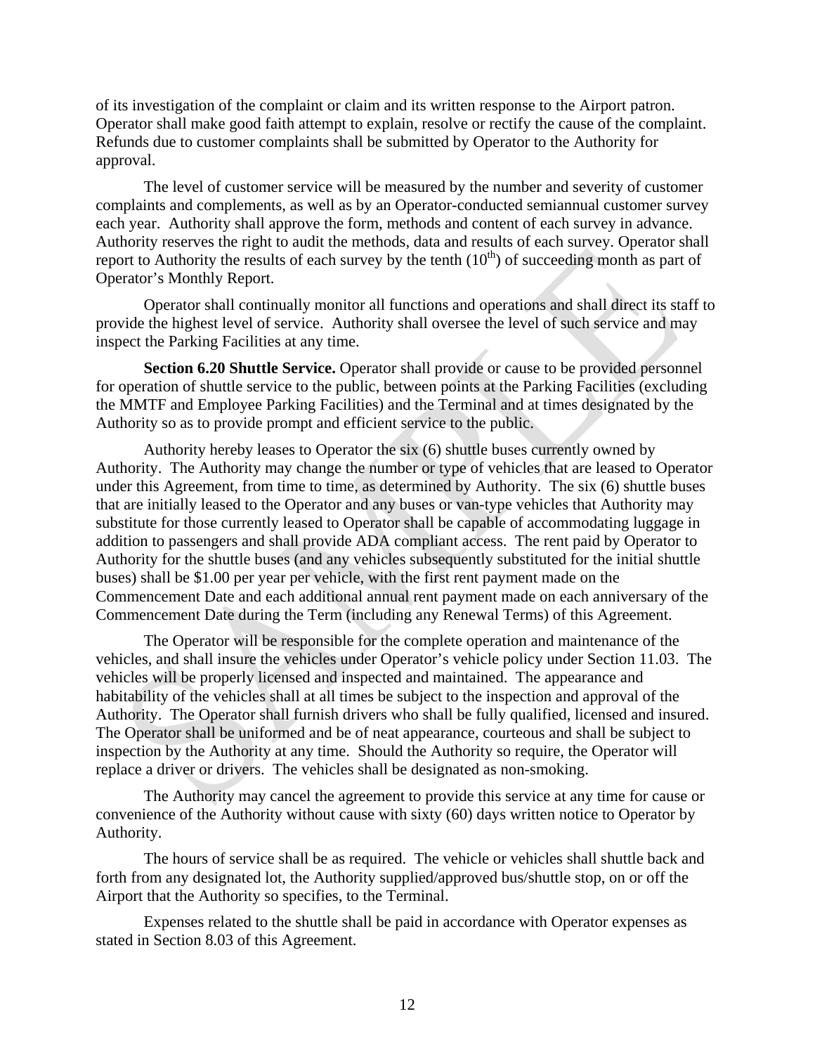of its investigation of the complaint or claim and its written response to the Airport patron. Operator shall make good faith attempt to explain, resolve or rectify the cause of the complaint. Refunds due to customer complaints shall be submitted by Operator to the Authority for approval.

The level of customer service will be measured by the number and severity of customer complaints and complements, as well as by an Operator-conducted semiannual customer survey each year. Authority shall approve the form, methods and content of each survey in advance. Authority reserves the right to audit the methods, data and results of each survey. Operator shall report to Authority the results of each survey by the tenth (10th) of succeeding month as part of Operator's Monthly Report.

Operator shall continually monitor all functions and operations and shall direct its staff to provide the highest level of service. Authority shall oversee the level of such service and may inspect the Parking Facilities at any time.

**Section 6.20 Shuttle Service.** Operator shall provide or cause to be provided personnel for operation of shuttle service to the public, between points at the Parking Facilities (excluding the MMTF and Employee Parking Facilities) and the Terminal and at times designated by the Authority so as to provide prompt and efficient service to the public.

Authority hereby leases to Operator the six (6) shuttle buses currently owned by Authority. The Authority may change the number or type of vehicles that are leased to Operator under this Agreement, from time to time, as determined by Authority. The six (6) shuttle buses that are initially leased to the Operator and any buses or van-type vehicles that Authority may substitute for those currently leased to Operator shall be capable of accommodating luggage in addition to passengers and shall provide ADA compliant access. The rent paid by Operator to Authority for the shuttle buses (and any vehicles subsequently substituted for the initial shuttle buses) shall be $1.00 per year per vehicle, with the first rent payment made on the Commencement Date and each additional annual rent payment made on each anniversary of the Commencement Date during the Term (including any Renewal Terms) of this Agreement.

The Operator will be responsible for the complete operation and maintenance of the vehicles, and shall insure the vehicles under Operator's vehicle policy under Section 11.03. The vehicles will be properly licensed and inspected and maintained. The appearance and habitability of the vehicles shall at all times be subject to the inspection and approval of the Authority. The Operator shall furnish drivers who shall be fully qualified, licensed and insured. The Operator shall be uniformed and be of neat appearance, courteous and shall be subject to inspection by the Authority at any time. Should the Authority so require, the Operator will replace a driver or drivers. The vehicles shall be designated as non-smoking.

The Authority may cancel the agreement to provide this service at any time for cause or convenience of the Authority without cause with sixty (60) days written notice to Operator by Authority.

The hours of service shall be as required. The vehicle or vehicles shall shuttle back and forth from any designated lot, the Authority supplied/approved bus/shuttle stop, on or off the Airport that the Authority so specifies, to the Terminal.

Expenses related to the shuttle shall be paid in accordance with Operator expenses as stated in Section 8.03 of this Agreement.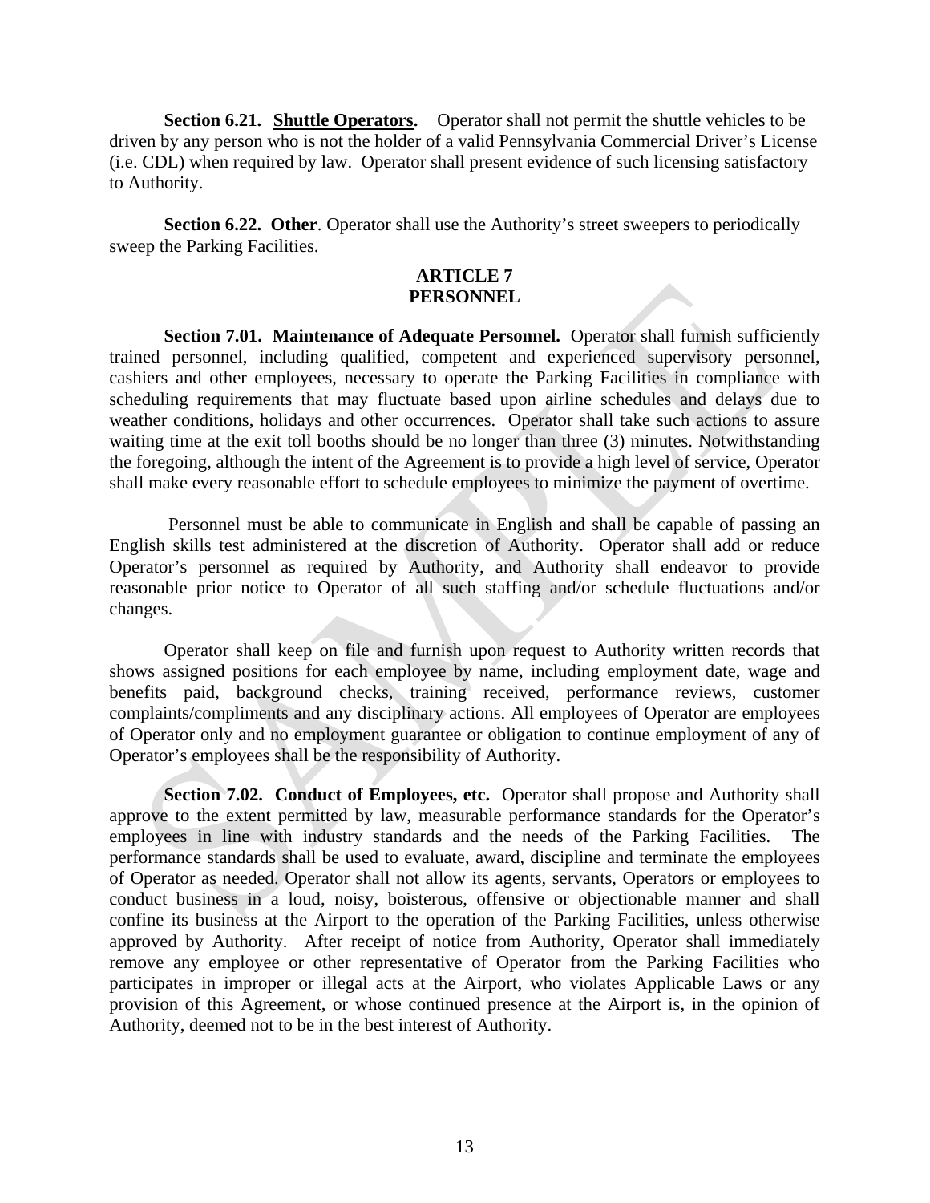**Section 6.21. <u>Shuttle Operators</u>.** Operator shall not permit the shuttle vehicles to be driven by any person who is not the holder of a valid Pennsylvania Commercial Driver's License (i.e. CDL) when required by law. Operator shall present evidence of such licensing satisfactory to Authority.

**Section 6.22. Other**. Operator shall use the Authority's street sweepers to periodically sweep the Parking Facilities.

## ARTICLE 7
## PERSONNEL

**Section 7.01. Maintenance of Adequate Personnel.** Operator shall furnish sufficiently trained personnel, including qualified, competent and experienced supervisory personnel, cashiers and other employees, necessary to operate the Parking Facilities in compliance with scheduling requirements that may fluctuate based upon airline schedules and delays due to weather conditions, holidays and other occurrences. Operator shall take such actions to assure waiting time at the exit toll booths should be no longer than three (3) minutes. Notwithstanding the foregoing, although the intent of the Agreement is to provide a high level of service, Operator shall make every reasonable effort to schedule employees to minimize the payment of overtime.

Personnel must be able to communicate in English and shall be capable of passing an English skills test administered at the discretion of Authority. Operator shall add or reduce Operator's personnel as required by Authority, and Authority shall endeavor to provide reasonable prior notice to Operator of all such staffing and/or schedule fluctuations and/or changes.

Operator shall keep on file and furnish upon request to Authority written records that shows assigned positions for each employee by name, including employment date, wage and benefits paid, background checks, training received, performance reviews, customer complaints/compliments and any disciplinary actions. All employees of Operator are employees of Operator only and no employment guarantee or obligation to continue employment of any of Operator's employees shall be the responsibility of Authority.

**Section 7.02. Conduct of Employees, etc.** Operator shall propose and Authority shall approve to the extent permitted by law, measurable performance standards for the Operator's employees in line with industry standards and the needs of the Parking Facilities. The performance standards shall be used to evaluate, award, discipline and terminate the employees of Operator as needed. Operator shall not allow its agents, servants, Operators or employees to conduct business in a loud, noisy, boisterous, offensive or objectionable manner and shall confine its business at the Airport to the operation of the Parking Facilities, unless otherwise approved by Authority. After receipt of notice from Authority, Operator shall immediately remove any employee or other representative of Operator from the Parking Facilities who participates in improper or illegal acts at the Airport, who violates Applicable Laws or any provision of this Agreement, or whose continued presence at the Airport is, in the opinion of Authority, deemed not to be in the best interest of Authority.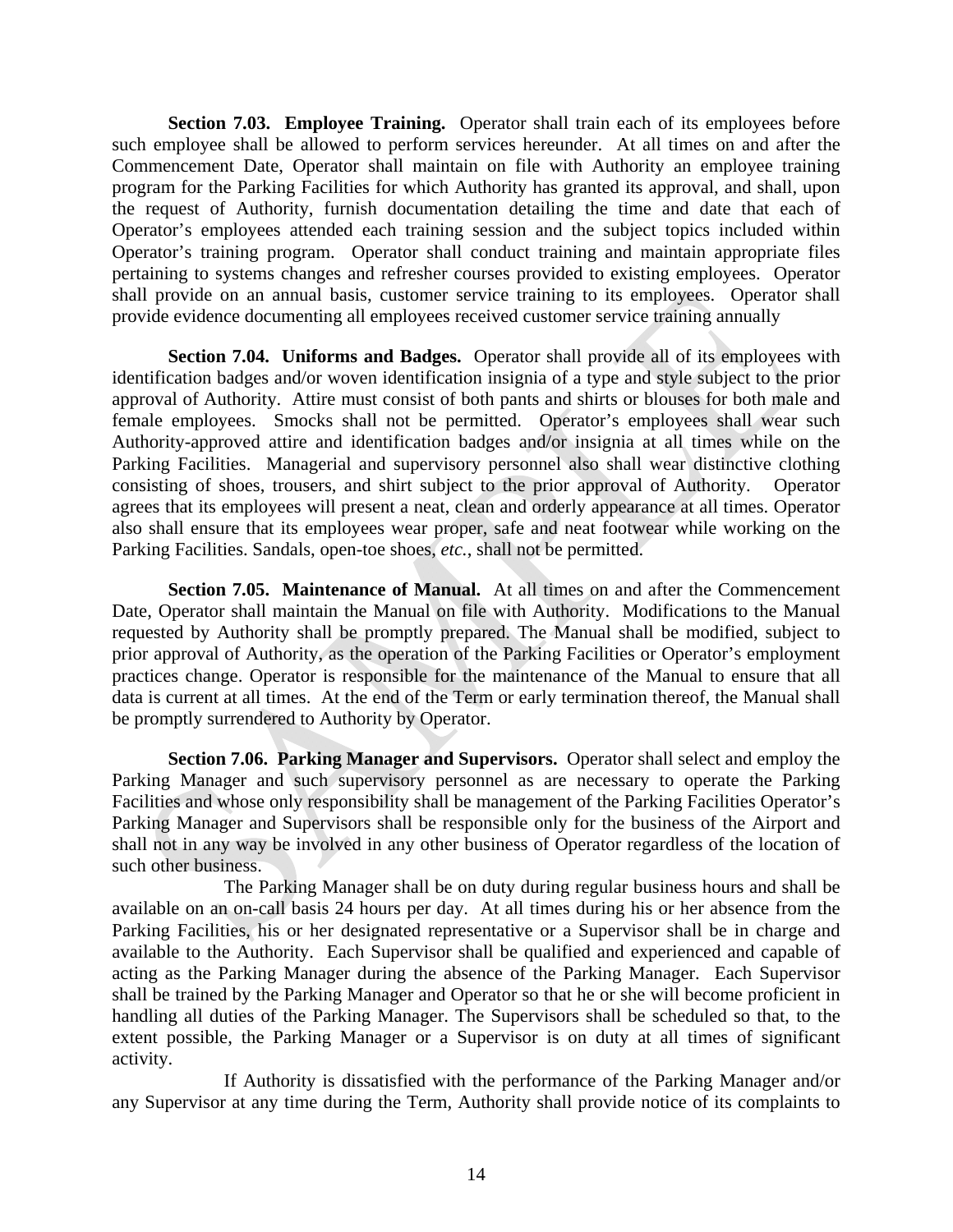**Section 7.03. Employee Training.** Operator shall train each of its employees before such employee shall be allowed to perform services hereunder. At all times on and after the Commencement Date, Operator shall maintain on file with Authority an employee training program for the Parking Facilities for which Authority has granted its approval, and shall, upon the request of Authority, furnish documentation detailing the time and date that each of Operator's employees attended each training session and the subject topics included within Operator's training program. Operator shall conduct training and maintain appropriate files pertaining to systems changes and refresher courses provided to existing employees. Operator shall provide on an annual basis, customer service training to its employees. Operator shall provide evidence documenting all employees received customer service training annually

**Section 7.04. Uniforms and Badges.** Operator shall provide all of its employees with identification badges and/or woven identification insignia of a type and style subject to the prior approval of Authority. Attire must consist of both pants and shirts or blouses for both male and female employees. Smocks shall not be permitted. Operator's employees shall wear such Authority-approved attire and identification badges and/or insignia at all times while on the Parking Facilities. Managerial and supervisory personnel also shall wear distinctive clothing consisting of shoes, trousers, and shirt subject to the prior approval of Authority. Operator agrees that its employees will present a neat, clean and orderly appearance at all times. Operator also shall ensure that its employees wear proper, safe and neat footwear while working on the Parking Facilities. Sandals, open-toe shoes, *etc.*, shall not be permitted.

**Section 7.05. Maintenance of Manual.** At all times on and after the Commencement Date, Operator shall maintain the Manual on file with Authority. Modifications to the Manual requested by Authority shall be promptly prepared. The Manual shall be modified, subject to prior approval of Authority, as the operation of the Parking Facilities or Operator's employment practices change. Operator is responsible for the maintenance of the Manual to ensure that all data is current at all times. At the end of the Term or early termination thereof, the Manual shall be promptly surrendered to Authority by Operator.

**Section 7.06. Parking Manager and Supervisors.** Operator shall select and employ the Parking Manager and such supervisory personnel as are necessary to operate the Parking Facilities and whose only responsibility shall be management of the Parking Facilities Operator's Parking Manager and Supervisors shall be responsible only for the business of the Airport and shall not in any way be involved in any other business of Operator regardless of the location of such other business.

The Parking Manager shall be on duty during regular business hours and shall be available on an on-call basis 24 hours per day. At all times during his or her absence from the Parking Facilities, his or her designated representative or a Supervisor shall be in charge and available to the Authority. Each Supervisor shall be qualified and experienced and capable of acting as the Parking Manager during the absence of the Parking Manager. Each Supervisor shall be trained by the Parking Manager and Operator so that he or she will become proficient in handling all duties of the Parking Manager. The Supervisors shall be scheduled so that, to the extent possible, the Parking Manager or a Supervisor is on duty at all times of significant activity.

If Authority is dissatisfied with the performance of the Parking Manager and/or any Supervisor at any time during the Term, Authority shall provide notice of its complaints to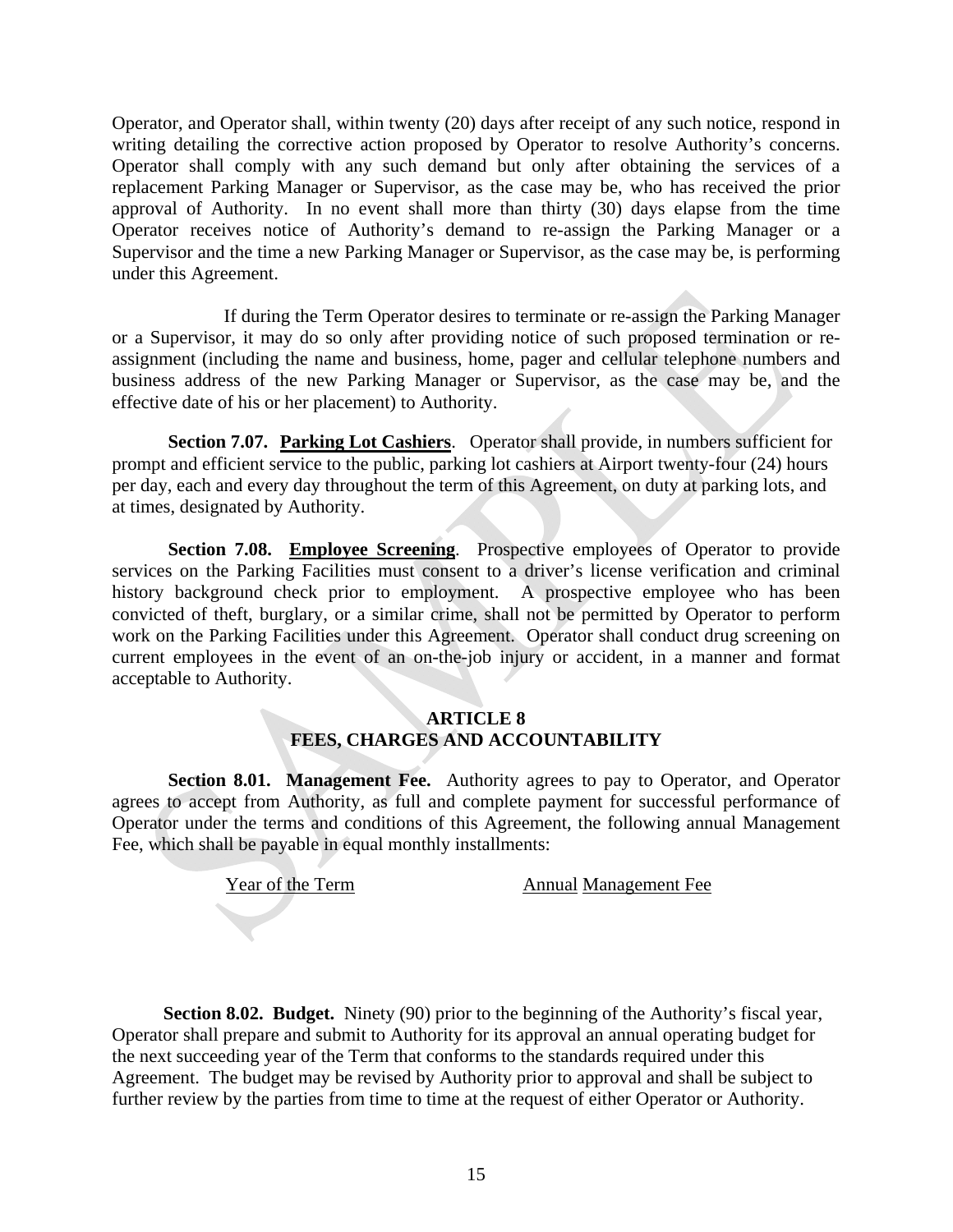Operator, and Operator shall, within twenty (20) days after receipt of any such notice, respond in writing detailing the corrective action proposed by Operator to resolve Authority's concerns. Operator shall comply with any such demand but only after obtaining the services of a replacement Parking Manager or Supervisor, as the case may be, who has received the prior approval of Authority. In no event shall more than thirty (30) days elapse from the time Operator receives notice of Authority's demand to re-assign the Parking Manager or a Supervisor and the time a new Parking Manager or Supervisor, as the case may be, is performing under this Agreement.

If during the Term Operator desires to terminate or re-assign the Parking Manager or a Supervisor, it may do so only after providing notice of such proposed termination or re-assignment (including the name and business, home, pager and cellular telephone numbers and business address of the new Parking Manager or Supervisor, as the case may be, and the effective date of his or her placement) to Authority.

**Section 7.07. Parking Lot Cashiers**. Operator shall provide, in numbers sufficient for prompt and efficient service to the public, parking lot cashiers at Airport twenty-four (24) hours per day, each and every day throughout the term of this Agreement, on duty at parking lots, and at times, designated by Authority.

**Section 7.08. Employee Screening**. Prospective employees of Operator to provide services on the Parking Facilities must consent to a driver's license verification and criminal history background check prior to employment. A prospective employee who has been convicted of theft, burglary, or a similar crime, shall not be permitted by Operator to perform work on the Parking Facilities under this Agreement. Operator shall conduct drug screening on current employees in the event of an on-the-job injury or accident, in a manner and format acceptable to Authority.

## ARTICLE 8
## FEES, CHARGES AND ACCOUNTABILITY

**Section 8.01. Management Fee.** Authority agrees to pay to Operator, and Operator agrees to accept from Authority, as full and complete payment for successful performance of Operator under the terms and conditions of this Agreement, the following annual Management Fee, which shall be payable in equal monthly installments:

| Year of the Term | Annual Management Fee |
|---|---|
| | |

**Section 8.02. Budget.** Ninety (90) prior to the beginning of the Authority's fiscal year, Operator shall prepare and submit to Authority for its approval an annual operating budget for the next succeeding year of the Term that conforms to the standards required under this Agreement. The budget may be revised by Authority prior to approval and shall be subject to further review by the parties from time to time at the request of either Operator or Authority.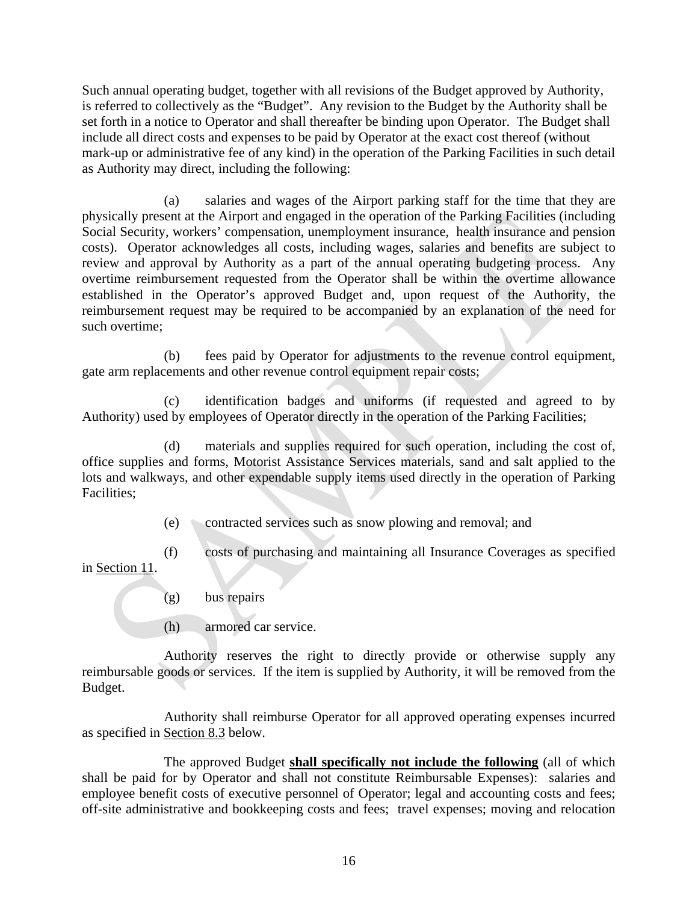Such annual operating budget, together with all revisions of the Budget approved by Authority, is referred to collectively as the "Budget". Any revision to the Budget by the Authority shall be set forth in a notice to Operator and shall thereafter be binding upon Operator. The Budget shall include all direct costs and expenses to be paid by Operator at the exact cost thereof (without mark-up or administrative fee of any kind) in the operation of the Parking Facilities in such detail as Authority may direct, including the following:

(a) salaries and wages of the Airport parking staff for the time that they are physically present at the Airport and engaged in the operation of the Parking Facilities (including Social Security, workers' compensation, unemployment insurance, health insurance and pension costs). Operator acknowledges all costs, including wages, salaries and benefits are subject to review and approval by Authority as a part of the annual operating budgeting process. Any overtime reimbursement requested from the Operator shall be within the overtime allowance established in the Operator's approved Budget and, upon request of the Authority, the reimbursement request may be required to be accompanied by an explanation of the need for such overtime;

(b) fees paid by Operator for adjustments to the revenue control equipment, gate arm replacements and other revenue control equipment repair costs;

(c) identification badges and uniforms (if requested and agreed to by Authority) used by employees of Operator directly in the operation of the Parking Facilities;

(d) materials and supplies required for such operation, including the cost of, office supplies and forms, Motorist Assistance Services materials, sand and salt applied to the lots and walkways, and other expendable supply items used directly in the operation of Parking Facilities;

(e) contracted services such as snow plowing and removal; and

(f) costs of purchasing and maintaining all Insurance Coverages as specified in Section 11.

(g) bus repairs

(h) armored car service.

Authority reserves the right to directly provide or otherwise supply any reimbursable goods or services. If the item is supplied by Authority, it will be removed from the Budget.

Authority shall reimburse Operator for all approved operating expenses incurred as specified in Section 8.3 below.

The approved Budget **shall specifically not include the following** (all of which shall be paid for by Operator and shall not constitute Reimbursable Expenses): salaries and employee benefit costs of executive personnel of Operator; legal and accounting costs and fees; off-site administrative and bookkeeping costs and fees; travel expenses; moving and relocation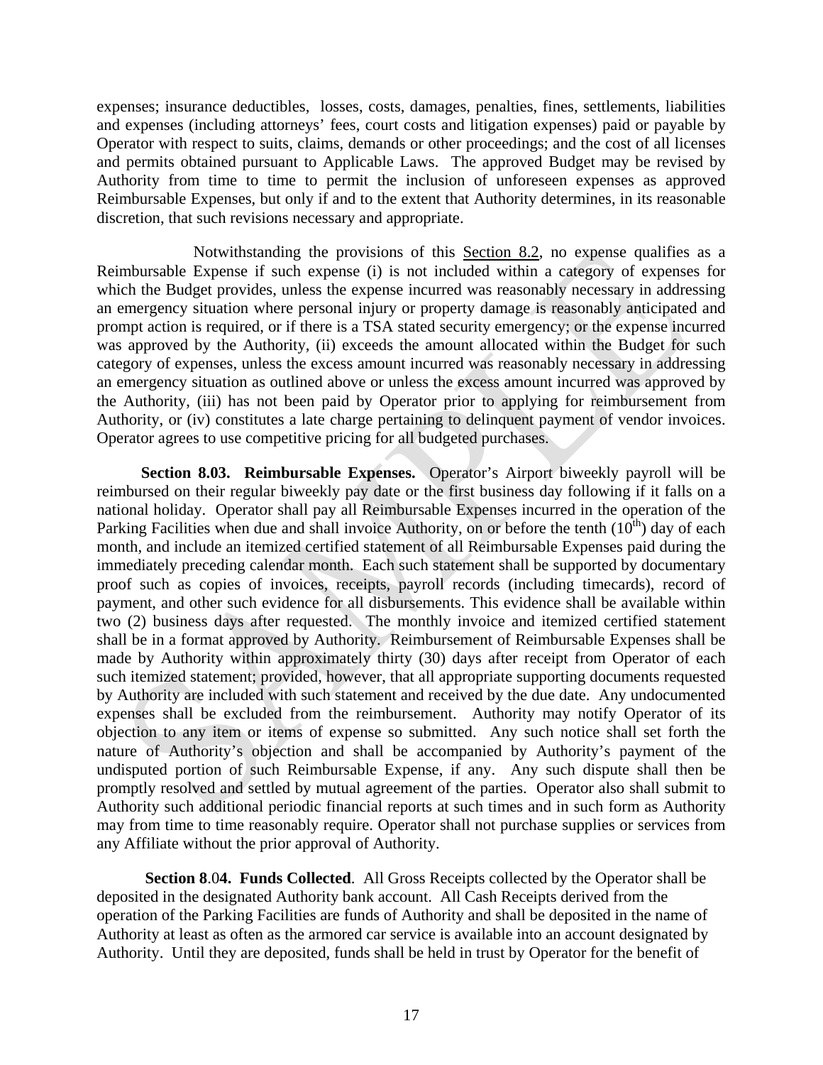expenses; insurance deductibles, losses, costs, damages, penalties, fines, settlements, liabilities and expenses (including attorneys' fees, court costs and litigation expenses) paid or payable by Operator with respect to suits, claims, demands or other proceedings; and the cost of all licenses and permits obtained pursuant to Applicable Laws. The approved Budget may be revised by Authority from time to time to permit the inclusion of unforeseen expenses as approved Reimbursable Expenses, but only if and to the extent that Authority determines, in its reasonable discretion, that such revisions necessary and appropriate.

Notwithstanding the provisions of this Section 8.2, no expense qualifies as a Reimbursable Expense if such expense (i) is not included within a category of expenses for which the Budget provides, unless the expense incurred was reasonably necessary in addressing an emergency situation where personal injury or property damage is reasonably anticipated and prompt action is required, or if there is a TSA stated security emergency; or the expense incurred was approved by the Authority, (ii) exceeds the amount allocated within the Budget for such category of expenses, unless the excess amount incurred was reasonably necessary in addressing an emergency situation as outlined above or unless the excess amount incurred was approved by the Authority, (iii) has not been paid by Operator prior to applying for reimbursement from Authority, or (iv) constitutes a late charge pertaining to delinquent payment of vendor invoices. Operator agrees to use competitive pricing for all budgeted purchases.

**Section 8.03. Reimbursable Expenses.** Operator's Airport biweekly payroll will be reimbursed on their regular biweekly pay date or the first business day following if it falls on a national holiday. Operator shall pay all Reimbursable Expenses incurred in the operation of the Parking Facilities when due and shall invoice Authority, on or before the tenth (10th) day of each month, and include an itemized certified statement of all Reimbursable Expenses paid during the immediately preceding calendar month. Each such statement shall be supported by documentary proof such as copies of invoices, receipts, payroll records (including timecards), record of payment, and other such evidence for all disbursements. This evidence shall be available within two (2) business days after requested. The monthly invoice and itemized certified statement shall be in a format approved by Authority. Reimbursement of Reimbursable Expenses shall be made by Authority within approximately thirty (30) days after receipt from Operator of each such itemized statement; provided, however, that all appropriate supporting documents requested by Authority are included with such statement and received by the due date. Any undocumented expenses shall be excluded from the reimbursement. Authority may notify Operator of its objection to any item or items of expense so submitted. Any such notice shall set forth the nature of Authority's objection and shall be accompanied by Authority's payment of the undisputed portion of such Reimbursable Expense, if any. Any such dispute shall then be promptly resolved and settled by mutual agreement of the parties. Operator also shall submit to Authority such additional periodic financial reports at such times and in such form as Authority may from time to time reasonably require. Operator shall not purchase supplies or services from any Affiliate without the prior approval of Authority.

**Section 8.04. Funds Collected**. All Gross Receipts collected by the Operator shall be deposited in the designated Authority bank account. All Cash Receipts derived from the operation of the Parking Facilities are funds of Authority and shall be deposited in the name of Authority at least as often as the armored car service is available into an account designated by Authority. Until they are deposited, funds shall be held in trust by Operator for the benefit of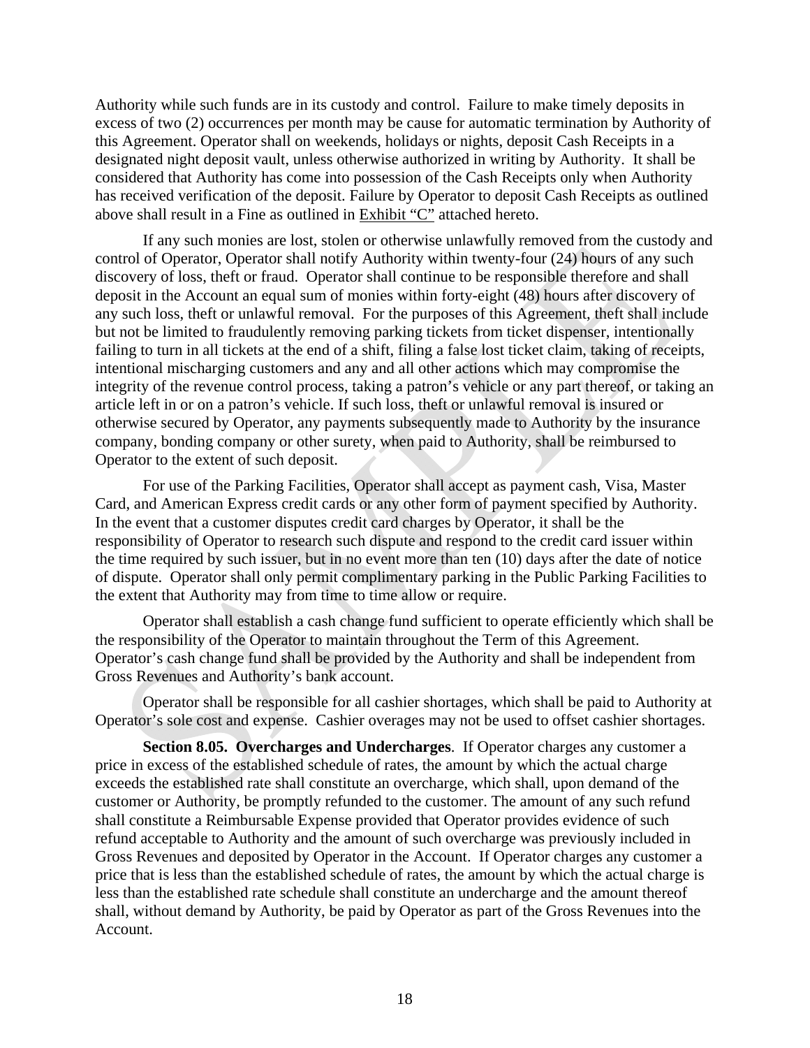Authority while such funds are in its custody and control. Failure to make timely deposits in excess of two (2) occurrences per month may be cause for automatic termination by Authority of this Agreement. Operator shall on weekends, holidays or nights, deposit Cash Receipts in a designated night deposit vault, unless otherwise authorized in writing by Authority. It shall be considered that Authority has come into possession of the Cash Receipts only when Authority has received verification of the deposit. Failure by Operator to deposit Cash Receipts as outlined above shall result in a Fine as outlined in Exhibit "C" attached hereto.

If any such monies are lost, stolen or otherwise unlawfully removed from the custody and control of Operator, Operator shall notify Authority within twenty-four (24) hours of any such discovery of loss, theft or fraud. Operator shall continue to be responsible therefore and shall deposit in the Account an equal sum of monies within forty-eight (48) hours after discovery of any such loss, theft or unlawful removal. For the purposes of this Agreement, theft shall include but not be limited to fraudulently removing parking tickets from ticket dispenser, intentionally failing to turn in all tickets at the end of a shift, filing a false lost ticket claim, taking of receipts, intentional mischarging customers and any and all other actions which may compromise the integrity of the revenue control process, taking a patron's vehicle or any part thereof, or taking an article left in or on a patron's vehicle. If such loss, theft or unlawful removal is insured or otherwise secured by Operator, any payments subsequently made to Authority by the insurance company, bonding company or other surety, when paid to Authority, shall be reimbursed to Operator to the extent of such deposit.

For use of the Parking Facilities, Operator shall accept as payment cash, Visa, Master Card, and American Express credit cards or any other form of payment specified by Authority. In the event that a customer disputes credit card charges by Operator, it shall be the responsibility of Operator to research such dispute and respond to the credit card issuer within the time required by such issuer, but in no event more than ten (10) days after the date of notice of dispute. Operator shall only permit complimentary parking in the Public Parking Facilities to the extent that Authority may from time to time allow or require.

Operator shall establish a cash change fund sufficient to operate efficiently which shall be the responsibility of the Operator to maintain throughout the Term of this Agreement. Operator's cash change fund shall be provided by the Authority and shall be independent from Gross Revenues and Authority's bank account.

Operator shall be responsible for all cashier shortages, which shall be paid to Authority at Operator's sole cost and expense. Cashier overages may not be used to offset cashier shortages.

**Section 8.05. Overcharges and Undercharges**. If Operator charges any customer a price in excess of the established schedule of rates, the amount by which the actual charge exceeds the established rate shall constitute an overcharge, which shall, upon demand of the customer or Authority, be promptly refunded to the customer. The amount of any such refund shall constitute a Reimbursable Expense provided that Operator provides evidence of such refund acceptable to Authority and the amount of such overcharge was previously included in Gross Revenues and deposited by Operator in the Account. If Operator charges any customer a price that is less than the established schedule of rates, the amount by which the actual charge is less than the established rate schedule shall constitute an undercharge and the amount thereof shall, without demand by Authority, be paid by Operator as part of the Gross Revenues into the Account.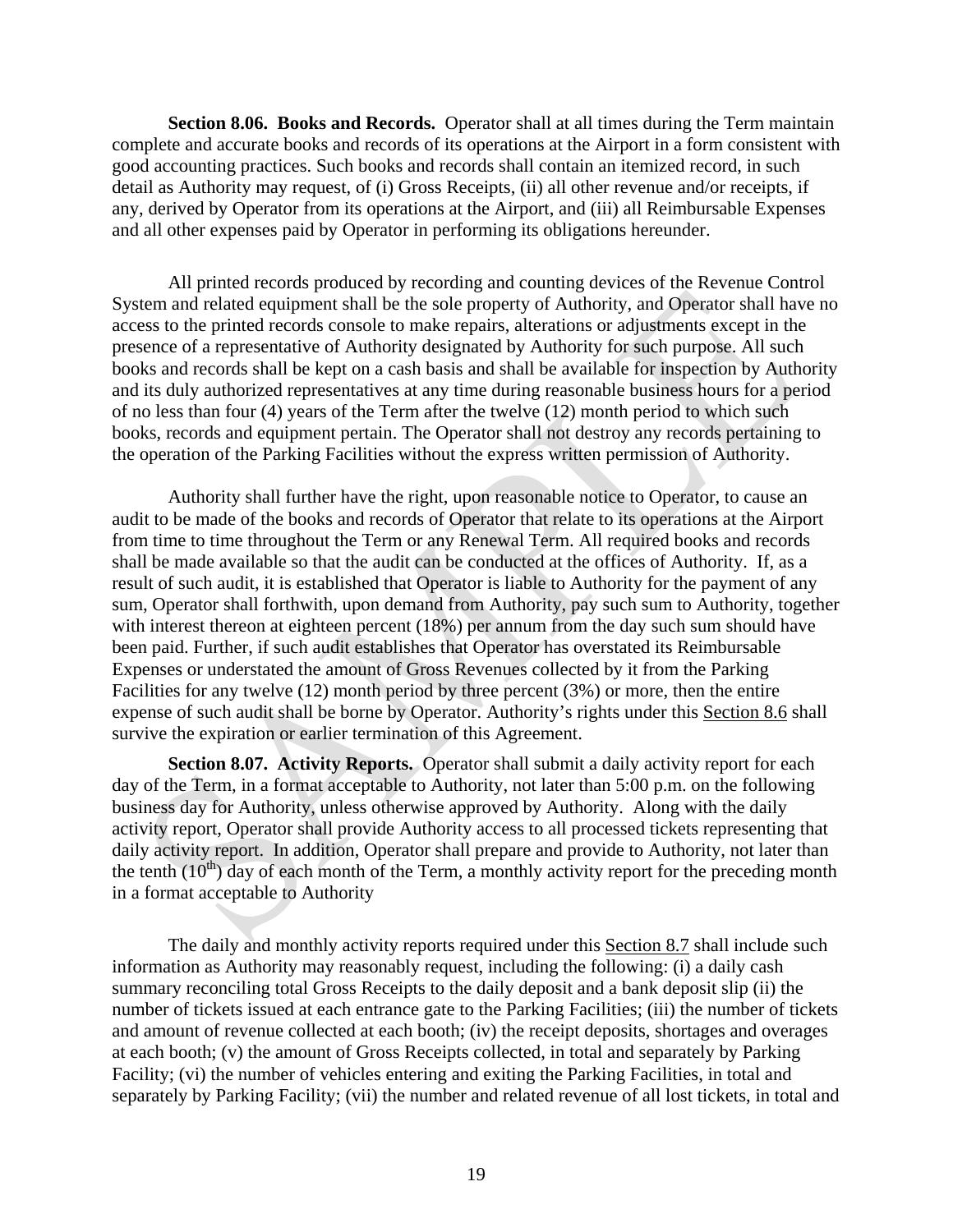**Section 8.06. Books and Records.** Operator shall at all times during the Term maintain complete and accurate books and records of its operations at the Airport in a form consistent with good accounting practices. Such books and records shall contain an itemized record, in such detail as Authority may request, of (i) Gross Receipts, (ii) all other revenue and/or receipts, if any, derived by Operator from its operations at the Airport, and (iii) all Reimbursable Expenses and all other expenses paid by Operator in performing its obligations hereunder.

All printed records produced by recording and counting devices of the Revenue Control System and related equipment shall be the sole property of Authority, and Operator shall have no access to the printed records console to make repairs, alterations or adjustments except in the presence of a representative of Authority designated by Authority for such purpose. All such books and records shall be kept on a cash basis and shall be available for inspection by Authority and its duly authorized representatives at any time during reasonable business hours for a period of no less than four (4) years of the Term after the twelve (12) month period to which such books, records and equipment pertain. The Operator shall not destroy any records pertaining to the operation of the Parking Facilities without the express written permission of Authority.

Authority shall further have the right, upon reasonable notice to Operator, to cause an audit to be made of the books and records of Operator that relate to its operations at the Airport from time to time throughout the Term or any Renewal Term. All required books and records shall be made available so that the audit can be conducted at the offices of Authority. If, as a result of such audit, it is established that Operator is liable to Authority for the payment of any sum, Operator shall forthwith, upon demand from Authority, pay such sum to Authority, together with interest thereon at eighteen percent (18%) per annum from the day such sum should have been paid. Further, if such audit establishes that Operator has overstated its Reimbursable Expenses or understated the amount of Gross Revenues collected by it from the Parking Facilities for any twelve (12) month period by three percent (3%) or more, then the entire expense of such audit shall be borne by Operator. Authority's rights under this Section 8.6 shall survive the expiration or earlier termination of this Agreement.

**Section 8.07. Activity Reports.** Operator shall submit a daily activity report for each day of the Term, in a format acceptable to Authority, not later than 5:00 p.m. on the following business day for Authority, unless otherwise approved by Authority. Along with the daily activity report, Operator shall provide Authority access to all processed tickets representing that daily activity report. In addition, Operator shall prepare and provide to Authority, not later than the tenth (10th) day of each month of the Term, a monthly activity report for the preceding month in a format acceptable to Authority

The daily and monthly activity reports required under this Section 8.7 shall include such information as Authority may reasonably request, including the following: (i) a daily cash summary reconciling total Gross Receipts to the daily deposit and a bank deposit slip (ii) the number of tickets issued at each entrance gate to the Parking Facilities; (iii) the number of tickets and amount of revenue collected at each booth; (iv) the receipt deposits, shortages and overages at each booth; (v) the amount of Gross Receipts collected, in total and separately by Parking Facility; (vi) the number of vehicles entering and exiting the Parking Facilities, in total and separately by Parking Facility; (vii) the number and related revenue of all lost tickets, in total and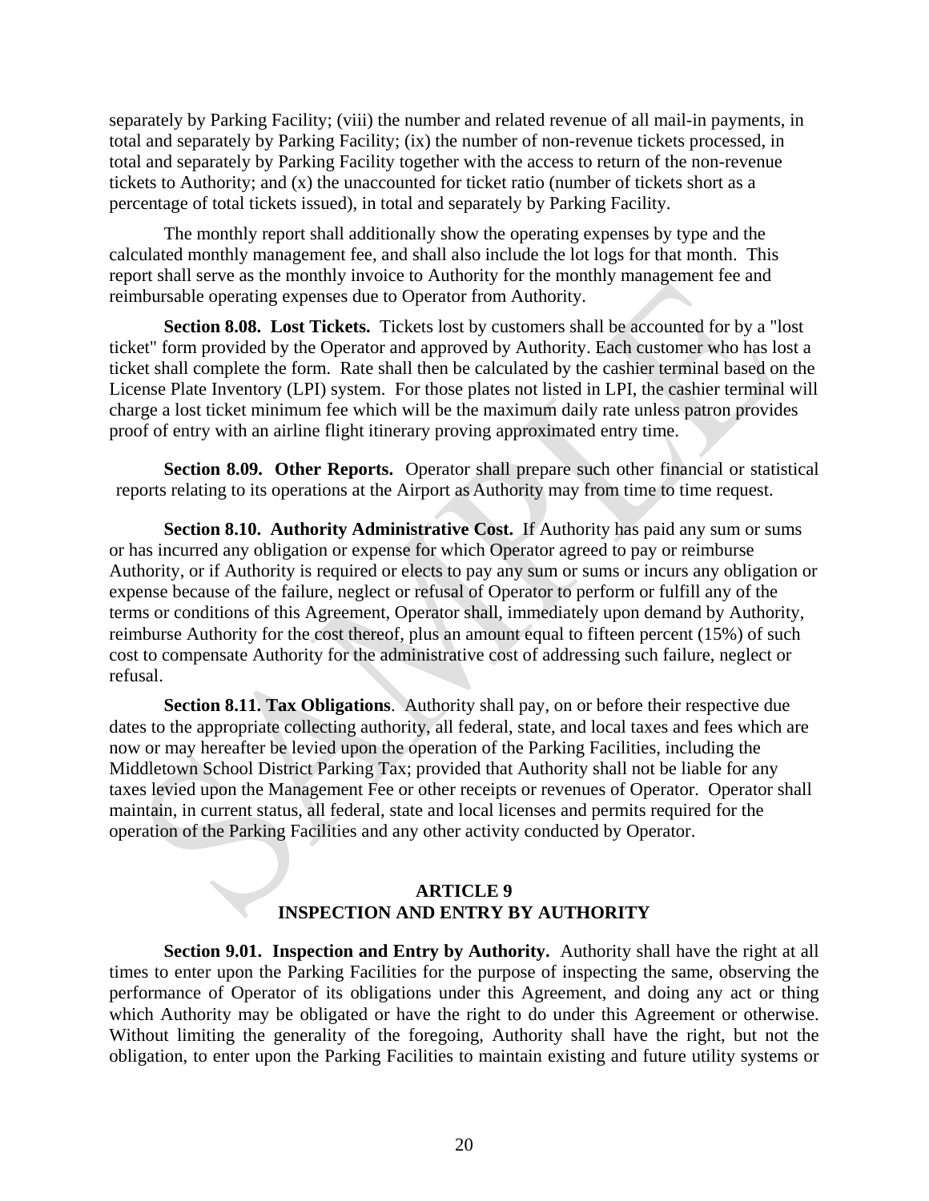separately by Parking Facility; (viii) the number and related revenue of all mail-in payments, in total and separately by Parking Facility; (ix) the number of non-revenue tickets processed, in total and separately by Parking Facility together with the access to return of the non-revenue tickets to Authority; and (x) the unaccounted for ticket ratio (number of tickets short as a percentage of total tickets issued), in total and separately by Parking Facility.

The monthly report shall additionally show the operating expenses by type and the calculated monthly management fee, and shall also include the lot logs for that month. This report shall serve as the monthly invoice to Authority for the monthly management fee and reimbursable operating expenses due to Operator from Authority.

**Section 8.08. Lost Tickets.** Tickets lost by customers shall be accounted for by a "lost ticket" form provided by the Operator and approved by Authority. Each customer who has lost a ticket shall complete the form. Rate shall then be calculated by the cashier terminal based on the License Plate Inventory (LPI) system. For those plates not listed in LPI, the cashier terminal will charge a lost ticket minimum fee which will be the maximum daily rate unless patron provides proof of entry with an airline flight itinerary proving approximated entry time.

**Section 8.09. Other Reports.** Operator shall prepare such other financial or statistical reports relating to its operations at the Airport as Authority may from time to time request.

**Section 8.10. Authority Administrative Cost.** If Authority has paid any sum or sums or has incurred any obligation or expense for which Operator agreed to pay or reimburse Authority, or if Authority is required or elects to pay any sum or sums or incurs any obligation or expense because of the failure, neglect or refusal of Operator to perform or fulfill any of the terms or conditions of this Agreement, Operator shall, immediately upon demand by Authority, reimburse Authority for the cost thereof, plus an amount equal to fifteen percent (15%) of such cost to compensate Authority for the administrative cost of addressing such failure, neglect or refusal.

**Section 8.11. Tax Obligations**. Authority shall pay, on or before their respective due dates to the appropriate collecting authority, all federal, state, and local taxes and fees which are now or may hereafter be levied upon the operation of the Parking Facilities, including the Middletown School District Parking Tax; provided that Authority shall not be liable for any taxes levied upon the Management Fee or other receipts or revenues of Operator. Operator shall maintain, in current status, all federal, state and local licenses and permits required for the operation of the Parking Facilities and any other activity conducted by Operator.

## ARTICLE 9
## INSPECTION AND ENTRY BY AUTHORITY

**Section 9.01. Inspection and Entry by Authority.** Authority shall have the right at all times to enter upon the Parking Facilities for the purpose of inspecting the same, observing the performance of Operator of its obligations under this Agreement, and doing any act or thing which Authority may be obligated or have the right to do under this Agreement or otherwise. Without limiting the generality of the foregoing, Authority shall have the right, but not the obligation, to enter upon the Parking Facilities to maintain existing and future utility systems or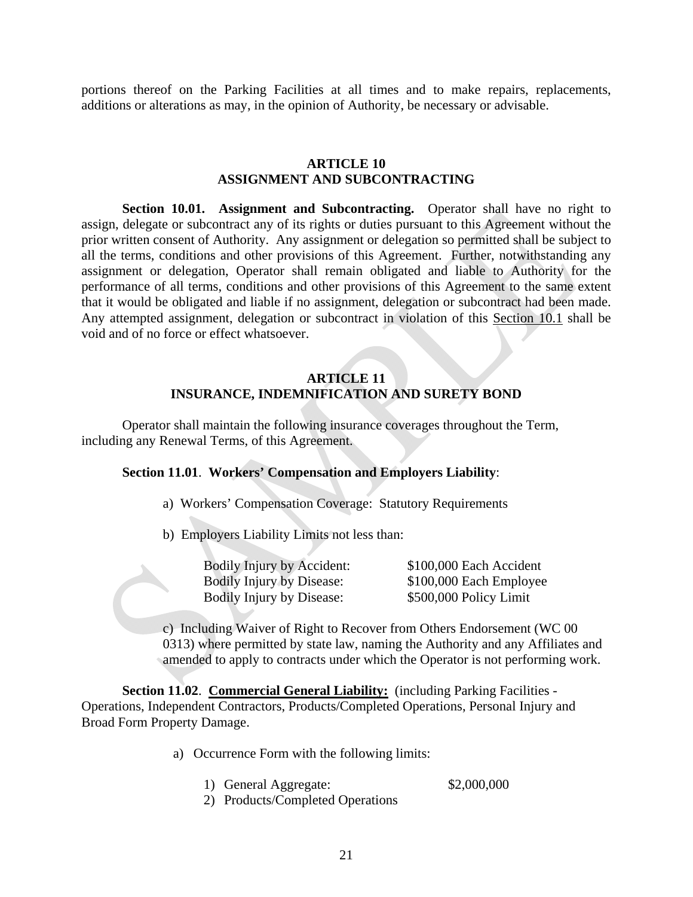portions thereof on the Parking Facilities at all times and to make repairs, replacements, additions or alterations as may, in the opinion of Authority, be necessary or advisable.

## ARTICLE 10
## ASSIGNMENT AND SUBCONTRACTING

**Section 10.01. Assignment and Subcontracting.** Operator shall have no right to assign, delegate or subcontract any of its rights or duties pursuant to this Agreement without the prior written consent of Authority. Any assignment or delegation so permitted shall be subject to all the terms, conditions and other provisions of this Agreement. Further, notwithstanding any assignment or delegation, Operator shall remain obligated and liable to Authority for the performance of all terms, conditions and other provisions of this Agreement to the same extent that it would be obligated and liable if no assignment, delegation or subcontract had been made. Any attempted assignment, delegation or subcontract in violation of this Section 10.1 shall be void and of no force or effect whatsoever.

## ARTICLE 11
## INSURANCE, INDEMNIFICATION AND SURETY BOND

Operator shall maintain the following insurance coverages throughout the Term, including any Renewal Terms, of this Agreement.

**Section 11.01**. **Workers' Compensation and Employers Liability**:

a) Workers' Compensation Coverage: Statutory Requirements

b) Employers Liability Limits not less than:

| | |
|---|---|
| Bodily Injury by Accident: | $100,000 Each Accident |
| Bodily Injury by Disease: | $100,000 Each Employee |
| Bodily Injury by Disease: | $500,000 Policy Limit |

c) Including Waiver of Right to Recover from Others Endorsement (WC 00 0313) where permitted by state law, naming the Authority and any Affiliates and amended to apply to contracts under which the Operator is not performing work.

**Section 11.02**. **Commercial General Liability:** (including Parking Facilities - Operations, Independent Contractors, Products/Completed Operations, Personal Injury and Broad Form Property Damage.

a) Occurrence Form with the following limits:

1) General Aggregate: $2,000,000
2) Products/Completed Operations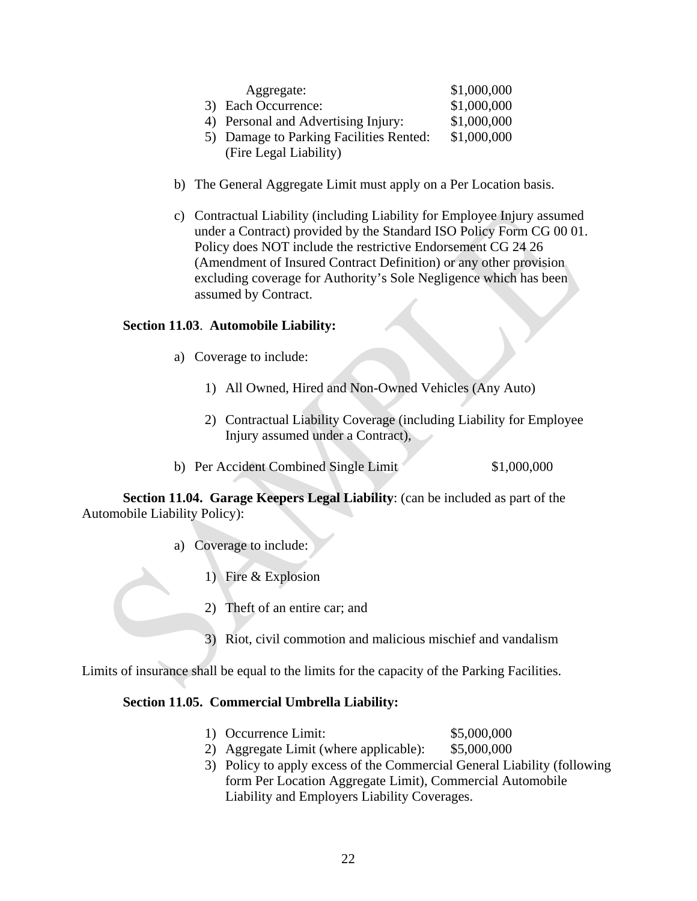Aggregate: $1,000,000

3) Each Occurrence: $1,000,000
4) Personal and Advertising Injury: $1,000,000
5) Damage to Parking Facilities Rented: $1,000,000
   (Fire Legal Liability)

b) The General Aggregate Limit must apply on a Per Location basis.

c) Contractual Liability (including Liability for Employee Injury assumed under a Contract) provided by the Standard ISO Policy Form CG 00 01. Policy does NOT include the restrictive Endorsement CG 24 26 (Amendment of Insured Contract Definition) or any other provision excluding coverage for Authority's Sole Negligence which has been assumed by Contract.

**Section 11.03**. **Automobile Liability:**

a) Coverage to include:

   1) All Owned, Hired and Non-Owned Vehicles (Any Auto)

   2) Contractual Liability Coverage (including Liability for Employee Injury assumed under a Contract),

b) Per Accident Combined Single Limit $1,000,000

**Section 11.04. Garage Keepers Legal Liability**: (can be included as part of the Automobile Liability Policy):

a) Coverage to include:

   1) Fire & Explosion

   2) Theft of an entire car; and

   3) Riot, civil commotion and malicious mischief and vandalism

Limits of insurance shall be equal to the limits for the capacity of the Parking Facilities.

**Section 11.05. Commercial Umbrella Liability:**

1) Occurrence Limit: $5,000,000
2) Aggregate Limit (where applicable): $5,000,000
3) Policy to apply excess of the Commercial General Liability (following form Per Location Aggregate Limit), Commercial Automobile Liability and Employers Liability Coverages.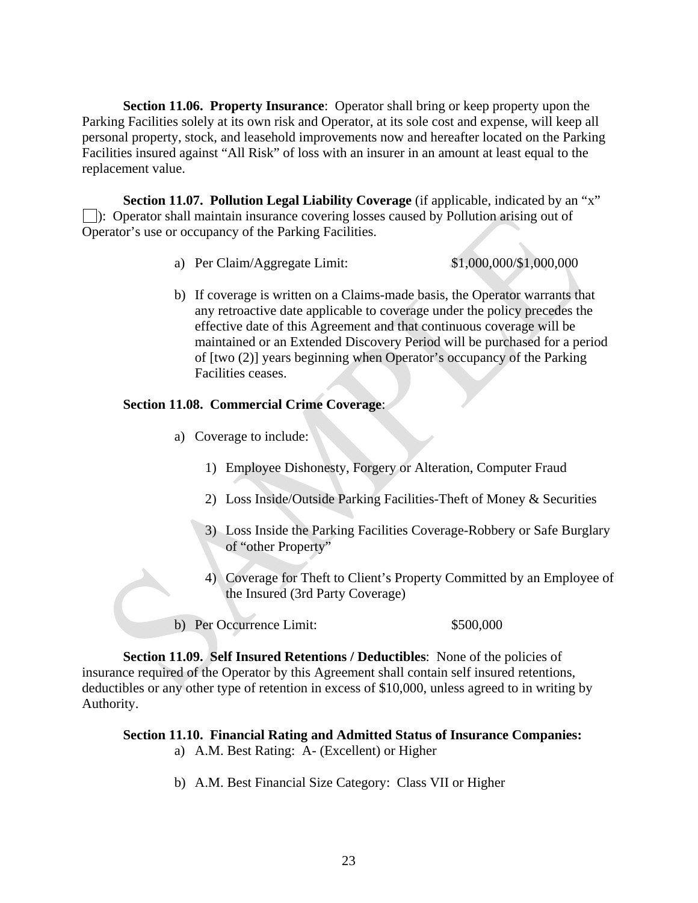**Section 11.06. Property Insurance**: Operator shall bring or keep property upon the Parking Facilities solely at its own risk and Operator, at its sole cost and expense, will keep all personal property, stock, and leasehold improvements now and hereafter located on the Parking Facilities insured against "All Risk" of loss with an insurer in an amount at least equal to the replacement value.

**Section 11.07. Pollution Legal Liability Coverage** (if applicable, indicated by an "x" ☐): Operator shall maintain insurance covering losses caused by Pollution arising out of Operator's use or occupancy of the Parking Facilities.

a) Per Claim/Aggregate Limit: $1,000,000/$1,000,000

b) If coverage is written on a Claims-made basis, the Operator warrants that any retroactive date applicable to coverage under the policy precedes the effective date of this Agreement and that continuous coverage will be maintained or an Extended Discovery Period will be purchased for a period of [two (2)] years beginning when Operator's occupancy of the Parking Facilities ceases.

**Section 11.08. Commercial Crime Coverage**:

a) Coverage to include:

1) Employee Dishonesty, Forgery or Alteration, Computer Fraud

2) Loss Inside/Outside Parking Facilities-Theft of Money & Securities

3) Loss Inside the Parking Facilities Coverage-Robbery or Safe Burglary of "other Property"

4) Coverage for Theft to Client's Property Committed by an Employee of the Insured (3rd Party Coverage)

b) Per Occurrence Limit: $500,000

**Section 11.09. Self Insured Retentions / Deductibles**: None of the policies of insurance required of the Operator by this Agreement shall contain self insured retentions, deductibles or any other type of retention in excess of $10,000, unless agreed to in writing by Authority.

**Section 11.10. Financial Rating and Admitted Status of Insurance Companies:**

a) A.M. Best Rating: A- (Excellent) or Higher

b) A.M. Best Financial Size Category: Class VII or Higher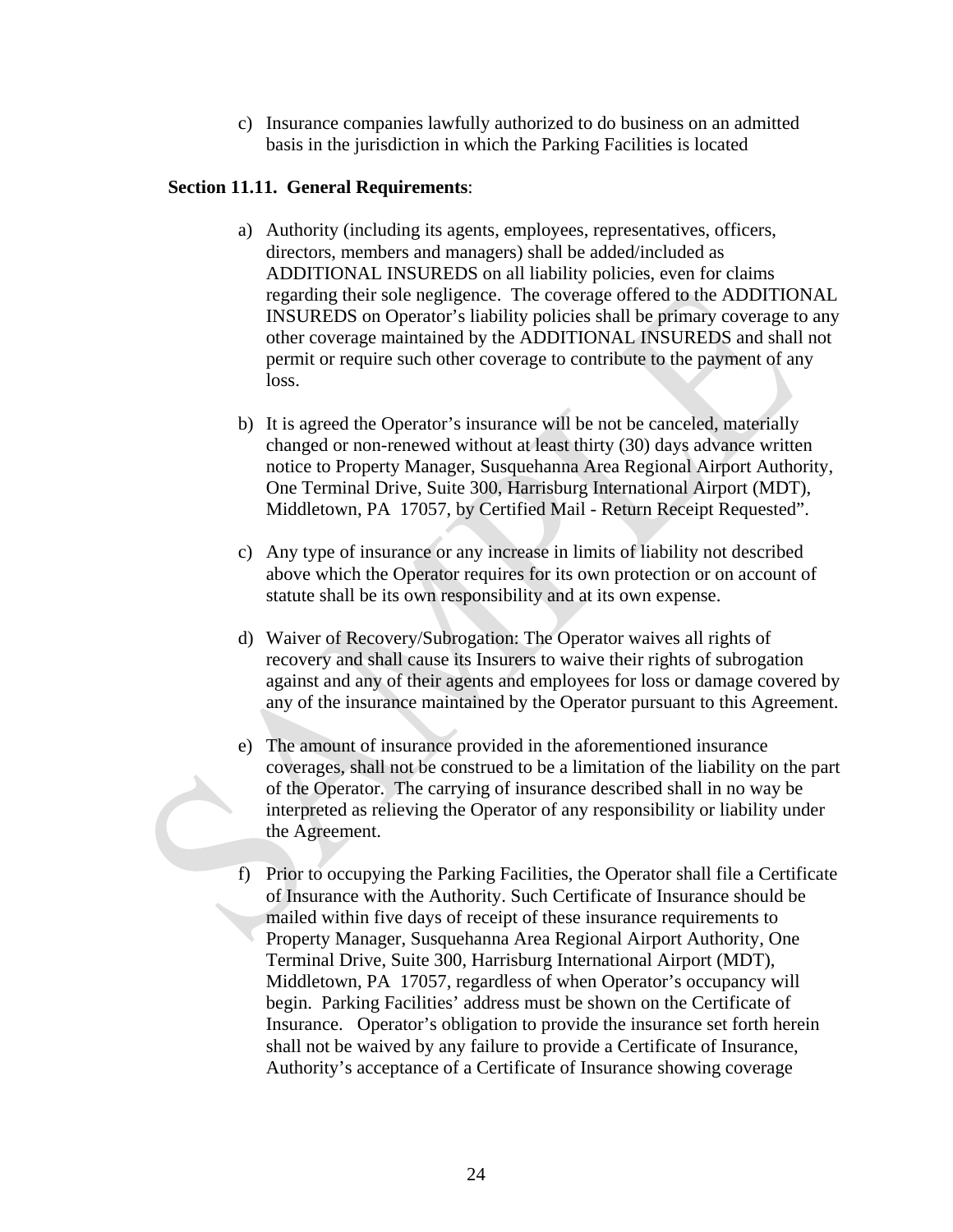c) Insurance companies lawfully authorized to do business on an admitted basis in the jurisdiction in which the Parking Facilities is located

**Section 11.11. General Requirements**:

a) Authority (including its agents, employees, representatives, officers, directors, members and managers) shall be added/included as ADDITIONAL INSUREDS on all liability policies, even for claims regarding their sole negligence. The coverage offered to the ADDITIONAL INSUREDS on Operator's liability policies shall be primary coverage to any other coverage maintained by the ADDITIONAL INSUREDS and shall not permit or require such other coverage to contribute to the payment of any loss.

b) It is agreed the Operator's insurance will be not be canceled, materially changed or non-renewed without at least thirty (30) days advance written notice to Property Manager, Susquehanna Area Regional Airport Authority, One Terminal Drive, Suite 300, Harrisburg International Airport (MDT), Middletown, PA 17057, by Certified Mail - Return Receipt Requested".

c) Any type of insurance or any increase in limits of liability not described above which the Operator requires for its own protection or on account of statute shall be its own responsibility and at its own expense.

d) Waiver of Recovery/Subrogation: The Operator waives all rights of recovery and shall cause its Insurers to waive their rights of subrogation against and any of their agents and employees for loss or damage covered by any of the insurance maintained by the Operator pursuant to this Agreement.

e) The amount of insurance provided in the aforementioned insurance coverages, shall not be construed to be a limitation of the liability on the part of the Operator. The carrying of insurance described shall in no way be interpreted as relieving the Operator of any responsibility or liability under the Agreement.

f) Prior to occupying the Parking Facilities, the Operator shall file a Certificate of Insurance with the Authority. Such Certificate of Insurance should be mailed within five days of receipt of these insurance requirements to Property Manager, Susquehanna Area Regional Airport Authority, One Terminal Drive, Suite 300, Harrisburg International Airport (MDT), Middletown, PA 17057, regardless of when Operator's occupancy will begin. Parking Facilities' address must be shown on the Certificate of Insurance. Operator's obligation to provide the insurance set forth herein shall not be waived by any failure to provide a Certificate of Insurance, Authority's acceptance of a Certificate of Insurance showing coverage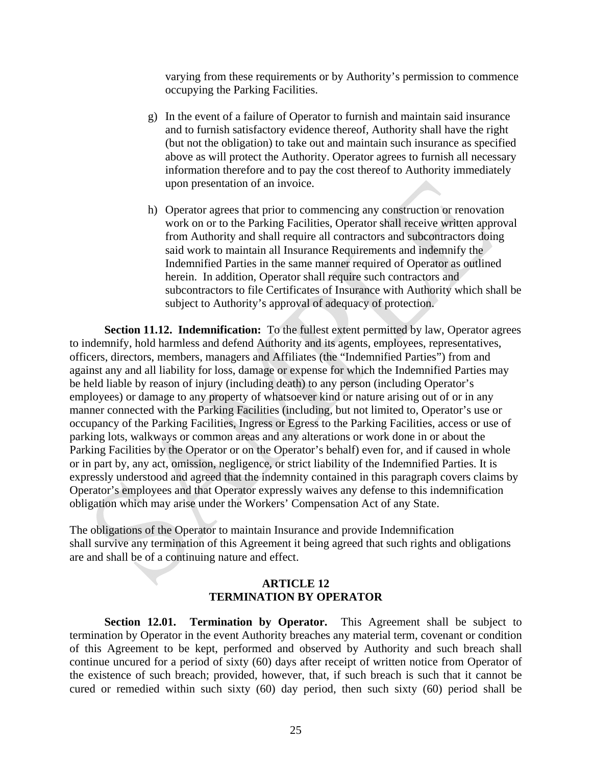varying from these requirements or by Authority's permission to commence occupying the Parking Facilities.

g) In the event of a failure of Operator to furnish and maintain said insurance and to furnish satisfactory evidence thereof, Authority shall have the right (but not the obligation) to take out and maintain such insurance as specified above as will protect the Authority. Operator agrees to furnish all necessary information therefore and to pay the cost thereof to Authority immediately upon presentation of an invoice.

h) Operator agrees that prior to commencing any construction or renovation work on or to the Parking Facilities, Operator shall receive written approval from Authority and shall require all contractors and subcontractors doing said work to maintain all Insurance Requirements and indemnify the Indemnified Parties in the same manner required of Operator as outlined herein. In addition, Operator shall require such contractors and subcontractors to file Certificates of Insurance with Authority which shall be subject to Authority's approval of adequacy of protection.

**Section 11.12. Indemnification:** To the fullest extent permitted by law, Operator agrees to indemnify, hold harmless and defend Authority and its agents, employees, representatives, officers, directors, members, managers and Affiliates (the "Indemnified Parties") from and against any and all liability for loss, damage or expense for which the Indemnified Parties may be held liable by reason of injury (including death) to any person (including Operator's employees) or damage to any property of whatsoever kind or nature arising out of or in any manner connected with the Parking Facilities (including, but not limited to, Operator's use or occupancy of the Parking Facilities, Ingress or Egress to the Parking Facilities, access or use of parking lots, walkways or common areas and any alterations or work done in or about the Parking Facilities by the Operator or on the Operator's behalf) even for, and if caused in whole or in part by, any act, omission, negligence, or strict liability of the Indemnified Parties. It is expressly understood and agreed that the indemnity contained in this paragraph covers claims by Operator's employees and that Operator expressly waives any defense to this indemnification obligation which may arise under the Workers' Compensation Act of any State.

The obligations of the Operator to maintain Insurance and provide Indemnification shall survive any termination of this Agreement it being agreed that such rights and obligations are and shall be of a continuing nature and effect.

## ARTICLE 12
## TERMINATION BY OPERATOR

**Section 12.01. Termination by Operator.** This Agreement shall be subject to termination by Operator in the event Authority breaches any material term, covenant or condition of this Agreement to be kept, performed and observed by Authority and such breach shall continue uncured for a period of sixty (60) days after receipt of written notice from Operator of the existence of such breach; provided, however, that, if such breach is such that it cannot be cured or remedied within such sixty (60) day period, then such sixty (60) period shall be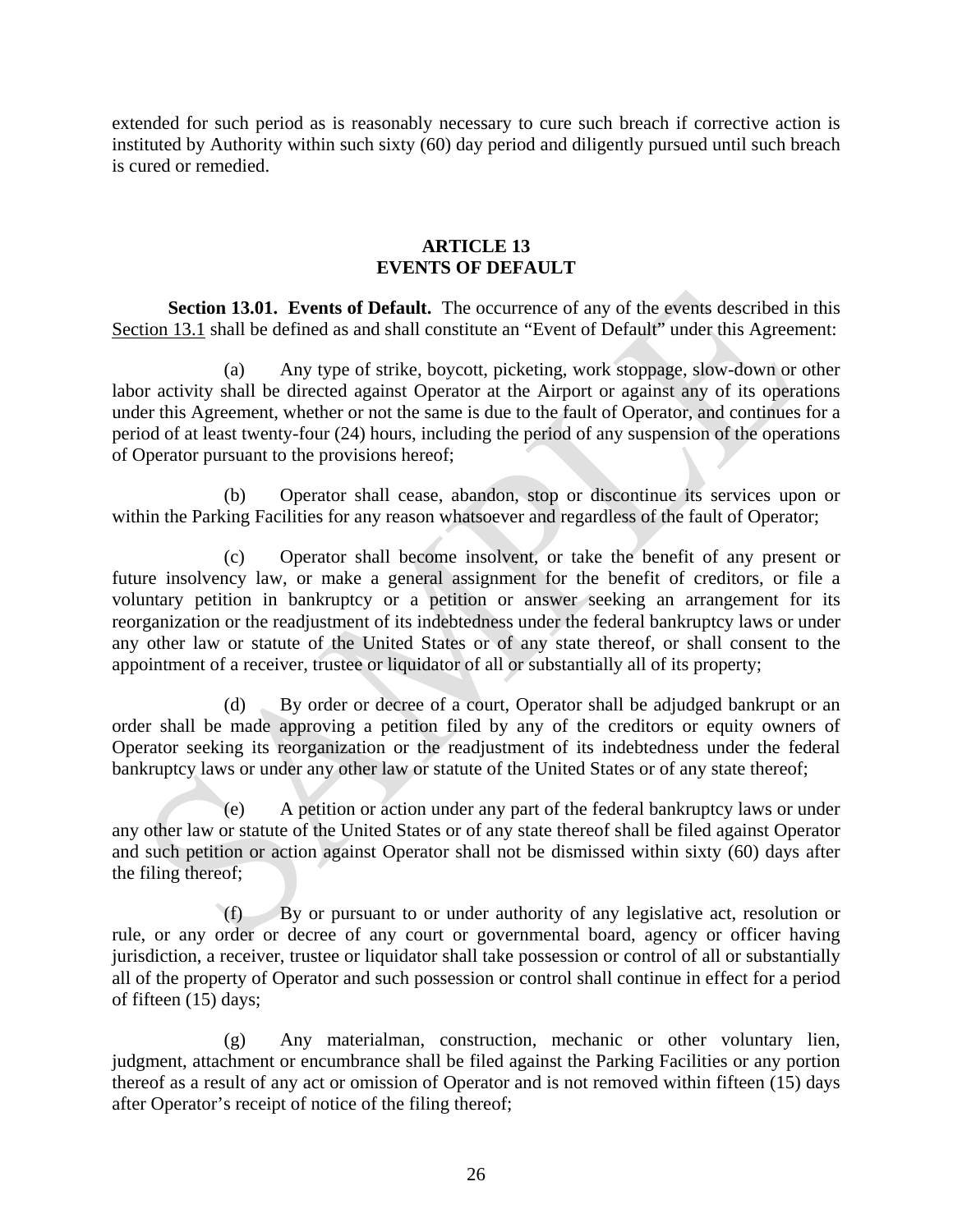extended for such period as is reasonably necessary to cure such breach if corrective action is instituted by Authority within such sixty (60) day period and diligently pursued until such breach is cured or remedied.

## ARTICLE 13
## EVENTS OF DEFAULT

**Section 13.01. Events of Default.** The occurrence of any of the events described in this Section 13.1 shall be defined as and shall constitute an "Event of Default" under this Agreement:

(a) Any type of strike, boycott, picketing, work stoppage, slow-down or other labor activity shall be directed against Operator at the Airport or against any of its operations under this Agreement, whether or not the same is due to the fault of Operator, and continues for a period of at least twenty-four (24) hours, including the period of any suspension of the operations of Operator pursuant to the provisions hereof;

(b) Operator shall cease, abandon, stop or discontinue its services upon or within the Parking Facilities for any reason whatsoever and regardless of the fault of Operator;

(c) Operator shall become insolvent, or take the benefit of any present or future insolvency law, or make a general assignment for the benefit of creditors, or file a voluntary petition in bankruptcy or a petition or answer seeking an arrangement for its reorganization or the readjustment of its indebtedness under the federal bankruptcy laws or under any other law or statute of the United States or of any state thereof, or shall consent to the appointment of a receiver, trustee or liquidator of all or substantially all of its property;

(d) By order or decree of a court, Operator shall be adjudged bankrupt or an order shall be made approving a petition filed by any of the creditors or equity owners of Operator seeking its reorganization or the readjustment of its indebtedness under the federal bankruptcy laws or under any other law or statute of the United States or of any state thereof;

(e) A petition or action under any part of the federal bankruptcy laws or under any other law or statute of the United States or of any state thereof shall be filed against Operator and such petition or action against Operator shall not be dismissed within sixty (60) days after the filing thereof;

(f) By or pursuant to or under authority of any legislative act, resolution or rule, or any order or decree of any court or governmental board, agency or officer having jurisdiction, a receiver, trustee or liquidator shall take possession or control of all or substantially all of the property of Operator and such possession or control shall continue in effect for a period of fifteen (15) days;

(g) Any materialman, construction, mechanic or other voluntary lien, judgment, attachment or encumbrance shall be filed against the Parking Facilities or any portion thereof as a result of any act or omission of Operator and is not removed within fifteen (15) days after Operator's receipt of notice of the filing thereof;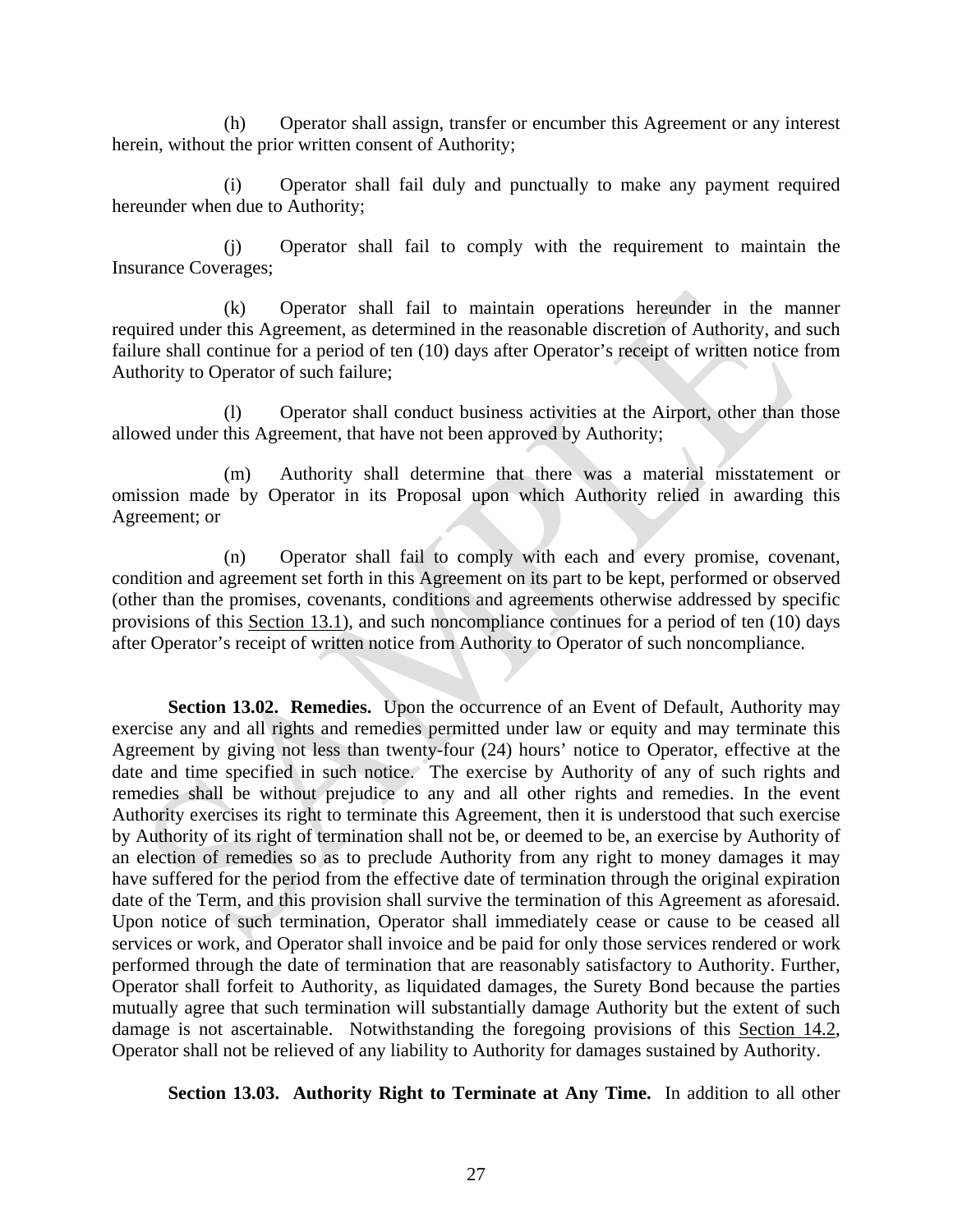(h) Operator shall assign, transfer or encumber this Agreement or any interest herein, without the prior written consent of Authority;

(i) Operator shall fail duly and punctually to make any payment required hereunder when due to Authority;

(j) Operator shall fail to comply with the requirement to maintain the Insurance Coverages;

(k) Operator shall fail to maintain operations hereunder in the manner required under this Agreement, as determined in the reasonable discretion of Authority, and such failure shall continue for a period of ten (10) days after Operator's receipt of written notice from Authority to Operator of such failure;

(l) Operator shall conduct business activities at the Airport, other than those allowed under this Agreement, that have not been approved by Authority;

(m) Authority shall determine that there was a material misstatement or omission made by Operator in its Proposal upon which Authority relied in awarding this Agreement; or

(n) Operator shall fail to comply with each and every promise, covenant, condition and agreement set forth in this Agreement on its part to be kept, performed or observed (other than the promises, covenants, conditions and agreements otherwise addressed by specific provisions of this Section 13.1), and such noncompliance continues for a period of ten (10) days after Operator's receipt of written notice from Authority to Operator of such noncompliance.

**Section 13.02. Remedies.** Upon the occurrence of an Event of Default, Authority may exercise any and all rights and remedies permitted under law or equity and may terminate this Agreement by giving not less than twenty-four (24) hours' notice to Operator, effective at the date and time specified in such notice. The exercise by Authority of any of such rights and remedies shall be without prejudice to any and all other rights and remedies. In the event Authority exercises its right to terminate this Agreement, then it is understood that such exercise by Authority of its right of termination shall not be, or deemed to be, an exercise by Authority of an election of remedies so as to preclude Authority from any right to money damages it may have suffered for the period from the effective date of termination through the original expiration date of the Term, and this provision shall survive the termination of this Agreement as aforesaid. Upon notice of such termination, Operator shall immediately cease or cause to be ceased all services or work, and Operator shall invoice and be paid for only those services rendered or work performed through the date of termination that are reasonably satisfactory to Authority. Further, Operator shall forfeit to Authority, as liquidated damages, the Surety Bond because the parties mutually agree that such termination will substantially damage Authority but the extent of such damage is not ascertainable. Notwithstanding the foregoing provisions of this Section 14.2, Operator shall not be relieved of any liability to Authority for damages sustained by Authority.

**Section 13.03. Authority Right to Terminate at Any Time.** In addition to all other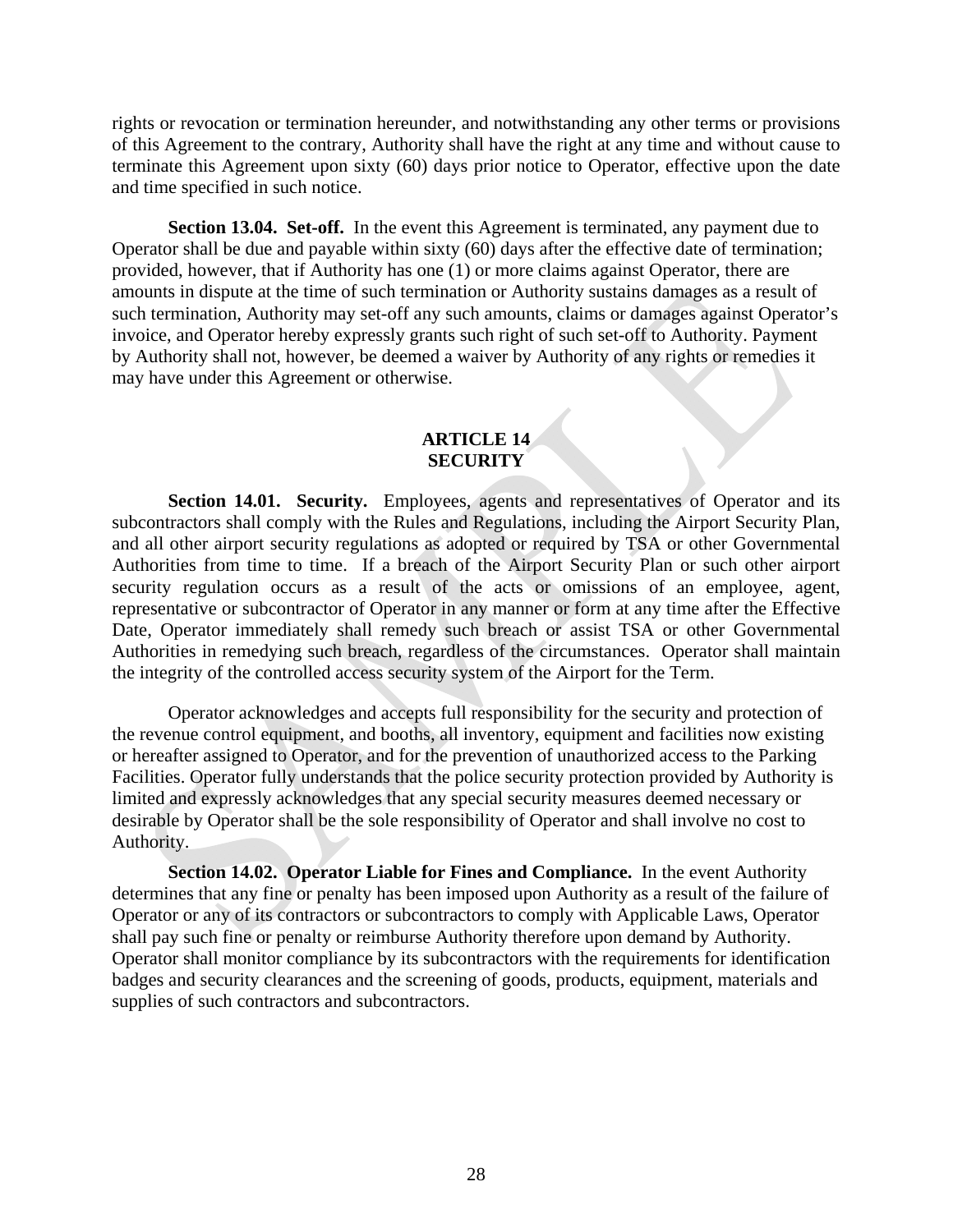rights or revocation or termination hereunder, and notwithstanding any other terms or provisions of this Agreement to the contrary, Authority shall have the right at any time and without cause to terminate this Agreement upon sixty (60) days prior notice to Operator, effective upon the date and time specified in such notice.

**Section 13.04. Set-off.** In the event this Agreement is terminated, any payment due to Operator shall be due and payable within sixty (60) days after the effective date of termination; provided, however, that if Authority has one (1) or more claims against Operator, there are amounts in dispute at the time of such termination or Authority sustains damages as a result of such termination, Authority may set-off any such amounts, claims or damages against Operator's invoice, and Operator hereby expressly grants such right of such set-off to Authority. Payment by Authority shall not, however, be deemed a waiver by Authority of any rights or remedies it may have under this Agreement or otherwise.

## ARTICLE 14
## SECURITY

**Section 14.01. Security.** Employees, agents and representatives of Operator and its subcontractors shall comply with the Rules and Regulations, including the Airport Security Plan, and all other airport security regulations as adopted or required by TSA or other Governmental Authorities from time to time. If a breach of the Airport Security Plan or such other airport security regulation occurs as a result of the acts or omissions of an employee, agent, representative or subcontractor of Operator in any manner or form at any time after the Effective Date, Operator immediately shall remedy such breach or assist TSA or other Governmental Authorities in remedying such breach, regardless of the circumstances. Operator shall maintain the integrity of the controlled access security system of the Airport for the Term.

Operator acknowledges and accepts full responsibility for the security and protection of the revenue control equipment, and booths, all inventory, equipment and facilities now existing or hereafter assigned to Operator, and for the prevention of unauthorized access to the Parking Facilities. Operator fully understands that the police security protection provided by Authority is limited and expressly acknowledges that any special security measures deemed necessary or desirable by Operator shall be the sole responsibility of Operator and shall involve no cost to Authority.

**Section 14.02. Operator Liable for Fines and Compliance.** In the event Authority determines that any fine or penalty has been imposed upon Authority as a result of the failure of Operator or any of its contractors or subcontractors to comply with Applicable Laws, Operator shall pay such fine or penalty or reimburse Authority therefore upon demand by Authority. Operator shall monitor compliance by its subcontractors with the requirements for identification badges and security clearances and the screening of goods, products, equipment, materials and supplies of such contractors and subcontractors.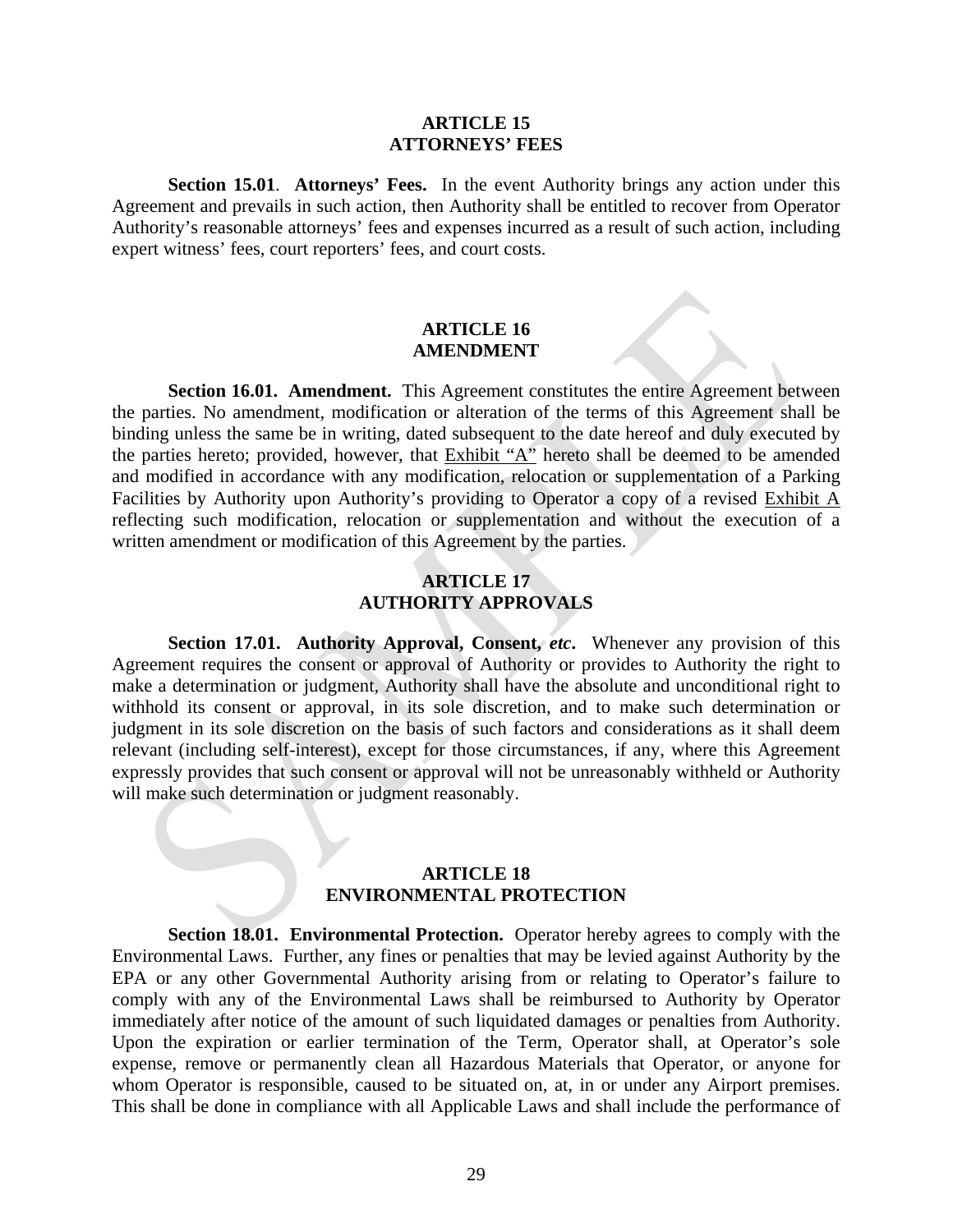## ARTICLE 15
## ATTORNEYS' FEES

**Section 15.01**. **Attorneys' Fees.** In the event Authority brings any action under this Agreement and prevails in such action, then Authority shall be entitled to recover from Operator Authority's reasonable attorneys' fees and expenses incurred as a result of such action, including expert witness' fees, court reporters' fees, and court costs.

## ARTICLE 16
## AMENDMENT

**Section 16.01. Amendment.** This Agreement constitutes the entire Agreement between the parties. No amendment, modification or alteration of the terms of this Agreement shall be binding unless the same be in writing, dated subsequent to the date hereof and duly executed by the parties hereto; provided, however, that Exhibit "A" hereto shall be deemed to be amended and modified in accordance with any modification, relocation or supplementation of a Parking Facilities by Authority upon Authority's providing to Operator a copy of a revised Exhibit A reflecting such modification, relocation or supplementation and without the execution of a written amendment or modification of this Agreement by the parties.

## ARTICLE 17
## AUTHORITY APPROVALS

**Section 17.01. Authority Approval, Consent, *etc*.** Whenever any provision of this Agreement requires the consent or approval of Authority or provides to Authority the right to make a determination or judgment, Authority shall have the absolute and unconditional right to withhold its consent or approval, in its sole discretion, and to make such determination or judgment in its sole discretion on the basis of such factors and considerations as it shall deem relevant (including self-interest), except for those circumstances, if any, where this Agreement expressly provides that such consent or approval will not be unreasonably withheld or Authority will make such determination or judgment reasonably.

## ARTICLE 18
## ENVIRONMENTAL PROTECTION

**Section 18.01. Environmental Protection.** Operator hereby agrees to comply with the Environmental Laws. Further, any fines or penalties that may be levied against Authority by the EPA or any other Governmental Authority arising from or relating to Operator's failure to comply with any of the Environmental Laws shall be reimbursed to Authority by Operator immediately after notice of the amount of such liquidated damages or penalties from Authority. Upon the expiration or earlier termination of the Term, Operator shall, at Operator's sole expense, remove or permanently clean all Hazardous Materials that Operator, or anyone for whom Operator is responsible, caused to be situated on, at, in or under any Airport premises. This shall be done in compliance with all Applicable Laws and shall include the performance of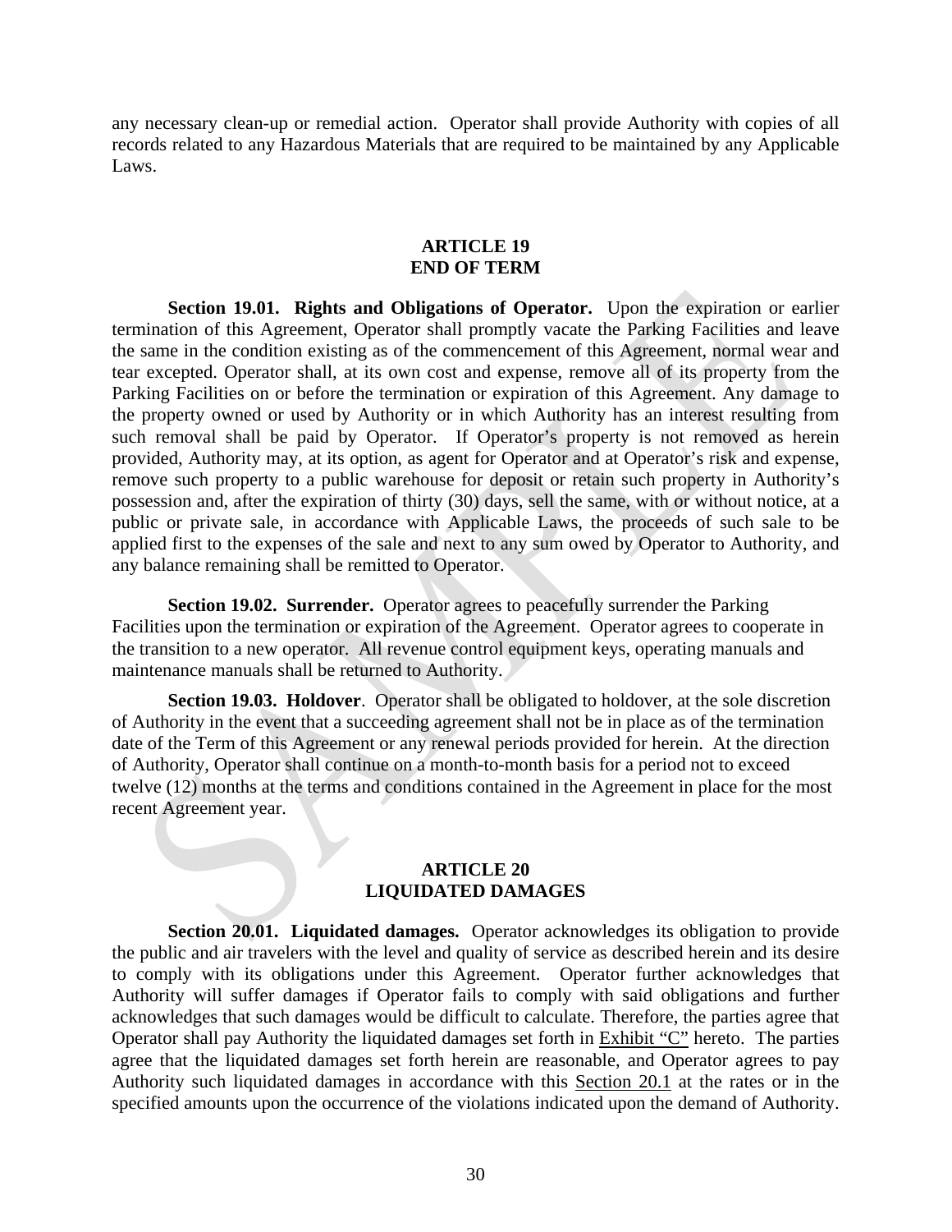any necessary clean-up or remedial action. Operator shall provide Authority with copies of all records related to any Hazardous Materials that are required to be maintained by any Applicable Laws.

## ARTICLE 19
## END OF TERM

**Section 19.01. Rights and Obligations of Operator.** Upon the expiration or earlier termination of this Agreement, Operator shall promptly vacate the Parking Facilities and leave the same in the condition existing as of the commencement of this Agreement, normal wear and tear excepted. Operator shall, at its own cost and expense, remove all of its property from the Parking Facilities on or before the termination or expiration of this Agreement. Any damage to the property owned or used by Authority or in which Authority has an interest resulting from such removal shall be paid by Operator. If Operator's property is not removed as herein provided, Authority may, at its option, as agent for Operator and at Operator's risk and expense, remove such property to a public warehouse for deposit or retain such property in Authority's possession and, after the expiration of thirty (30) days, sell the same, with or without notice, at a public or private sale, in accordance with Applicable Laws, the proceeds of such sale to be applied first to the expenses of the sale and next to any sum owed by Operator to Authority, and any balance remaining shall be remitted to Operator.

**Section 19.02. Surrender.** Operator agrees to peacefully surrender the Parking Facilities upon the termination or expiration of the Agreement. Operator agrees to cooperate in the transition to a new operator. All revenue control equipment keys, operating manuals and maintenance manuals shall be returned to Authority.

**Section 19.03. Holdover**. Operator shall be obligated to holdover, at the sole discretion of Authority in the event that a succeeding agreement shall not be in place as of the termination date of the Term of this Agreement or any renewal periods provided for herein. At the direction of Authority, Operator shall continue on a month-to-month basis for a period not to exceed twelve (12) months at the terms and conditions contained in the Agreement in place for the most recent Agreement year.

## ARTICLE 20
## LIQUIDATED DAMAGES

**Section 20.01. Liquidated damages.** Operator acknowledges its obligation to provide the public and air travelers with the level and quality of service as described herein and its desire to comply with its obligations under this Agreement. Operator further acknowledges that Authority will suffer damages if Operator fails to comply with said obligations and further acknowledges that such damages would be difficult to calculate. Therefore, the parties agree that Operator shall pay Authority the liquidated damages set forth in Exhibit "C" hereto. The parties agree that the liquidated damages set forth herein are reasonable, and Operator agrees to pay Authority such liquidated damages in accordance with this Section 20.1 at the rates or in the specified amounts upon the occurrence of the violations indicated upon the demand of Authority.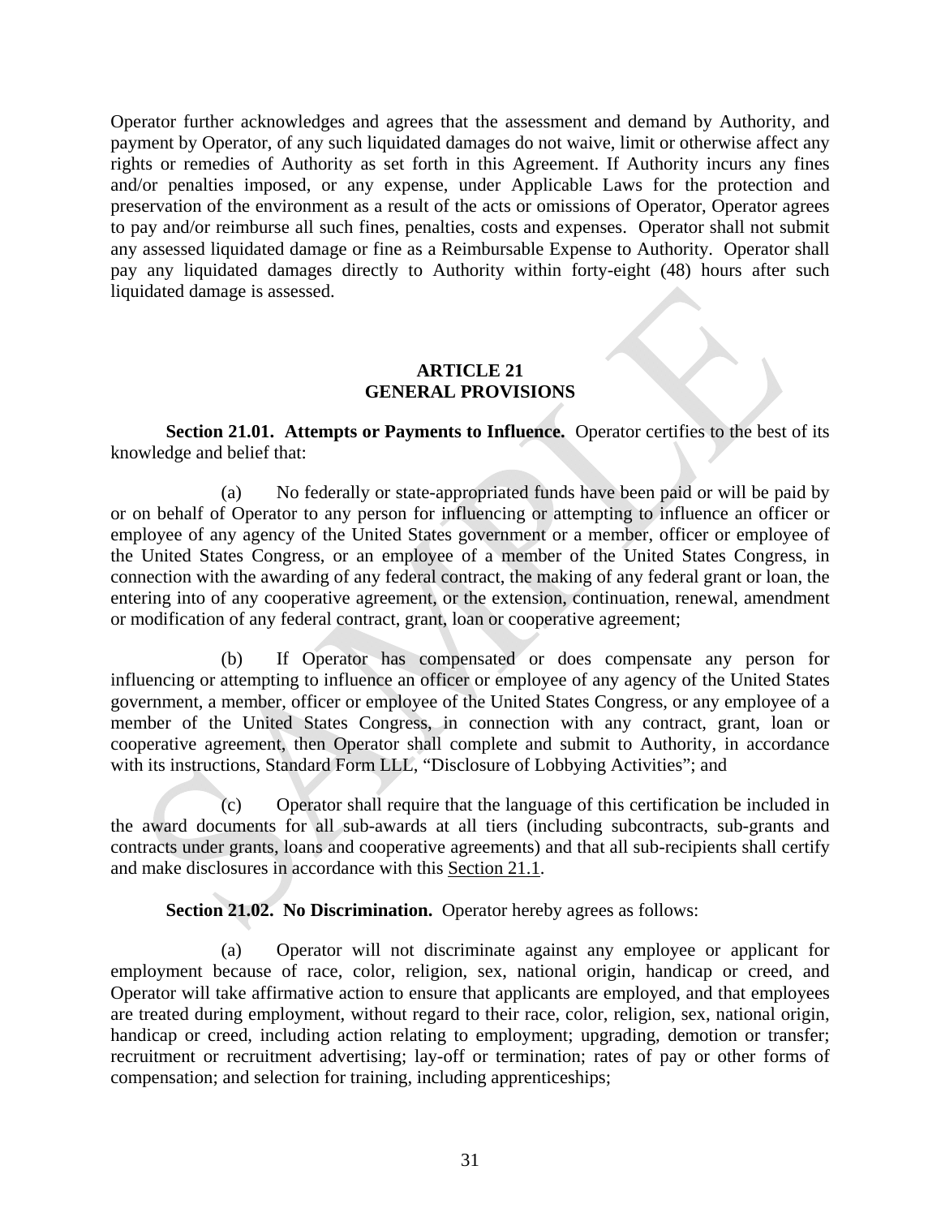Operator further acknowledges and agrees that the assessment and demand by Authority, and payment by Operator, of any such liquidated damages do not waive, limit or otherwise affect any rights or remedies of Authority as set forth in this Agreement. If Authority incurs any fines and/or penalties imposed, or any expense, under Applicable Laws for the protection and preservation of the environment as a result of the acts or omissions of Operator, Operator agrees to pay and/or reimburse all such fines, penalties, costs and expenses. Operator shall not submit any assessed liquidated damage or fine as a Reimbursable Expense to Authority. Operator shall pay any liquidated damages directly to Authority within forty-eight (48) hours after such liquidated damage is assessed.

## ARTICLE 21
## GENERAL PROVISIONS

**Section 21.01. Attempts or Payments to Influence.** Operator certifies to the best of its knowledge and belief that:

(a) No federally or state-appropriated funds have been paid or will be paid by or on behalf of Operator to any person for influencing or attempting to influence an officer or employee of any agency of the United States government or a member, officer or employee of the United States Congress, or an employee of a member of the United States Congress, in connection with the awarding of any federal contract, the making of any federal grant or loan, the entering into of any cooperative agreement, or the extension, continuation, renewal, amendment or modification of any federal contract, grant, loan or cooperative agreement;

(b) If Operator has compensated or does compensate any person for influencing or attempting to influence an officer or employee of any agency of the United States government, a member, officer or employee of the United States Congress, or any employee of a member of the United States Congress, in connection with any contract, grant, loan or cooperative agreement, then Operator shall complete and submit to Authority, in accordance with its instructions, Standard Form LLL, "Disclosure of Lobbying Activities"; and

(c) Operator shall require that the language of this certification be included in the award documents for all sub-awards at all tiers (including subcontracts, sub-grants and contracts under grants, loans and cooperative agreements) and that all sub-recipients shall certify and make disclosures in accordance with this Section 21.1.

**Section 21.02. No Discrimination.** Operator hereby agrees as follows:

(a) Operator will not discriminate against any employee or applicant for employment because of race, color, religion, sex, national origin, handicap or creed, and Operator will take affirmative action to ensure that applicants are employed, and that employees are treated during employment, without regard to their race, color, religion, sex, national origin, handicap or creed, including action relating to employment; upgrading, demotion or transfer; recruitment or recruitment advertising; lay-off or termination; rates of pay or other forms of compensation; and selection for training, including apprenticeships;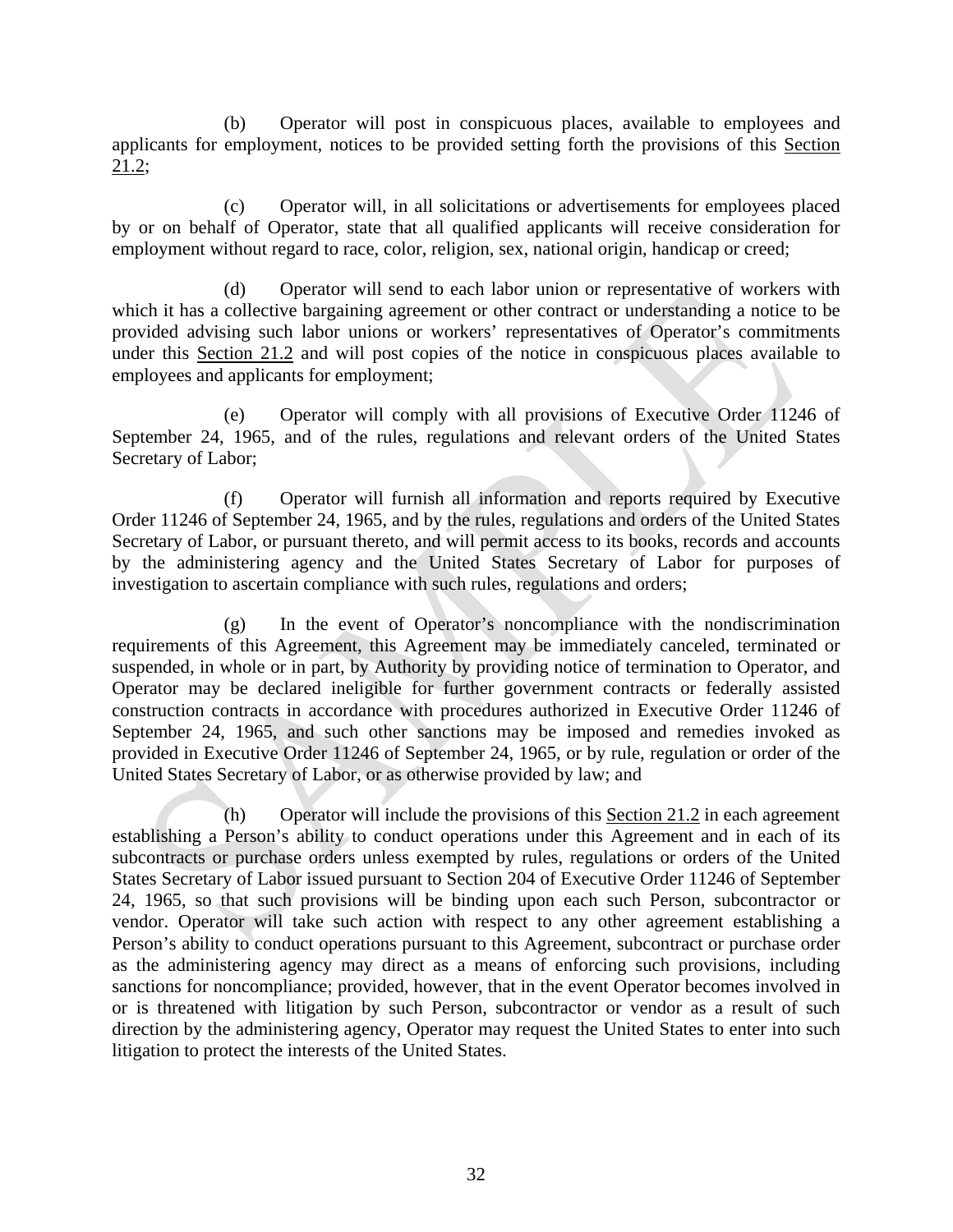(b) Operator will post in conspicuous places, available to employees and applicants for employment, notices to be provided setting forth the provisions of this Section 21.2;

(c) Operator will, in all solicitations or advertisements for employees placed by or on behalf of Operator, state that all qualified applicants will receive consideration for employment without regard to race, color, religion, sex, national origin, handicap or creed;

(d) Operator will send to each labor union or representative of workers with which it has a collective bargaining agreement or other contract or understanding a notice to be provided advising such labor unions or workers' representatives of Operator's commitments under this Section 21.2 and will post copies of the notice in conspicuous places available to employees and applicants for employment;

(e) Operator will comply with all provisions of Executive Order 11246 of September 24, 1965, and of the rules, regulations and relevant orders of the United States Secretary of Labor;

(f) Operator will furnish all information and reports required by Executive Order 11246 of September 24, 1965, and by the rules, regulations and orders of the United States Secretary of Labor, or pursuant thereto, and will permit access to its books, records and accounts by the administering agency and the United States Secretary of Labor for purposes of investigation to ascertain compliance with such rules, regulations and orders;

(g) In the event of Operator's noncompliance with the nondiscrimination requirements of this Agreement, this Agreement may be immediately canceled, terminated or suspended, in whole or in part, by Authority by providing notice of termination to Operator, and Operator may be declared ineligible for further government contracts or federally assisted construction contracts in accordance with procedures authorized in Executive Order 11246 of September 24, 1965, and such other sanctions may be imposed and remedies invoked as provided in Executive Order 11246 of September 24, 1965, or by rule, regulation or order of the United States Secretary of Labor, or as otherwise provided by law; and

(h) Operator will include the provisions of this Section 21.2 in each agreement establishing a Person's ability to conduct operations under this Agreement and in each of its subcontracts or purchase orders unless exempted by rules, regulations or orders of the United States Secretary of Labor issued pursuant to Section 204 of Executive Order 11246 of September 24, 1965, so that such provisions will be binding upon each such Person, subcontractor or vendor. Operator will take such action with respect to any other agreement establishing a Person's ability to conduct operations pursuant to this Agreement, subcontract or purchase order as the administering agency may direct as a means of enforcing such provisions, including sanctions for noncompliance; provided, however, that in the event Operator becomes involved in or is threatened with litigation by such Person, subcontractor or vendor as a result of such direction by the administering agency, Operator may request the United States to enter into such litigation to protect the interests of the United States.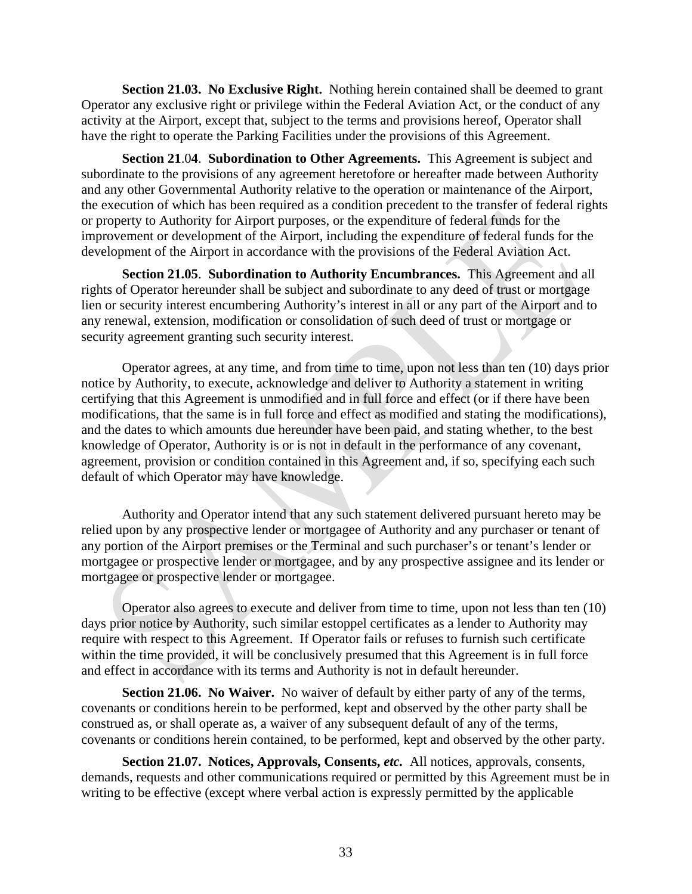**Section 21.03. No Exclusive Right.** Nothing herein contained shall be deemed to grant Operator any exclusive right or privilege within the Federal Aviation Act, or the conduct of any activity at the Airport, except that, subject to the terms and provisions hereof, Operator shall have the right to operate the Parking Facilities under the provisions of this Agreement.

**Section 21.04. Subordination to Other Agreements.** This Agreement is subject and subordinate to the provisions of any agreement heretofore or hereafter made between Authority and any other Governmental Authority relative to the operation or maintenance of the Airport, the execution of which has been required as a condition precedent to the transfer of federal rights or property to Authority for Airport purposes, or the expenditure of federal funds for the improvement or development of the Airport, including the expenditure of federal funds for the development of the Airport in accordance with the provisions of the Federal Aviation Act.

**Section 21.05. Subordination to Authority Encumbrances.** This Agreement and all rights of Operator hereunder shall be subject and subordinate to any deed of trust or mortgage lien or security interest encumbering Authority's interest in all or any part of the Airport and to any renewal, extension, modification or consolidation of such deed of trust or mortgage or security agreement granting such security interest.

Operator agrees, at any time, and from time to time, upon not less than ten (10) days prior notice by Authority, to execute, acknowledge and deliver to Authority a statement in writing certifying that this Agreement is unmodified and in full force and effect (or if there have been modifications, that the same is in full force and effect as modified and stating the modifications), and the dates to which amounts due hereunder have been paid, and stating whether, to the best knowledge of Operator, Authority is or is not in default in the performance of any covenant, agreement, provision or condition contained in this Agreement and, if so, specifying each such default of which Operator may have knowledge.

Authority and Operator intend that any such statement delivered pursuant hereto may be relied upon by any prospective lender or mortgagee of Authority and any purchaser or tenant of any portion of the Airport premises or the Terminal and such purchaser's or tenant's lender or mortgagee or prospective lender or mortgagee, and by any prospective assignee and its lender or mortgagee or prospective lender or mortgagee.

Operator also agrees to execute and deliver from time to time, upon not less than ten (10) days prior notice by Authority, such similar estoppel certificates as a lender to Authority may require with respect to this Agreement. If Operator fails or refuses to furnish such certificate within the time provided, it will be conclusively presumed that this Agreement is in full force and effect in accordance with its terms and Authority is not in default hereunder.

**Section 21.06. No Waiver.** No waiver of default by either party of any of the terms, covenants or conditions herein to be performed, kept and observed by the other party shall be construed as, or shall operate as, a waiver of any subsequent default of any of the terms, covenants or conditions herein contained, to be performed, kept and observed by the other party.

**Section 21.07. Notices, Approvals, Consents, *etc.*** All notices, approvals, consents, demands, requests and other communications required or permitted by this Agreement must be in writing to be effective (except where verbal action is expressly permitted by the applicable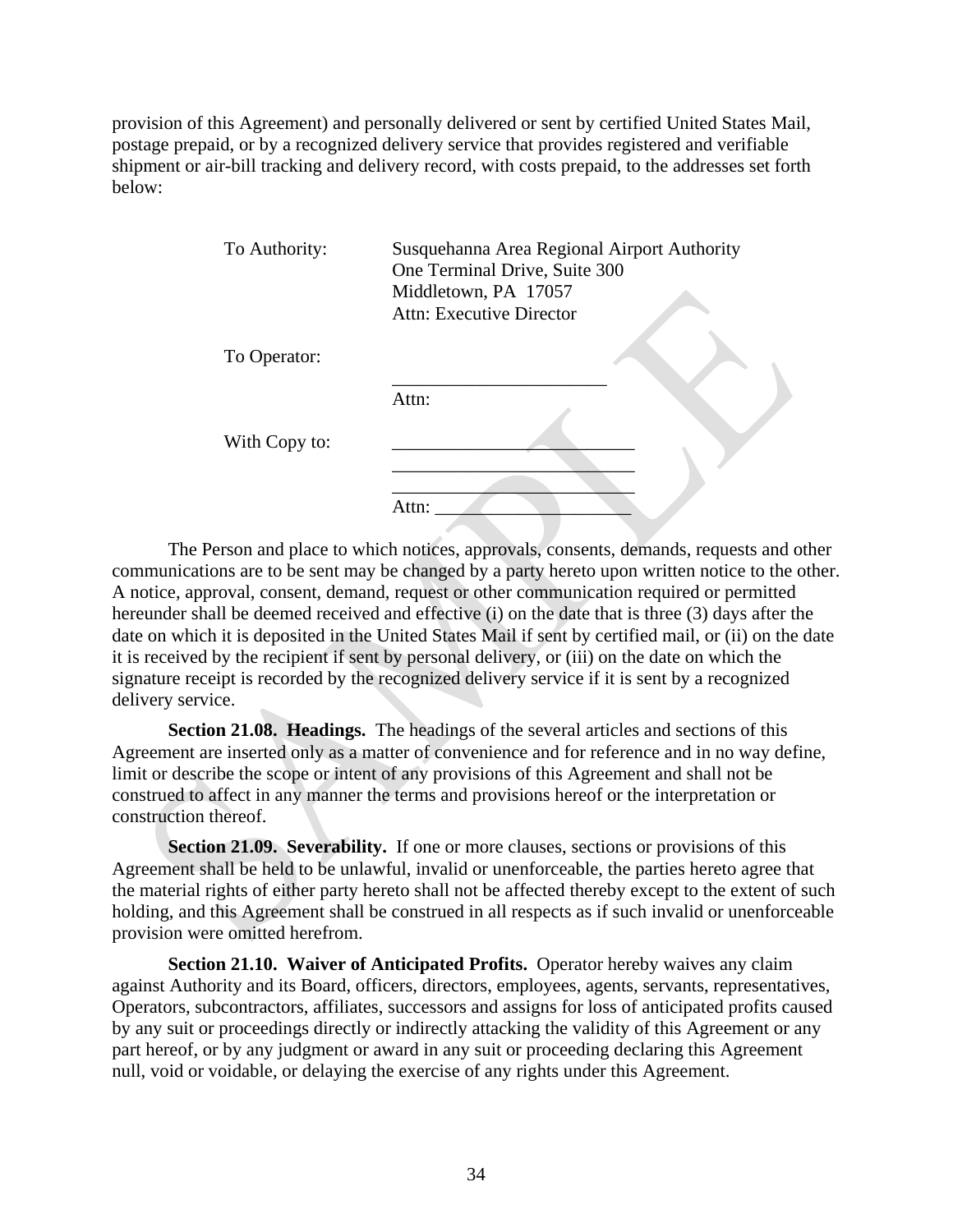provision of this Agreement) and personally delivered or sent by certified United States Mail, postage prepaid, or by a recognized delivery service that provides registered and verifiable shipment or air-bill tracking and delivery record, with costs prepaid, to the addresses set forth below:

| | |
|---|---|
| To Authority: | Susquehanna Area Regional Airport Authority<br>One Terminal Drive, Suite 300<br>Middletown, PA 17057<br>Attn: Executive Director |
| To Operator: | ________________________<br>Attn: |
| With Copy to: | ___________________________<br>___________________________<br>___________________________<br>Attn: ______________________ |

The Person and place to which notices, approvals, consents, demands, requests and other communications are to be sent may be changed by a party hereto upon written notice to the other. A notice, approval, consent, demand, request or other communication required or permitted hereunder shall be deemed received and effective (i) on the date that is three (3) days after the date on which it is deposited in the United States Mail if sent by certified mail, or (ii) on the date it is received by the recipient if sent by personal delivery, or (iii) on the date on which the signature receipt is recorded by the recognized delivery service if it is sent by a recognized delivery service.

**Section 21.08. Headings.** The headings of the several articles and sections of this Agreement are inserted only as a matter of convenience and for reference and in no way define, limit or describe the scope or intent of any provisions of this Agreement and shall not be construed to affect in any manner the terms and provisions hereof or the interpretation or construction thereof.

**Section 21.09. Severability.** If one or more clauses, sections or provisions of this Agreement shall be held to be unlawful, invalid or unenforceable, the parties hereto agree that the material rights of either party hereto shall not be affected thereby except to the extent of such holding, and this Agreement shall be construed in all respects as if such invalid or unenforceable provision were omitted herefrom.

**Section 21.10. Waiver of Anticipated Profits.** Operator hereby waives any claim against Authority and its Board, officers, directors, employees, agents, servants, representatives, Operators, subcontractors, affiliates, successors and assigns for loss of anticipated profits caused by any suit or proceedings directly or indirectly attacking the validity of this Agreement or any part hereof, or by any judgment or award in any suit or proceeding declaring this Agreement null, void or voidable, or delaying the exercise of any rights under this Agreement.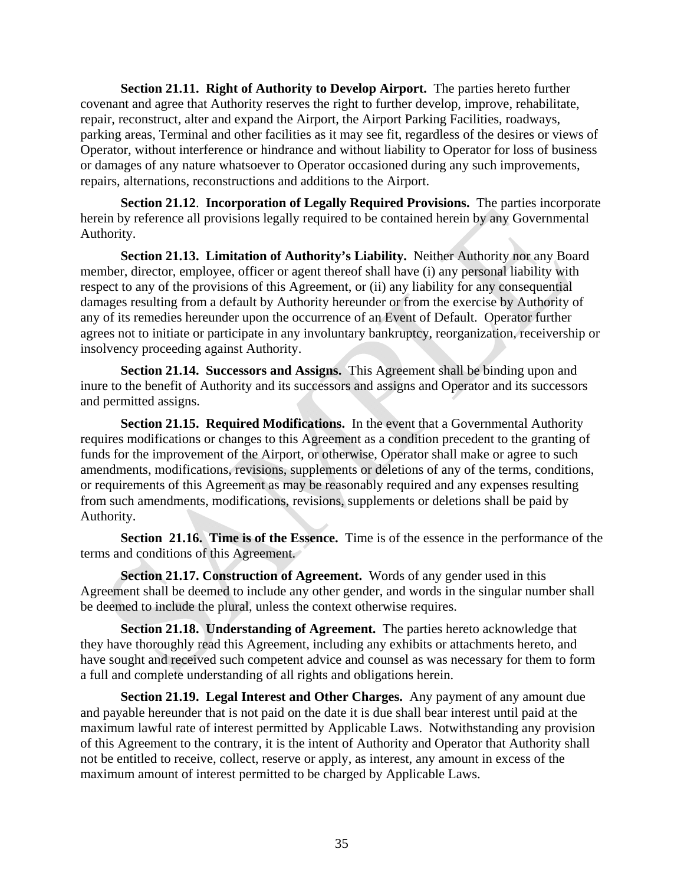**Section 21.11. Right of Authority to Develop Airport.** The parties hereto further covenant and agree that Authority reserves the right to further develop, improve, rehabilitate, repair, reconstruct, alter and expand the Airport, the Airport Parking Facilities, roadways, parking areas, Terminal and other facilities as it may see fit, regardless of the desires or views of Operator, without interference or hindrance and without liability to Operator for loss of business or damages of any nature whatsoever to Operator occasioned during any such improvements, repairs, alternations, reconstructions and additions to the Airport.

**Section 21.12**. **Incorporation of Legally Required Provisions.** The parties incorporate herein by reference all provisions legally required to be contained herein by any Governmental Authority.

**Section 21.13. Limitation of Authority's Liability.** Neither Authority nor any Board member, director, employee, officer or agent thereof shall have (i) any personal liability with respect to any of the provisions of this Agreement, or (ii) any liability for any consequential damages resulting from a default by Authority hereunder or from the exercise by Authority of any of its remedies hereunder upon the occurrence of an Event of Default. Operator further agrees not to initiate or participate in any involuntary bankruptcy, reorganization, receivership or insolvency proceeding against Authority.

**Section 21.14. Successors and Assigns.** This Agreement shall be binding upon and inure to the benefit of Authority and its successors and assigns and Operator and its successors and permitted assigns.

**Section 21.15. Required Modifications.** In the event that a Governmental Authority requires modifications or changes to this Agreement as a condition precedent to the granting of funds for the improvement of the Airport, or otherwise, Operator shall make or agree to such amendments, modifications, revisions, supplements or deletions of any of the terms, conditions, or requirements of this Agreement as may be reasonably required and any expenses resulting from such amendments, modifications, revisions, supplements or deletions shall be paid by Authority.

**Section 21.16. Time is of the Essence.** Time is of the essence in the performance of the terms and conditions of this Agreement.

**Section 21.17. Construction of Agreement.** Words of any gender used in this Agreement shall be deemed to include any other gender, and words in the singular number shall be deemed to include the plural, unless the context otherwise requires.

**Section 21.18. Understanding of Agreement.** The parties hereto acknowledge that they have thoroughly read this Agreement, including any exhibits or attachments hereto, and have sought and received such competent advice and counsel as was necessary for them to form a full and complete understanding of all rights and obligations herein.

**Section 21.19. Legal Interest and Other Charges.** Any payment of any amount due and payable hereunder that is not paid on the date it is due shall bear interest until paid at the maximum lawful rate of interest permitted by Applicable Laws. Notwithstanding any provision of this Agreement to the contrary, it is the intent of Authority and Operator that Authority shall not be entitled to receive, collect, reserve or apply, as interest, any amount in excess of the maximum amount of interest permitted to be charged by Applicable Laws.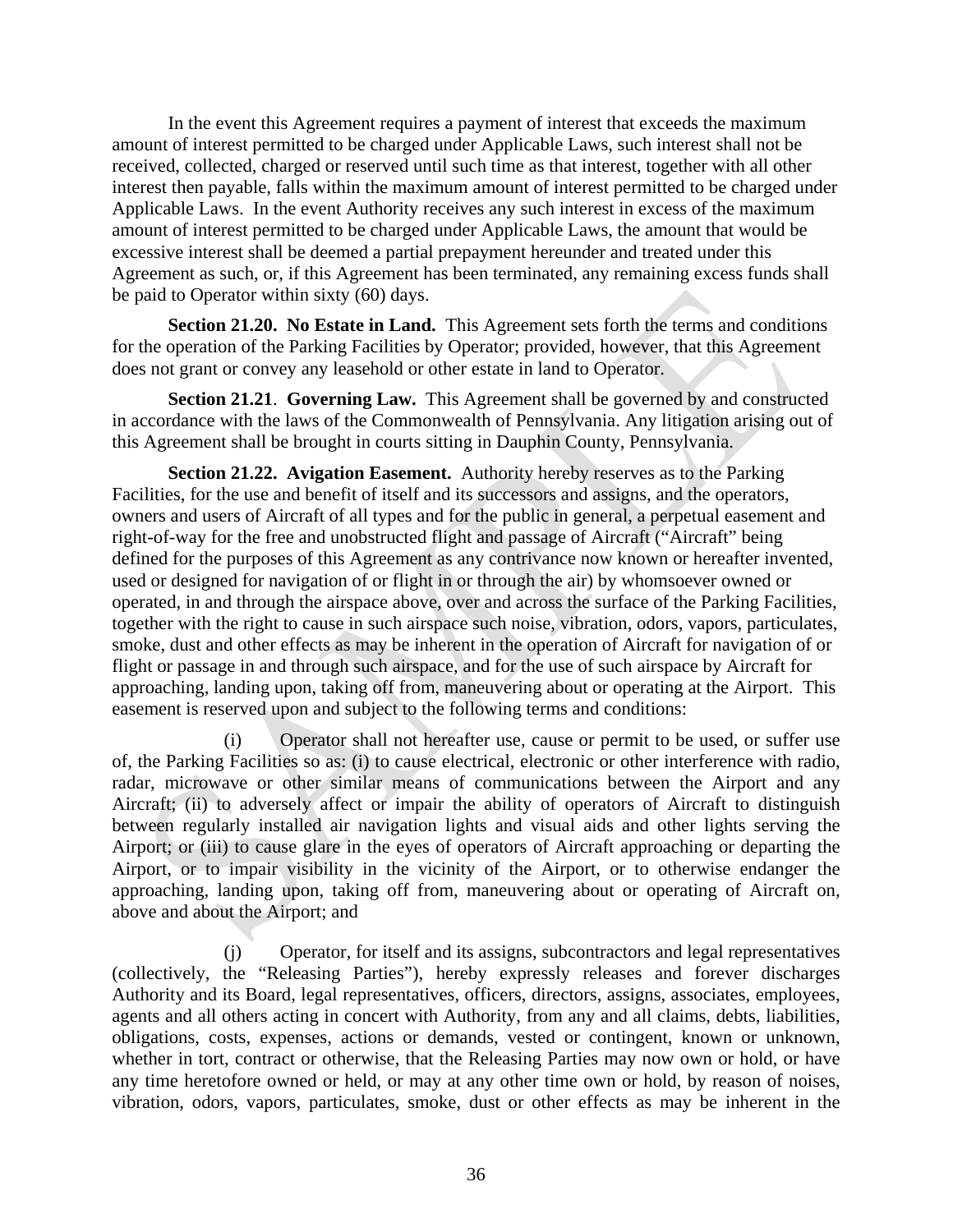In the event this Agreement requires a payment of interest that exceeds the maximum amount of interest permitted to be charged under Applicable Laws, such interest shall not be received, collected, charged or reserved until such time as that interest, together with all other interest then payable, falls within the maximum amount of interest permitted to be charged under Applicable Laws. In the event Authority receives any such interest in excess of the maximum amount of interest permitted to be charged under Applicable Laws, the amount that would be excessive interest shall be deemed a partial prepayment hereunder and treated under this Agreement as such, or, if this Agreement has been terminated, any remaining excess funds shall be paid to Operator within sixty (60) days.

**Section 21.20. No Estate in Land.** This Agreement sets forth the terms and conditions for the operation of the Parking Facilities by Operator; provided, however, that this Agreement does not grant or convey any leasehold or other estate in land to Operator.

**Section 21.21**. **Governing Law.** This Agreement shall be governed by and constructed in accordance with the laws of the Commonwealth of Pennsylvania. Any litigation arising out of this Agreement shall be brought in courts sitting in Dauphin County, Pennsylvania.

**Section 21.22. Avigation Easement.** Authority hereby reserves as to the Parking Facilities, for the use and benefit of itself and its successors and assigns, and the operators, owners and users of Aircraft of all types and for the public in general, a perpetual easement and right-of-way for the free and unobstructed flight and passage of Aircraft ("Aircraft" being defined for the purposes of this Agreement as any contrivance now known or hereafter invented, used or designed for navigation of or flight in or through the air) by whomsoever owned or operated, in and through the airspace above, over and across the surface of the Parking Facilities, together with the right to cause in such airspace such noise, vibration, odors, vapors, particulates, smoke, dust and other effects as may be inherent in the operation of Aircraft for navigation of or flight or passage in and through such airspace, and for the use of such airspace by Aircraft for approaching, landing upon, taking off from, maneuvering about or operating at the Airport. This easement is reserved upon and subject to the following terms and conditions:

(i) Operator shall not hereafter use, cause or permit to be used, or suffer use of, the Parking Facilities so as: (i) to cause electrical, electronic or other interference with radio, radar, microwave or other similar means of communications between the Airport and any Aircraft; (ii) to adversely affect or impair the ability of operators of Aircraft to distinguish between regularly installed air navigation lights and visual aids and other lights serving the Airport; or (iii) to cause glare in the eyes of operators of Aircraft approaching or departing the Airport, or to impair visibility in the vicinity of the Airport, or to otherwise endanger the approaching, landing upon, taking off from, maneuvering about or operating of Aircraft on, above and about the Airport; and

(j) Operator, for itself and its assigns, subcontractors and legal representatives (collectively, the "Releasing Parties"), hereby expressly releases and forever discharges Authority and its Board, legal representatives, officers, directors, assigns, associates, employees, agents and all others acting in concert with Authority, from any and all claims, debts, liabilities, obligations, costs, expenses, actions or demands, vested or contingent, known or unknown, whether in tort, contract or otherwise, that the Releasing Parties may now own or hold, or have any time heretofore owned or held, or may at any other time own or hold, by reason of noises, vibration, odors, vapors, particulates, smoke, dust or other effects as may be inherent in the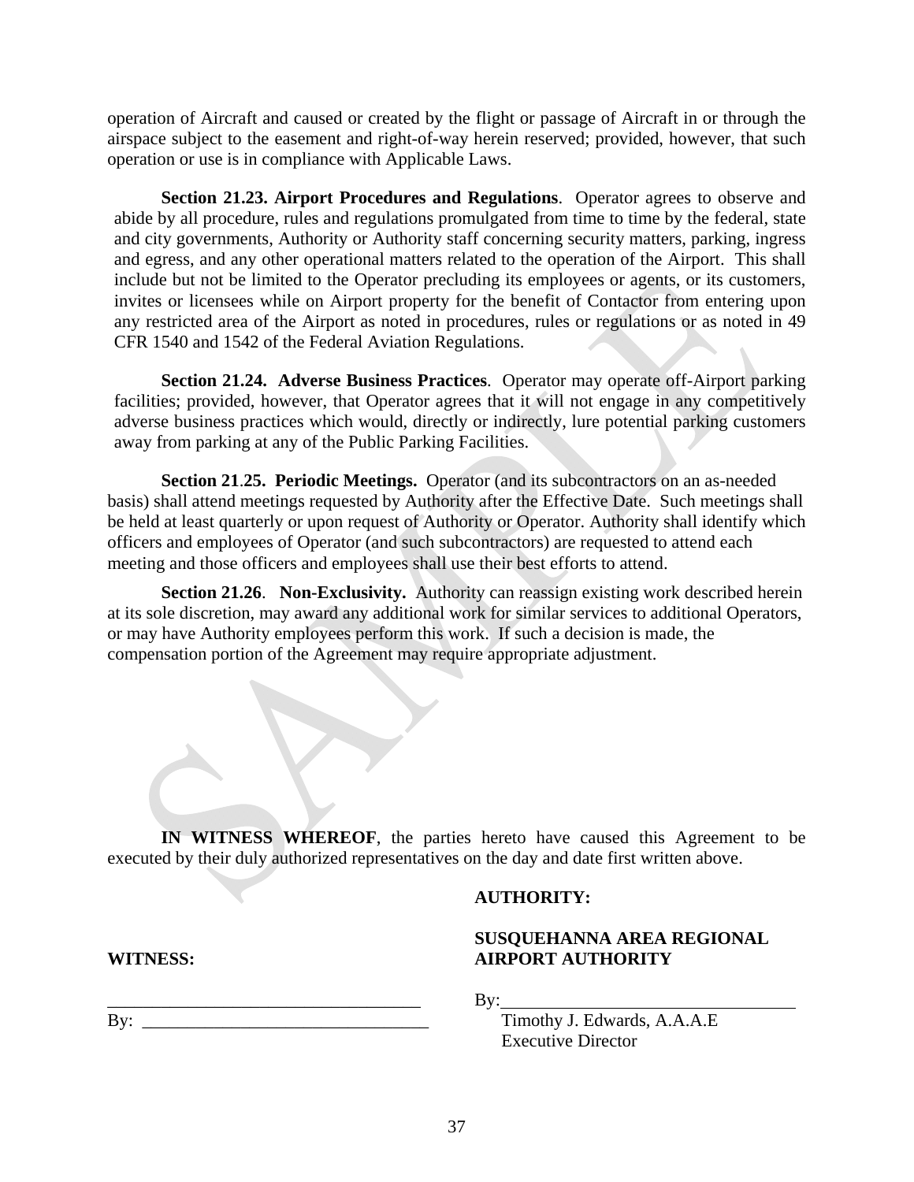operation of Aircraft and caused or created by the flight or passage of Aircraft in or through the airspace subject to the easement and right-of-way herein reserved; provided, however, that such operation or use is in compliance with Applicable Laws.

**Section 21.23. Airport Procedures and Regulations**. Operator agrees to observe and abide by all procedure, rules and regulations promulgated from time to time by the federal, state and city governments, Authority or Authority staff concerning security matters, parking, ingress and egress, and any other operational matters related to the operation of the Airport. This shall include but not be limited to the Operator precluding its employees or agents, or its customers, invites or licensees while on Airport property for the benefit of Contactor from entering upon any restricted area of the Airport as noted in procedures, rules or regulations or as noted in 49 CFR 1540 and 1542 of the Federal Aviation Regulations.

**Section 21.24. Adverse Business Practices**. Operator may operate off-Airport parking facilities; provided, however, that Operator agrees that it will not engage in any competitively adverse business practices which would, directly or indirectly, lure potential parking customers away from parking at any of the Public Parking Facilities.

**Section 21.25. Periodic Meetings.** Operator (and its subcontractors on an as-needed basis) shall attend meetings requested by Authority after the Effective Date. Such meetings shall be held at least quarterly or upon request of Authority or Operator. Authority shall identify which officers and employees of Operator (and such subcontractors) are requested to attend each meeting and those officers and employees shall use their best efforts to attend.

**Section 21.26**. **Non-Exclusivity.** Authority can reassign existing work described herein at its sole discretion, may award any additional work for similar services to additional Operators, or may have Authority employees perform this work. If such a decision is made, the compensation portion of the Agreement may require appropriate adjustment.

**IN WITNESS WHEREOF**, the parties hereto have caused this Agreement to be executed by their duly authorized representatives on the day and date first written above.

**AUTHORITY:**

**SUSQUEHANNA AREA REGIONAL AIRPORT AUTHORITY**

**WITNESS:**

___________________________________

By: _______________________________

By:_______________________________
Timothy J. Edwards, A.A.A.E
Executive Director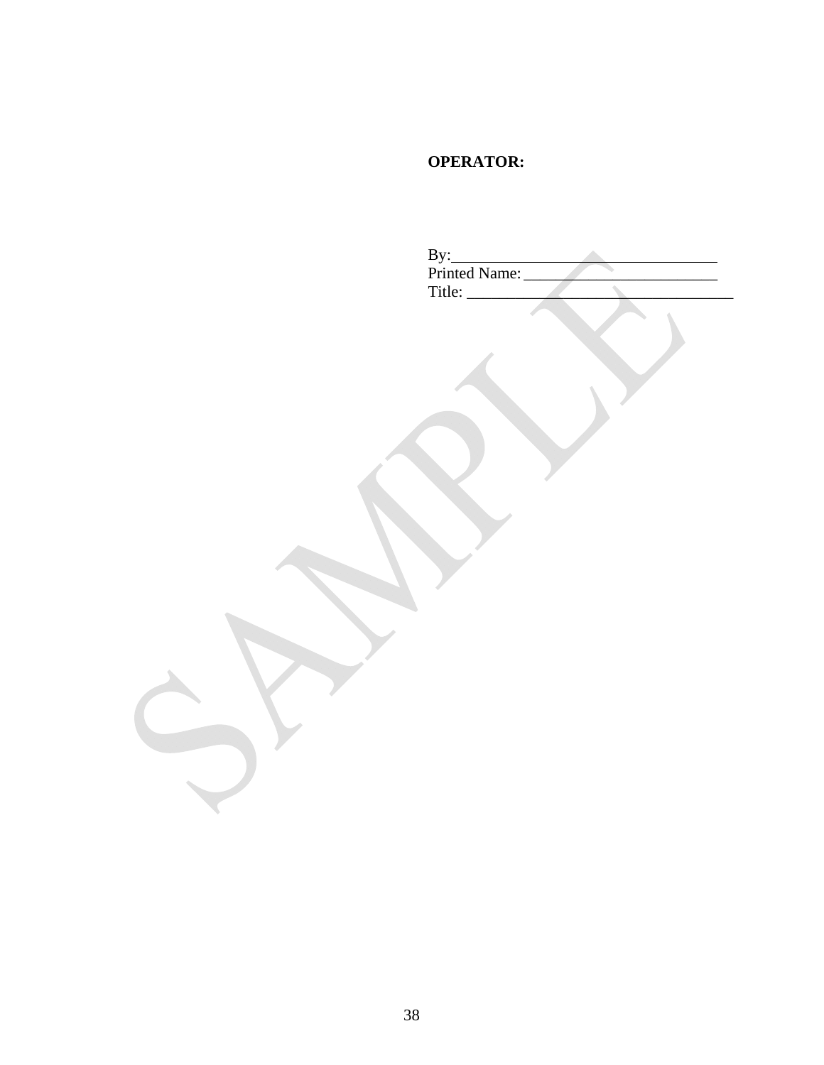**OPERATOR:**

By:\_\_\_\_\_\_\_\_\_\_\_\_\_\_\_\_\_\_\_\_\_\_\_\_\_\_\_\_\_\_\_\_\_\_
Printed Name:\_\_\_\_\_\_\_\_\_\_\_\_\_\_\_\_\_\_\_\_\_\_\_\_\_\_
Title: \_\_\_\_\_\_\_\_\_\_\_\_\_\_\_\_\_\_\_\_\_\_\_\_\_\_\_\_\_\_\_\_\_\_

SAMPLE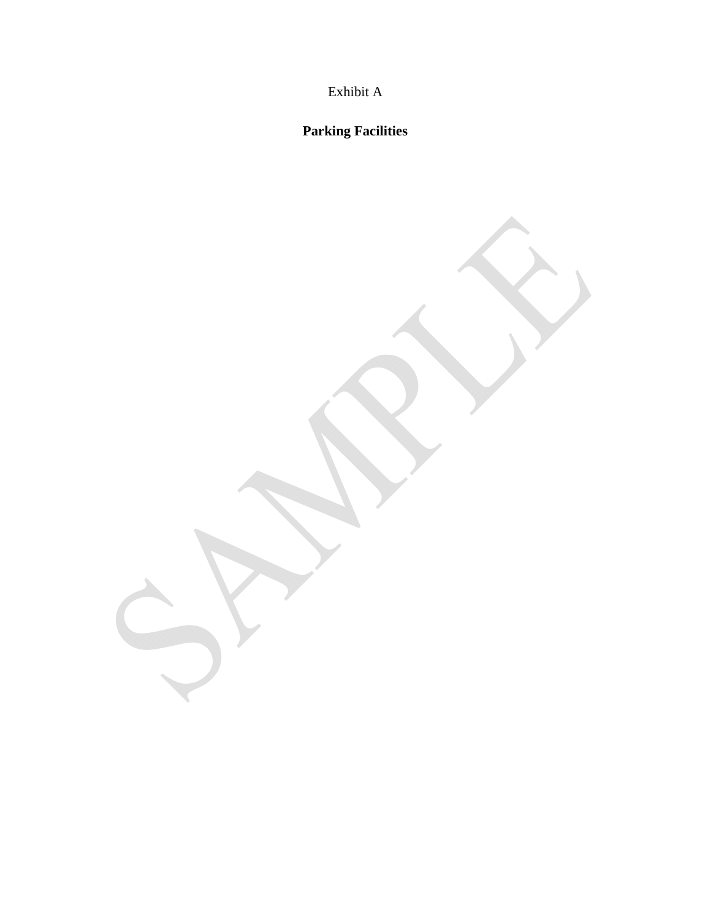Exhibit A

**Parking Facilities**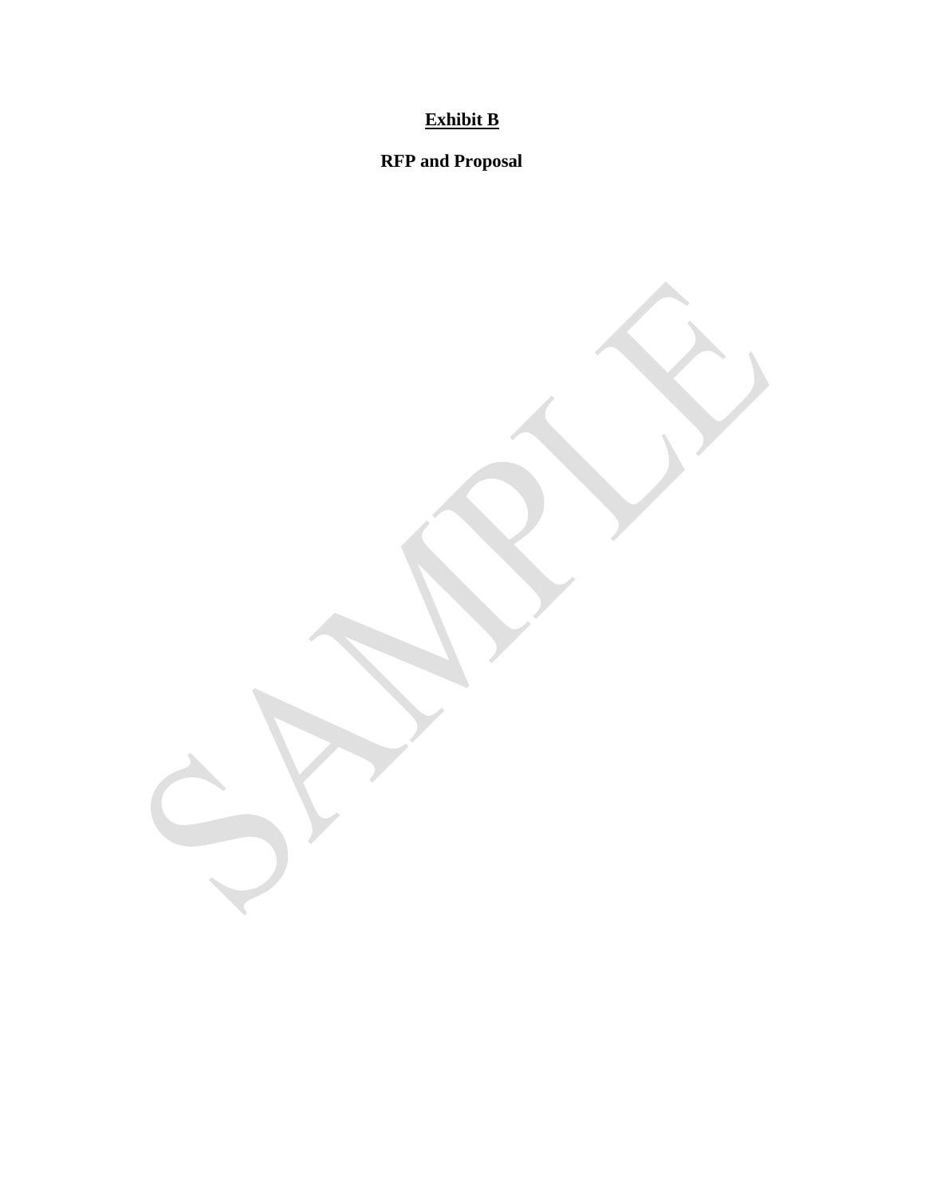**<u>Exhibit B</u>**

**RFP and Proposal**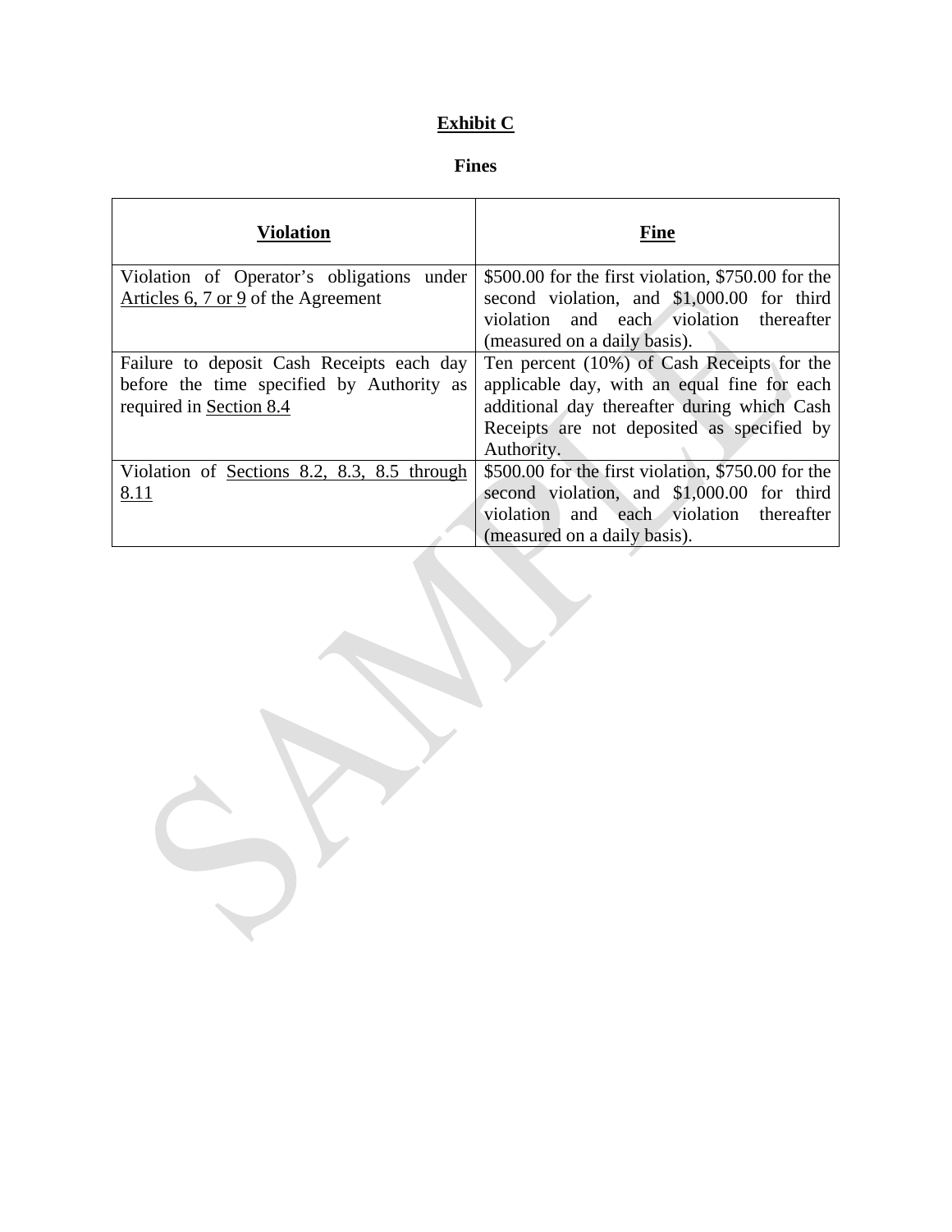# Exhibit C

## Fines

| Violation | Fine |
|---|---|
| Violation of Operator's obligations under Articles 6, 7 or 9 of the Agreement | $500.00 for the first violation, $750.00 for the second violation, and $1,000.00 for third violation and each violation thereafter (measured on a daily basis). |
| Failure to deposit Cash Receipts each day before the time specified by Authority as required in Section 8.4 | Ten percent (10%) of Cash Receipts for the applicable day, with an equal fine for each additional day thereafter during which Cash Receipts are not deposited as specified by Authority. |
| Violation of Sections 8.2, 8.3, 8.5 through 8.11 | $500.00 for the first violation, $750.00 for the second violation, and $1,000.00 for third violation and each violation thereafter (measured on a daily basis). |